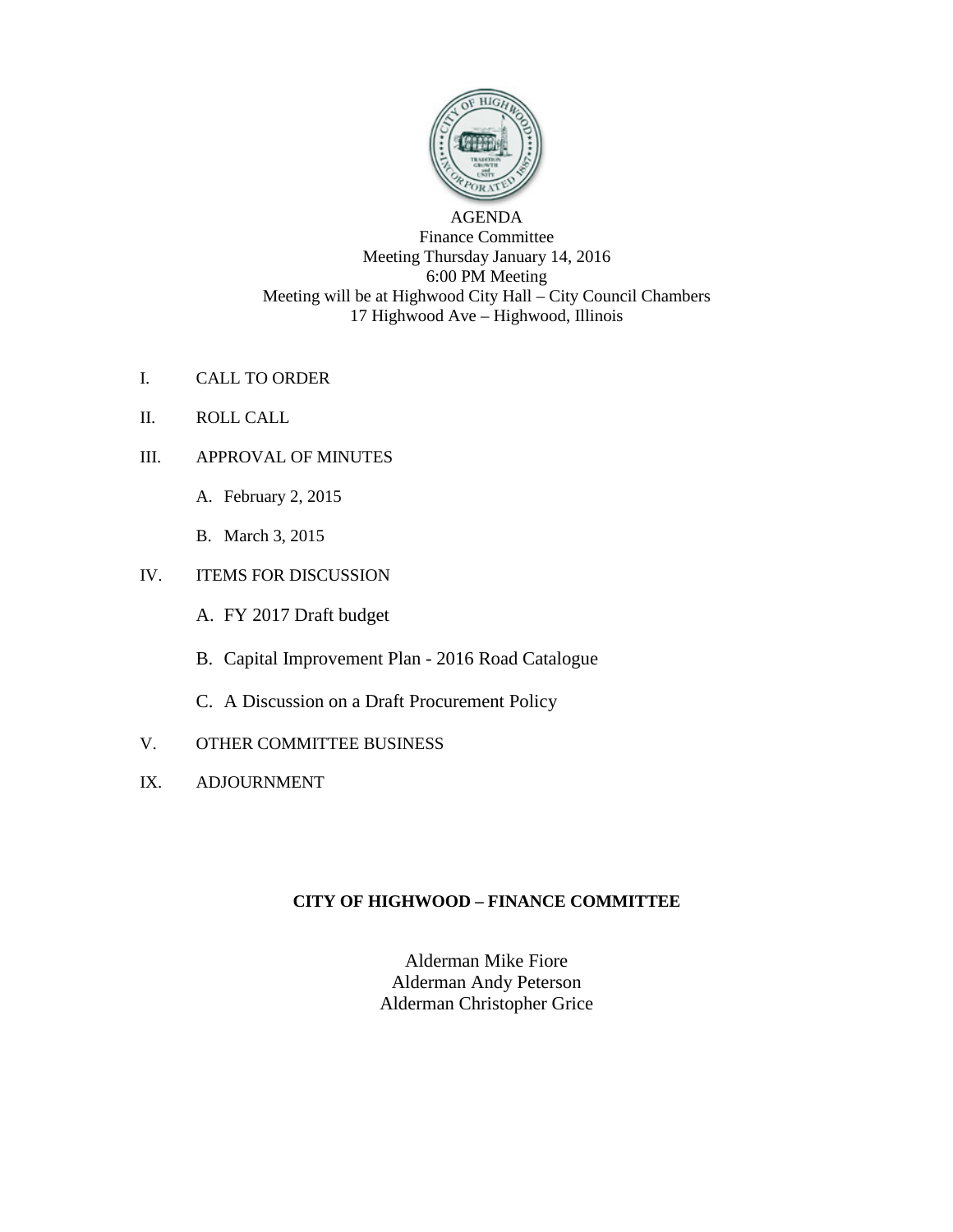AGENDA

Finance Committee

Meeting Thursday January 14, 2016

6:00 PM Meeting

Meeting will be at Highwood City Hall – City Council Chambers

17 Highwood Ave – Highwood, Illinois

I. CALL TO ORDER

II. ROLL CALL

III. APPROVAL OF MINUTES

   A. February 2, 2015

   B. March 3, 2015

IV. ITEMS FOR DISCUSSION

   A. FY 2017 Draft budget

   B. Capital Improvement Plan - 2016 Road Catalogue

   C. A Discussion on a Draft Procurement Policy

V. OTHER COMMITTEE BUSINESS

IX. ADJOURNMENT

**CITY OF HIGHWOOD – FINANCE COMMITTEE**

Alderman Mike Fiore

Alderman Andy Peterson

Alderman Christopher Grice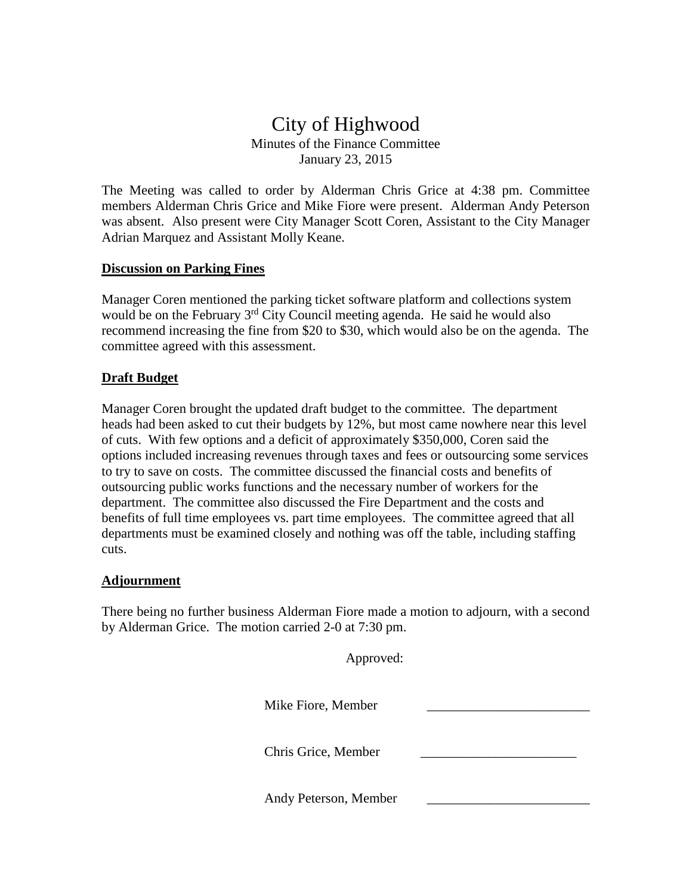# City of Highwood

Minutes of the Finance Committee
January 23, 2015

The Meeting was called to order by Alderman Chris Grice at 4:38 pm. Committee members Alderman Chris Grice and Mike Fiore were present. Alderman Andy Peterson was absent. Also present were City Manager Scott Coren, Assistant to the City Manager Adrian Marquez and Assistant Molly Keane.

**Discussion on Parking Fines**

Manager Coren mentioned the parking ticket software platform and collections system would be on the February 3rd City Council meeting agenda. He said he would also recommend increasing the fine from $20 to $30, which would also be on the agenda. The committee agreed with this assessment.

**Draft Budget**

Manager Coren brought the updated draft budget to the committee. The department heads had been asked to cut their budgets by 12%, but most came nowhere near this level of cuts. With few options and a deficit of approximately $350,000, Coren said the options included increasing revenues through taxes and fees or outsourcing some services to try to save on costs. The committee discussed the financial costs and benefits of outsourcing public works functions and the necessary number of workers for the department. The committee also discussed the Fire Department and the costs and benefits of full time employees vs. part time employees. The committee agreed that all departments must be examined closely and nothing was off the table, including staffing cuts.

**Adjournment**

There being no further business Alderman Fiore made a motion to adjourn, with a second by Alderman Grice. The motion carried 2-0 at 7:30 pm.

Approved:

Mike Fiore, Member ________________________

Chris Grice, Member ________________________

Andy Peterson, Member ________________________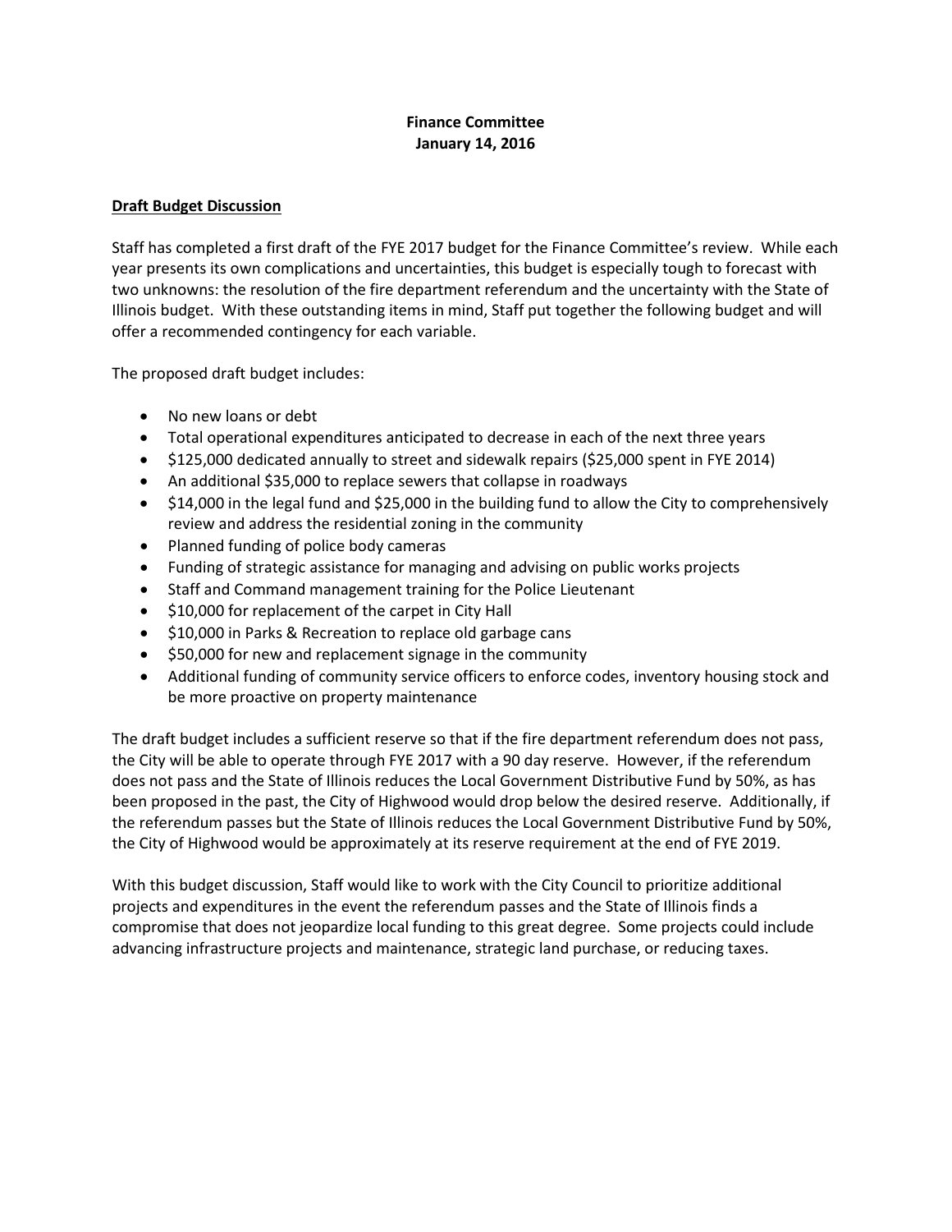**Finance Committee**
**January 14, 2016**

**Draft Budget Discussion**

Staff has completed a first draft of the FYE 2017 budget for the Finance Committee's review. While each year presents its own complications and uncertainties, this budget is especially tough to forecast with two unknowns: the resolution of the fire department referendum and the uncertainty with the State of Illinois budget. With these outstanding items in mind, Staff put together the following budget and will offer a recommended contingency for each variable.

The proposed draft budget includes:

- No new loans or debt
- Total operational expenditures anticipated to decrease in each of the next three years
- $125,000 dedicated annually to street and sidewalk repairs ($25,000 spent in FYE 2014)
- An additional $35,000 to replace sewers that collapse in roadways
- $14,000 in the legal fund and $25,000 in the building fund to allow the City to comprehensively review and address the residential zoning in the community
- Planned funding of police body cameras
- Funding of strategic assistance for managing and advising on public works projects
- Staff and Command management training for the Police Lieutenant
- $10,000 for replacement of the carpet in City Hall
- $10,000 in Parks & Recreation to replace old garbage cans
- $50,000 for new and replacement signage in the community
- Additional funding of community service officers to enforce codes, inventory housing stock and be more proactive on property maintenance

The draft budget includes a sufficient reserve so that if the fire department referendum does not pass, the City will be able to operate through FYE 2017 with a 90 day reserve. However, if the referendum does not pass and the State of Illinois reduces the Local Government Distributive Fund by 50%, as has been proposed in the past, the City of Highwood would drop below the desired reserve. Additionally, if the referendum passes but the State of Illinois reduces the Local Government Distributive Fund by 50%, the City of Highwood would be approximately at its reserve requirement at the end of FYE 2019.

With this budget discussion, Staff would like to work with the City Council to prioritize additional projects and expenditures in the event the referendum passes and the State of Illinois finds a compromise that does not jeopardize local funding to this great degree. Some projects could include advancing infrastructure projects and maintenance, strategic land purchase, or reducing taxes.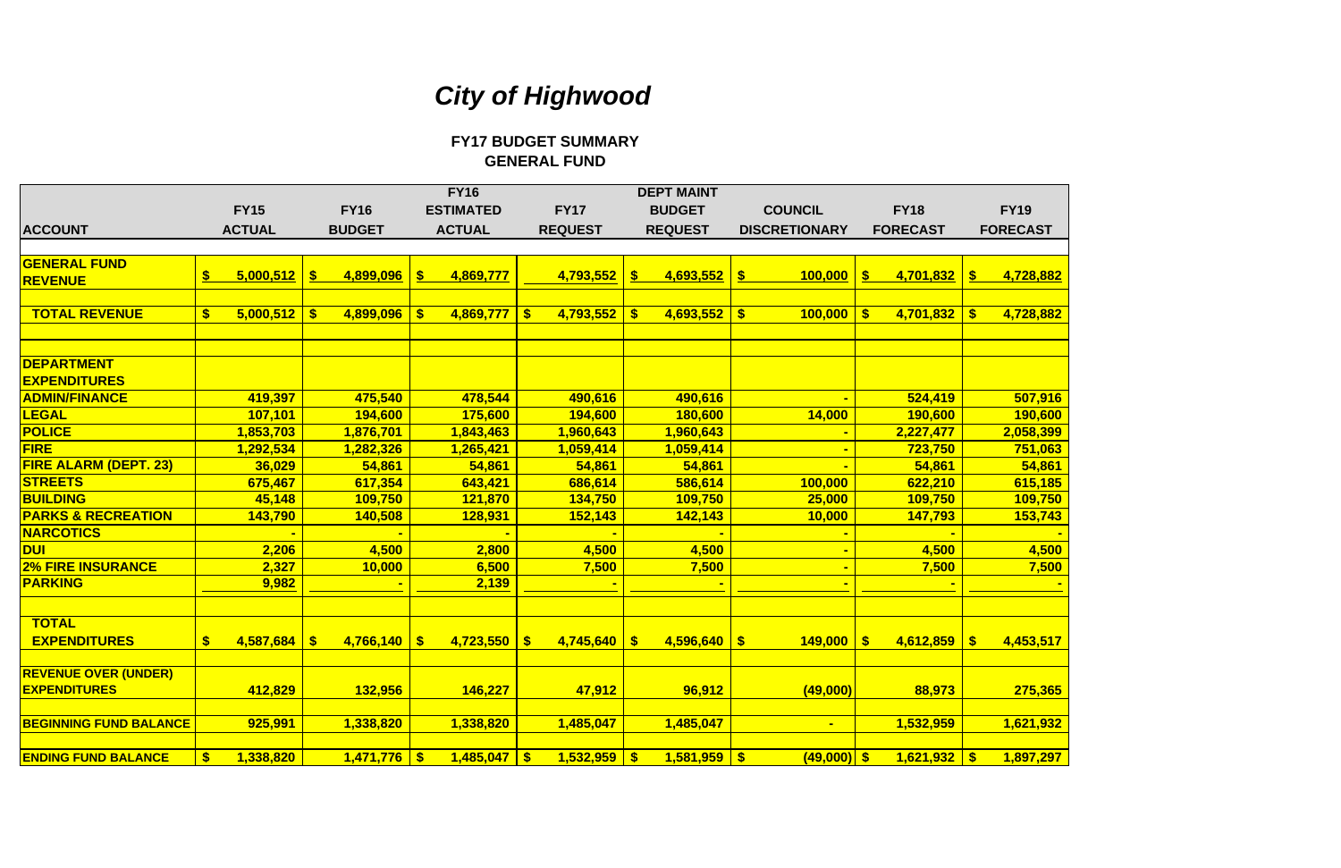# *City of Highwood*

### FY17 BUDGET SUMMARY
### GENERAL FUND

| ACCOUNT | FY15 ACTUAL | FY16 BUDGET | FY16 ESTIMATED ACTUAL | FY17 REQUEST | DEPT MAINT BUDGET REQUEST | COUNCIL DISCRETIONARY | FY18 FORECAST | FY19 FORECAST |
|---|---|---|---|---|---|---|---|---|
| **GENERAL FUND REVENUE** | $ 5,000,512 | $ 4,899,096 | $ 4,869,777 | 4,793,552 | $ 4,693,552 | $ 100,000 | $ 4,701,832 | $ 4,728,882 |
| **TOTAL REVENUE** | $ 5,000,512 | $ 4,899,096 | $ 4,869,777 | $ 4,793,552 | $ 4,693,552 | $ 100,000 | $ 4,701,832 | $ 4,728,882 |
| **DEPARTMENT EXPENDITURES** | | | | | | | | |
| **ADMIN/FINANCE** | 419,397 | 475,540 | 478,544 | 490,616 | 490,616 | - | 524,419 | 507,916 |
| **LEGAL** | 107,101 | 194,600 | 175,600 | 194,600 | 180,600 | 14,000 | 190,600 | 190,600 |
| **POLICE** | 1,853,703 | 1,876,701 | 1,843,463 | 1,960,643 | 1,960,643 | - | 2,227,477 | 2,058,399 |
| **FIRE** | 1,292,534 | 1,282,326 | 1,265,421 | 1,059,414 | 1,059,414 | - | 723,750 | 751,063 |
| **FIRE ALARM (DEPT. 23)** | 36,029 | 54,861 | 54,861 | 54,861 | 54,861 | - | 54,861 | 54,861 |
| **STREETS** | 675,467 | 617,354 | 643,421 | 686,614 | 586,614 | 100,000 | 622,210 | 615,185 |
| **BUILDING** | 45,148 | 109,750 | 121,870 | 134,750 | 109,750 | 25,000 | 109,750 | 109,750 |
| **PARKS & RECREATION** | 143,790 | 140,508 | 128,931 | 152,143 | 142,143 | 10,000 | 147,793 | 153,743 |
| **NARCOTICS** | - | - | - | - | - | - | - | - |
| **DUI** | 2,206 | 4,500 | 2,800 | 4,500 | 4,500 | - | 4,500 | 4,500 |
| **2% FIRE INSURANCE** | 2,327 | 10,000 | 6,500 | 7,500 | 7,500 | - | 7,500 | 7,500 |
| **PARKING** | 9,982 | - | 2,139 | - | - | - | - | - |
| **TOTAL EXPENDITURES** | $ 4,587,684 | $ 4,766,140 | $ 4,723,550 | $ 4,745,640 | $ 4,596,640 | $ 149,000 | $ 4,612,859 | $ 4,453,517 |
| **REVENUE OVER (UNDER) EXPENDITURES** | 412,829 | 132,956 | 146,227 | 47,912 | 96,912 | (49,000) | 88,973 | 275,365 |
| **BEGINNING FUND BALANCE** | 925,991 | 1,338,820 | 1,338,820 | 1,485,047 | 1,485,047 | - | 1,532,959 | 1,621,932 |
| **ENDING FUND BALANCE** | $ 1,338,820 | 1,471,776 | $ 1,485,047 | $ 1,532,959 | $ 1,581,959 | $ (49,000) | $ 1,621,932 | $ 1,897,297 |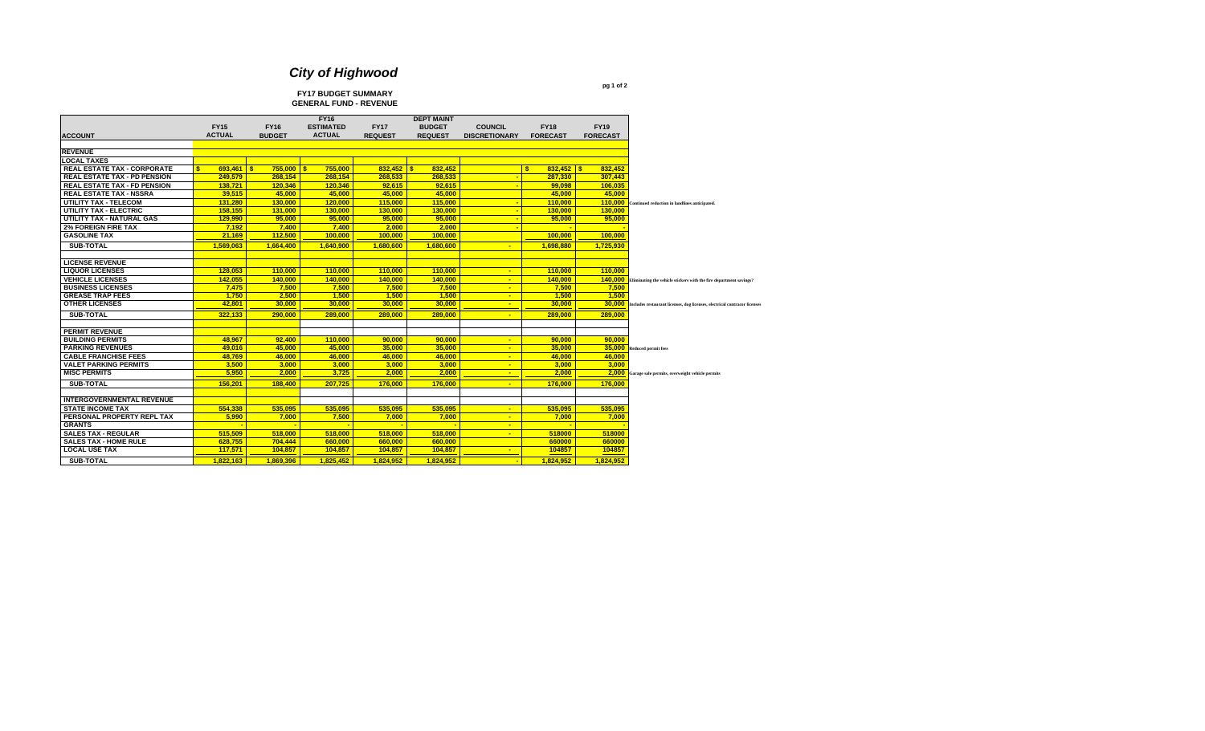# City of Highwood

### FY17 BUDGET SUMMARY
### GENERAL FUND - REVENUE

| ACCOUNT | FY15 ACTUAL | FY16 BUDGET | FY16 ESTIMATED ACTUAL | FY17 REQUEST | DEPT MAINT BUDGET REQUEST | COUNCIL DISCRETIONARY | FY18 FORECAST | FY19 FORECAST | |
|---|---|---|---|---|---|---|---|---|---|
| **REVENUE** | | | | | | | | | |
| **LOCAL TAXES** | | | | | | | | | |
| REAL ESTATE TAX - CORPORATE | $ 693,461 | $ 755,000 | $ 755,000 | 832,452 | $ 832,452 | | $ 832,452 | $ 832,452 | |
| REAL ESTATE TAX - PD PENSION | 249,579 | 268,154 | 268,154 | 268,533 | 268,533 | - | 287,330 | 307,443 | |
| REAL ESTATE TAX - FD PENSION | 138,721 | 120,346 | 120,346 | 92,615 | 92,615 | - | 99,098 | 106,035 | |
| REAL ESTATE TAX - NSSRA | 39,515 | 45,000 | 45,000 | 45,000 | 45,000 | | 45,000 | 45,000 | |
| UTILITY TAX - TELECOM | 131,280 | 130,000 | 120,000 | 115,000 | 115,000 | - | 110,000 | 110,000 | Continued reduction in landlines anticipated. |
| UTILITY TAX - ELECTRIC | 158,155 | 131,000 | 130,000 | 130,000 | 130,000 | - | 130,000 | 130,000 | |
| UTILITY TAX - NATURAL GAS | 129,990 | 95,000 | 95,000 | 95,000 | 95,000 | - | 95,000 | 95,000 | |
| 2% FOREIGN FIRE TAX | 7,192 | 7,400 | 7,400 | 2,000 | 2,000 | - | - | - | |
| GASOLINE TAX | 21,169 | 112,500 | 100,000 | 100,000 | 100,000 | | 100,000 | 100,000 | |
| **SUB-TOTAL** | 1,569,063 | 1,664,400 | 1,640,900 | 1,680,600 | 1,680,600 | - | 1,698,880 | 1,725,930 | |
| **LICENSE REVENUE** | | | | | | | | | |
| LIQUOR LICENSES | 128,053 | 110,000 | 110,000 | 110,000 | 110,000 | - | 110,000 | 110,000 | |
| VEHICLE LICENSES | 142,055 | 140,000 | 140,000 | 140,000 | 140,000 | - | 140,000 | 140,000 | Eliminating the vehicle stickers with the fire department savings? |
| BUSINESS LICENSES | 7,475 | 7,500 | 7,500 | 7,500 | 7,500 | - | 7,500 | 7,500 | |
| GREASE TRAP FEES | 1,750 | 2,500 | 1,500 | 1,500 | 1,500 | - | 1,500 | 1,500 | |
| OTHER LICENSES | 42,801 | 30,000 | 30,000 | 30,000 | 30,000 | - | 30,000 | 30,000 | Includes restaurant licenses, dog licenses, electrical contractor licenses |
| **SUB-TOTAL** | 322,133 | 290,000 | 289,000 | 289,000 | 289,000 | - | 289,000 | 289,000 | |
| **PERMIT REVENUE** | | | | | | | | | |
| BUILDING PERMITS | 48,967 | 92,400 | 110,000 | 90,000 | 90,000 | - | 90,000 | 90,000 | |
| PARKING REVENUES | 49,016 | 45,000 | 45,000 | 35,000 | 35,000 | - | 35,000 | 35,000 | Reduced permit fees |
| CABLE FRANCHISE FEES | 48,769 | 46,000 | 46,000 | 46,000 | 46,000 | - | 46,000 | 46,000 | |
| VALET PARKING PERMITS | 3,500 | 3,000 | 3,000 | 3,000 | 3,000 | - | 3,000 | 3,000 | |
| MISC PERMITS | 5,950 | 2,000 | 3,725 | 2,000 | 2,000 | - | 2,000 | 2,000 | Garage sale permits, overweight vehicle permits |
| **SUB-TOTAL** | 156,201 | 188,400 | 207,725 | 176,000 | 176,000 | - | 176,000 | 176,000 | |
| **INTERGOVERNMENTAL REVENUE** | | | | | | | | | |
| STATE INCOME TAX | 554,338 | 535,095 | 535,095 | 535,095 | 535,095 | - | 535,095 | 535,095 | |
| PERSONAL PROPERTY REPL TAX | 5,990 | 7,000 | 7,500 | 7,000 | 7,000 | - | 7,000 | 7,000 | |
| GRANTS | - | - | - | - | - | - | - | - | |
| SALES TAX - REGULAR | 515,509 | 518,000 | 518,000 | 518,000 | 518,000 | - | 518000 | 518000 | |
| SALES TAX - HOME RULE | 628,755 | 704,444 | 660,000 | 660,000 | 660,000 | | 660000 | 660000 | |
| LOCAL USE TAX | 117,571 | 104,857 | 104,857 | 104,857 | 104,857 | - | 104857 | 104857 | |
| **SUB-TOTAL** | 1,822,163 | 1,869,396 | 1,825,452 | 1,824,952 | 1,824,952 | - | 1,824,952 | 1,824,952 | |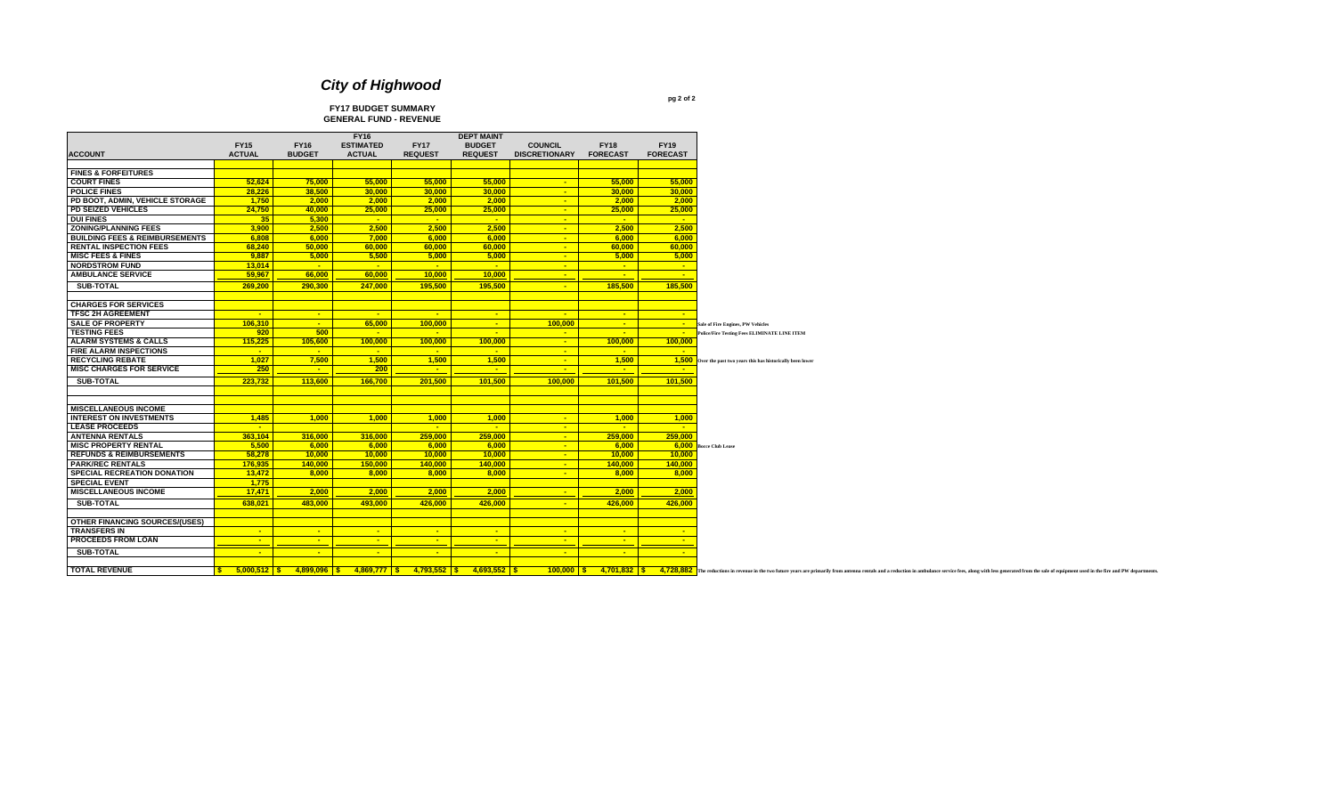# City of Highwood

**FY17 BUDGET SUMMARY**
**GENERAL FUND - REVENUE**

| ACCOUNT | FY15 ACTUAL | FY16 BUDGET | FY16 ESTIMATED ACTUAL | FY17 REQUEST | DEPT MAINT BUDGET REQUEST | COUNCIL DISCRETIONARY | FY18 FORECAST | FY19 FORECAST | |
|---|---|---|---|---|---|---|---|---|---|
| **FINES & FORFEITURES** | | | | | | | | | |
| COURT FINES | 52,624 | 75,000 | 55,000 | 55,000 | 55,000 | - | 55,000 | 55,000 | |
| POLICE FINES | 28,226 | 38,500 | 30,000 | 30,000 | 30,000 | - | 30,000 | 30,000 | |
| PD BOOT, ADMIN, VEHICLE STORAGE | 1,750 | 2,000 | 2,000 | 2,000 | 2,000 | - | 2,000 | 2,000 | |
| PD SEIZED VEHICLES | 24,750 | 40,000 | 25,000 | 25,000 | 25,000 | - | 25,000 | 25,000 | |
| DUI FINES | 35 | 5,300 | - | - | - | - | - | - | |
| ZONING/PLANNING FEES | 3,900 | 2,500 | 2,500 | 2,500 | 2,500 | - | 2,500 | 2,500 | |
| BUILDING FEES & REIMBURSEMENTS | 6,808 | 6,000 | 7,000 | 6,000 | 6,000 | - | 6,000 | 6,000 | |
| RENTAL INSPECTION FEES | 68,240 | 50,000 | 60,000 | 60,000 | 60,000 | - | 60,000 | 60,000 | |
| MISC FEES & FINES | 9,887 | 5,000 | 5,500 | 5,000 | 5,000 | - | 5,000 | 5,000 | |
| NORDSTROM FUND | 13,014 | - | - | - | - | - | - | - | |
| AMBULANCE SERVICE | 59,967 | 66,000 | 60,000 | 10,000 | 10,000 | - | - | - | |
| **SUB-TOTAL** | 269,200 | 290,300 | 247,000 | 195,500 | 195,500 | - | 185,500 | 185,500 | |
| **CHARGES FOR SERVICES** | | | | | | | | | |
| TFSC 2H AGREEMENT | - | - | - | - | - | - | - | - | |
| SALE OF PROPERTY | 106,310 | - | 65,000 | 100,000 | - | 100,000 | - | - | Sale of Fire Engines, PW Vehicles |
| TESTING FEES | 920 | 500 | - | - | - | - | - | - | Police/Fire Testing Fees ELIMINATE LINE ITEM |
| ALARM SYSTEMS & CALLS | 115,225 | 105,600 | 100,000 | 100,000 | 100,000 | - | 100,000 | 100,000 | |
| FIRE ALARM INSPECTIONS | - | - | - | - | - | - | - | - | |
| RECYCLING REBATE | 1,027 | 7,500 | 1,500 | 1,500 | 1,500 | - | 1,500 | 1,500 | Over the past two years this has historically been lower |
| MISC CHARGES FOR SERVICE | 250 | - | 200 | - | - | - | - | - | |
| **SUB-TOTAL** | 223,732 | 113,600 | 166,700 | 201,500 | 101,500 | 100,000 | 101,500 | 101,500 | |
| **MISCELLANEOUS INCOME** | | | | | | | | | |
| INTEREST ON INVESTMENTS | 1,485 | 1,000 | 1,000 | 1,000 | 1,000 | - | 1,000 | 1,000 | |
| LEASE PROCEEDS | - | - | - | - | - | - | - | - | |
| ANTENNA RENTALS | 363,104 | 316,000 | 316,000 | 259,000 | 259,000 | - | 259,000 | 259,000 | |
| MISC PROPERTY RENTAL | 5,500 | 6,000 | 6,000 | 6,000 | 6,000 | - | 6,000 | 6,000 | Bocce Club Lease |
| REFUNDS & REIMBURSEMENTS | 58,278 | 10,000 | 10,000 | 10,000 | 10,000 | - | 10,000 | 10,000 | |
| PARK/REC RENTALS | 176,935 | 140,000 | 150,000 | 140,000 | 140,000 | - | 140,000 | 140,000 | |
| SPECIAL RECREATION DONATION | 13,472 | 8,000 | 8,000 | 8,000 | 8,000 | - | 8,000 | 8,000 | |
| SPECIAL EVENT | 1,775 | | | | | | | | |
| MISCELLANEOUS INCOME | 17,471 | 2,000 | 2,000 | 2,000 | 2,000 | - | 2,000 | 2,000 | |
| **SUB-TOTAL** | 638,021 | 483,000 | 493,000 | 426,000 | 426,000 | - | 426,000 | 426,000 | |
| **OTHER FINANCING SOURCES/(USES)** | | | | | | | | | |
| TRANSFERS IN | - | - | - | - | - | - | - | - | |
| PROCEEDS FROM LOAN | - | - | - | - | - | - | - | - | |
| **SUB-TOTAL** | - | - | - | - | - | - | - | - | |
| **TOTAL REVENUE** | $ 5,000,512 | $ 4,899,096 | $ 4,869,777 | $ 4,793,552 | $ 4,693,552 | $ 100,000 | $ 4,701,832 | $ 4,728,882 | The reductions in revenue in the two future years are primarily from antenna rentals and a reduction in ambulance service fees, along with less generated from the sale of equipment used in the fire and PW departments. |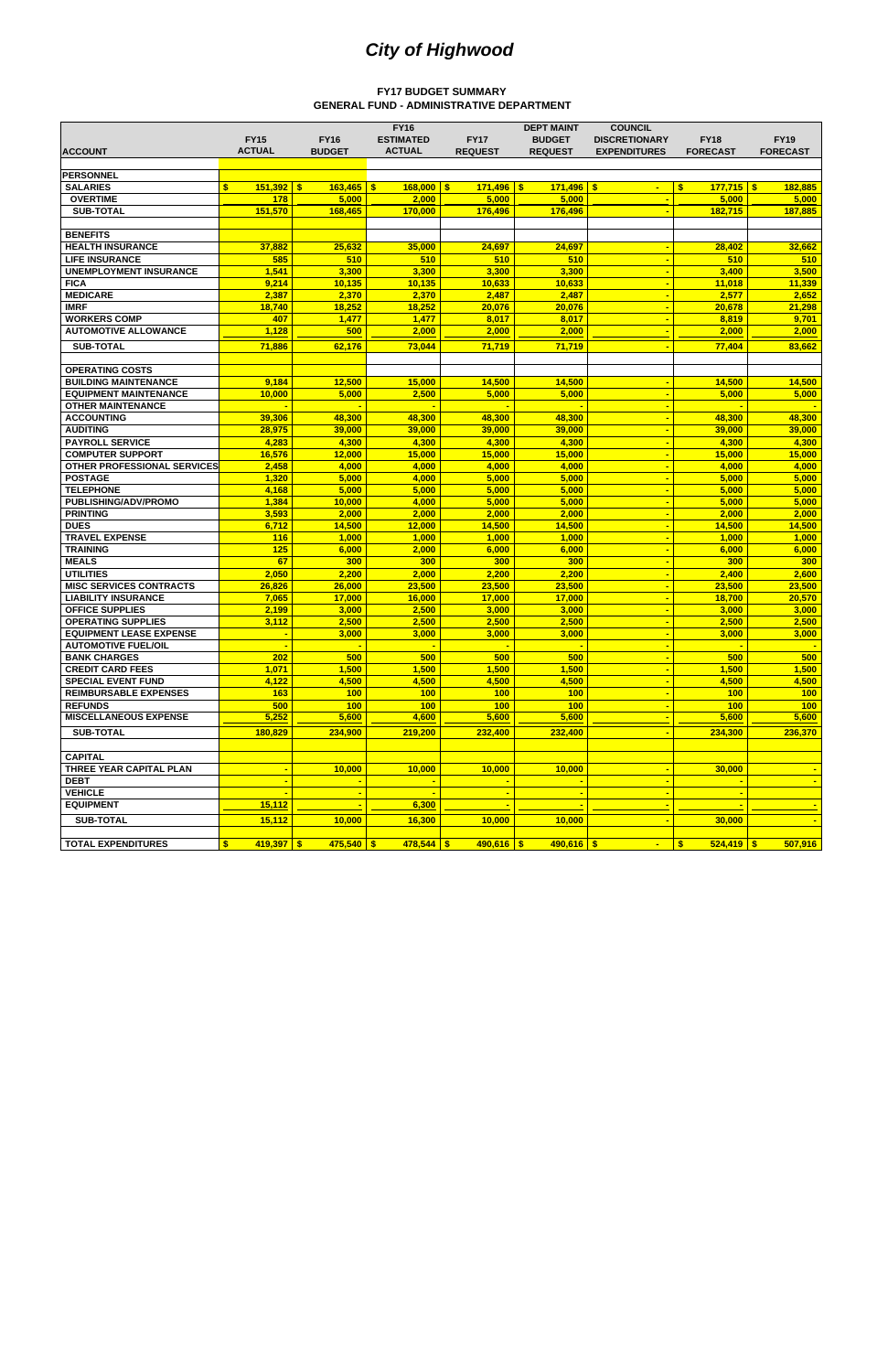# *City of Highwood*

**FY17 BUDGET SUMMARY**
**GENERAL FUND - ADMINISTRATIVE DEPARTMENT**

| ACCOUNT | FY15 ACTUAL | FY16 BUDGET | FY16 ESTIMATED ACTUAL | FY17 REQUEST | DEPT MAINT BUDGET REQUEST | COUNCIL DISCRETIONARY EXPENDITURES | FY18 FORECAST | FY19 FORECAST |
|---|---|---|---|---|---|---|---|---|
| **PERSONNEL** | | | | | | | | |
| SALARIES | $ 151,392 | $ 163,465 | $ 168,000 | $ 171,496 | $ 171,496 | $ - | $ 177,715 | $ 182,885 |
| OVERTIME | 178 | 5,000 | 2,000 | 5,000 | 5,000 | - | 5,000 | 5,000 |
| SUB-TOTAL | 151,570 | 168,465 | 170,000 | 176,496 | 176,496 | - | 182,715 | 187,885 |
| **BENEFITS** | | | | | | | | |
| HEALTH INSURANCE | 37,882 | 25,632 | 35,000 | 24,697 | 24,697 | - | 28,402 | 32,662 |
| LIFE INSURANCE | 585 | 510 | 510 | 510 | 510 | - | 510 | 510 |
| UNEMPLOYMENT INSURANCE | 1,541 | 3,300 | 3,300 | 3,300 | 3,300 | - | 3,400 | 3,500 |
| FICA | 9,214 | 10,135 | 10,135 | 10,633 | 10,633 | - | 11,018 | 11,339 |
| MEDICARE | 2,387 | 2,370 | 2,370 | 2,487 | 2,487 | - | 2,577 | 2,652 |
| IMRF | 18,740 | 18,252 | 18,252 | 20,076 | 20,076 | - | 20,678 | 21,298 |
| WORKERS COMP | 407 | 1,477 | 1,477 | 8,017 | 8,017 | - | 8,819 | 9,701 |
| AUTOMOTIVE ALLOWANCE | 1,128 | 500 | 2,000 | 2,000 | 2,000 | - | 2,000 | 2,000 |
| SUB-TOTAL | 71,886 | 62,176 | 73,044 | 71,719 | 71,719 | - | 77,404 | 83,662 |
| **OPERATING COSTS** | | | | | | | | |
| BUILDING MAINTENANCE | 9,184 | 12,500 | 15,000 | 14,500 | 14,500 | - | 14,500 | 14,500 |
| EQUIPMENT MAINTENANCE | 10,000 | 5,000 | 2,500 | 5,000 | 5,000 | - | 5,000 | 5,000 |
| OTHER MAINTENANCE | - | - | - | - | - | - | - | - |
| ACCOUNTING | 39,306 | 48,300 | 48,300 | 48,300 | 48,300 | - | 48,300 | 48,300 |
| AUDITING | 28,975 | 39,000 | 39,000 | 39,000 | 39,000 | - | 39,000 | 39,000 |
| PAYROLL SERVICE | 4,283 | 4,300 | 4,300 | 4,300 | 4,300 | - | 4,300 | 4,300 |
| COMPUTER SUPPORT | 16,576 | 12,000 | 15,000 | 15,000 | 15,000 | - | 15,000 | 15,000 |
| OTHER PROFESSIONAL SERVICES | 2,458 | 4,000 | 4,000 | 4,000 | 4,000 | - | 4,000 | 4,000 |
| POSTAGE | 1,320 | 5,000 | 4,000 | 5,000 | 5,000 | - | 5,000 | 5,000 |
| TELEPHONE | 4,168 | 5,000 | 5,000 | 5,000 | 5,000 | - | 5,000 | 5,000 |
| PUBLISHING/ADV/PROMO | 1,384 | 10,000 | 4,000 | 5,000 | 5,000 | - | 5,000 | 5,000 |
| PRINTING | 3,593 | 2,000 | 2,000 | 2,000 | 2,000 | - | 2,000 | 2,000 |
| DUES | 6,712 | 14,500 | 12,000 | 14,500 | 14,500 | - | 14,500 | 14,500 |
| TRAVEL EXPENSE | 116 | 1,000 | 1,000 | 1,000 | 1,000 | - | 1,000 | 1,000 |
| TRAINING | 125 | 6,000 | 2,000 | 6,000 | 6,000 | - | 6,000 | 6,000 |
| MEALS | 67 | 300 | 300 | 300 | 300 | - | 300 | 300 |
| UTILITIES | 2,050 | 2,200 | 2,000 | 2,200 | 2,200 | - | 2,400 | 2,600 |
| MISC SERVICES CONTRACTS | 26,826 | 26,000 | 23,500 | 23,500 | 23,500 | - | 23,500 | 23,500 |
| LIABILITY INSURANCE | 7,065 | 17,000 | 16,000 | 17,000 | 17,000 | - | 18,700 | 20,570 |
| OFFICE SUPPLIES | 2,199 | 3,000 | 2,500 | 3,000 | 3,000 | - | 3,000 | 3,000 |
| OPERATING SUPPLIES | 3,112 | 2,500 | 2,500 | 2,500 | 2,500 | - | 2,500 | 2,500 |
| EQUIPMENT LEASE EXPENSE | - | 3,000 | 3,000 | 3,000 | 3,000 | - | 3,000 | 3,000 |
| AUTOMOTIVE FUEL/OIL | - | - | - | - | - | - | - | - |
| BANK CHARGES | 202 | 500 | 500 | 500 | 500 | - | 500 | 500 |
| CREDIT CARD FEES | 1,071 | 1,500 | 1,500 | 1,500 | 1,500 | - | 1,500 | 1,500 |
| SPECIAL EVENT FUND | 4,122 | 4,500 | 4,500 | 4,500 | 4,500 | - | 4,500 | 4,500 |
| REIMBURSABLE EXPENSES | 163 | 100 | 100 | 100 | 100 | - | 100 | 100 |
| REFUNDS | 500 | 100 | 100 | 100 | 100 | - | 100 | 100 |
| MISCELLANEOUS EXPENSE | 5,252 | 5,600 | 4,600 | 5,600 | 5,600 | - | 5,600 | 5,600 |
| SUB-TOTAL | 180,829 | 234,900 | 219,200 | 232,400 | 232,400 | - | 234,300 | 236,370 |
| **CAPITAL** | | | | | | | | |
| THREE YEAR CAPITAL PLAN | - | 10,000 | 10,000 | 10,000 | 10,000 | - | 30,000 | - |
| DEBT | - | - | - | - | - | - | - | - |
| VEHICLE | - | - | - | - | - | - | - | - |
| EQUIPMENT | 15,112 | - | 6,300 | - | - | - | - | - |
| SUB-TOTAL | 15,112 | 10,000 | 16,300 | 10,000 | 10,000 | - | 30,000 | - |
| **TOTAL EXPENDITURES** | $ 419,397 | $ 475,540 | $ 478,544 | $ 490,616 | $ 490,616 | $ - | $ 524,419 | $ 507,916 |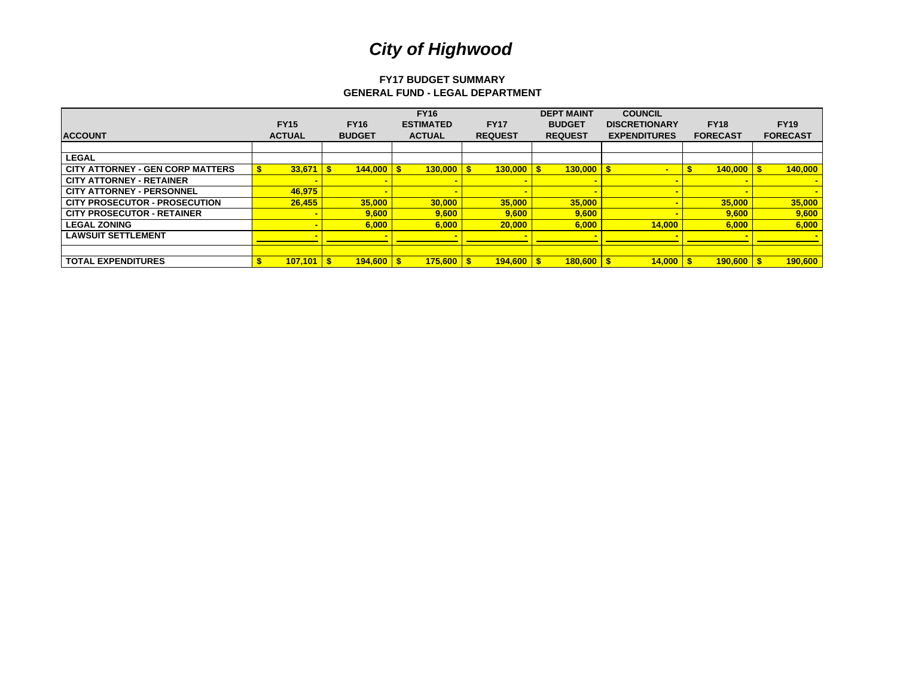# *City of Highwood*

**FY17 BUDGET SUMMARY**
**GENERAL FUND - LEGAL DEPARTMENT**

| ACCOUNT | FY15 ACTUAL | FY16 BUDGET | FY16 ESTIMATED ACTUAL | FY17 REQUEST | DEPT MAINT BUDGET REQUEST | COUNCIL DISCRETIONARY EXPENDITURES | FY18 FORECAST | FY19 FORECAST |
|---|---|---|---|---|---|---|---|---|
| | | | | | | | | |
| **LEGAL** | | | | | | | | |
| **CITY ATTORNEY - GEN CORP MATTERS** | $ 33,671 | $ 144,000 | $ 130,000 | $ 130,000 | $ 130,000 | $ - | $ 140,000 | $ 140,000 |
| **CITY ATTORNEY - RETAINER** | - | - | - | - | - | - | - | - |
| **CITY ATTORNEY - PERSONNEL** | 46,975 | - | - | - | - | - | - | - |
| **CITY PROSECUTOR - PROSECUTION** | 26,455 | 35,000 | 30,000 | 35,000 | 35,000 | - | 35,000 | 35,000 |
| **CITY PROSECUTOR - RETAINER** | - | 9,600 | 9,600 | 9,600 | 9,600 | - | 9,600 | 9,600 |
| **LEGAL ZONING** | - | 6,000 | 6,000 | 20,000 | 6,000 | 14,000 | 6,000 | 6,000 |
| **LAWSUIT SETTLEMENT** | - | - | - | - | - | - | - | - |
| | | | | | | | | |
| **TOTAL EXPENDITURES** | $ 107,101 | $ 194,600 | $ 175,600 | $ 194,600 | $ 180,600 | $ 14,000 | $ 190,600 | $ 190,600 |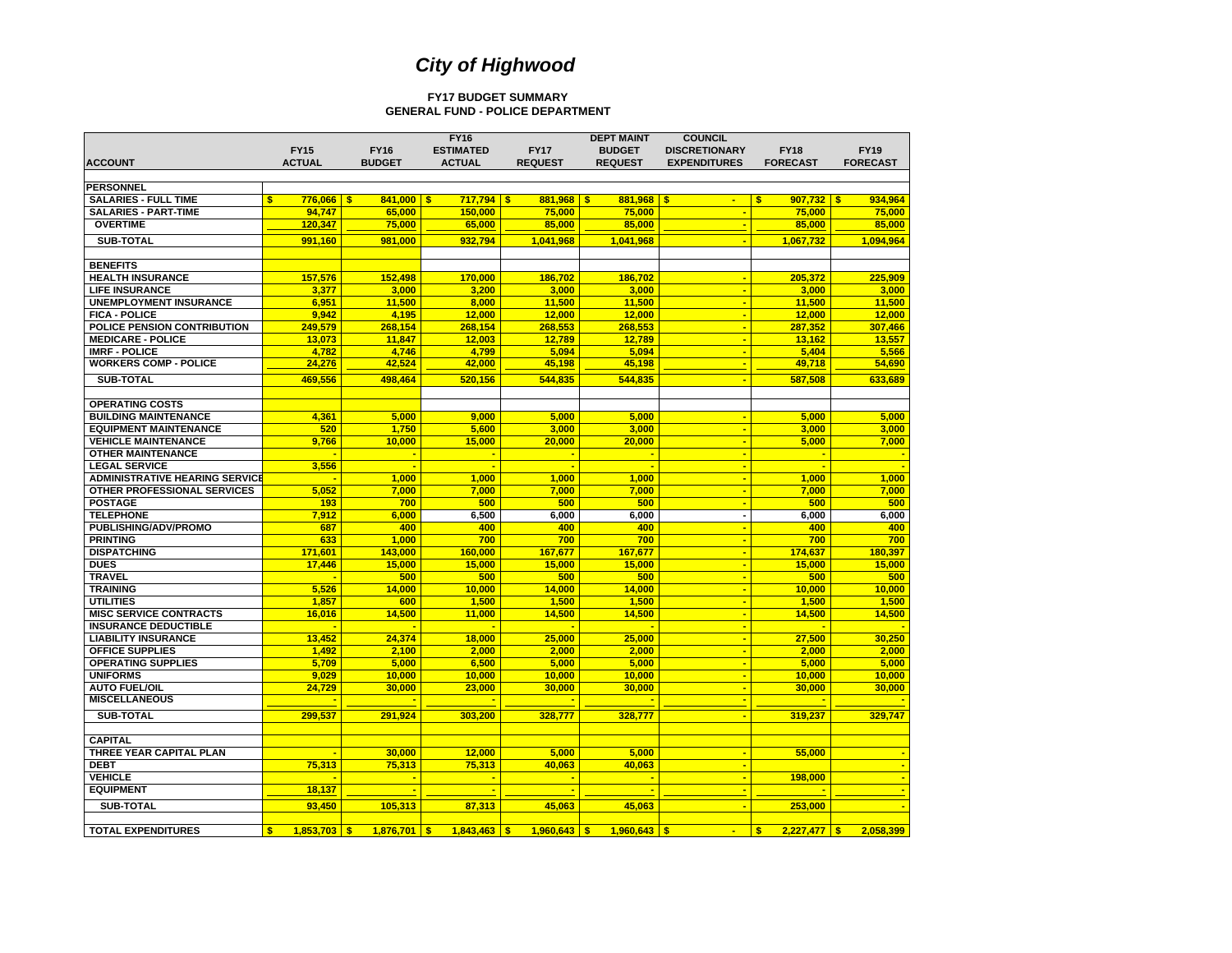# *City of Highwood*

**FY17 BUDGET SUMMARY**
**GENERAL FUND - POLICE DEPARTMENT**

| ACCOUNT | FY15 ACTUAL | FY16 BUDGET | FY16 ESTIMATED ACTUAL | FY17 REQUEST | DEPT MAINT BUDGET REQUEST | COUNCIL DISCRETIONARY EXPENDITURES | FY18 FORECAST | FY19 FORECAST |
|---|---|---|---|---|---|---|---|---|
| **PERSONNEL** | | | | | | | | |
| SALARIES - FULL TIME | $ 776,066 | $ 841,000 | $ 717,794 | $ 881,968 | $ 881,968 | $ - | $ 907,732 | $ 934,964 |
| SALARIES - PART-TIME | 94,747 | 65,000 | 150,000 | 75,000 | 75,000 | - | 75,000 | 75,000 |
| OVERTIME | 120,347 | 75,000 | 65,000 | 85,000 | 85,000 | - | 85,000 | 85,000 |
| SUB-TOTAL | 991,160 | 981,000 | 932,794 | 1,041,968 | 1,041,968 | - | 1,067,732 | 1,094,964 |
| **BENEFITS** | | | | | | | | |
| HEALTH INSURANCE | 157,576 | 152,498 | 170,000 | 186,702 | 186,702 | - | 205,372 | 225,909 |
| LIFE INSURANCE | 3,377 | 3,000 | 3,200 | 3,000 | 3,000 | - | 3,000 | 3,000 |
| UNEMPLOYMENT INSURANCE | 6,951 | 11,500 | 8,000 | 11,500 | 11,500 | - | 11,500 | 11,500 |
| FICA - POLICE | 9,942 | 4,195 | 12,000 | 12,000 | 12,000 | - | 12,000 | 12,000 |
| POLICE PENSION CONTRIBUTION | 249,579 | 268,154 | 268,154 | 268,553 | 268,553 | - | 287,352 | 307,466 |
| MEDICARE - POLICE | 13,073 | 11,847 | 12,003 | 12,789 | 12,789 | - | 13,162 | 13,557 |
| IMRF - POLICE | 4,782 | 4,746 | 4,799 | 5,094 | 5,094 | - | 5,404 | 5,566 |
| WORKERS COMP - POLICE | 24,276 | 42,524 | 42,000 | 45,198 | 45,198 | - | 49,718 | 54,690 |
| SUB-TOTAL | 469,556 | 498,464 | 520,156 | 544,835 | 544,835 | - | 587,508 | 633,689 |
| **OPERATING COSTS** | | | | | | | | |
| BUILDING MAINTENANCE | 4,361 | 5,000 | 9,000 | 5,000 | 5,000 | - | 5,000 | 5,000 |
| EQUIPMENT MAINTENANCE | 520 | 1,750 | 5,600 | 3,000 | 3,000 | - | 3,000 | 3,000 |
| VEHICLE MAINTENANCE | 9,766 | 10,000 | 15,000 | 20,000 | 20,000 | - | 5,000 | 7,000 |
| OTHER MAINTENANCE | - | - | - | - | - | - | - | - |
| LEGAL SERVICE | 3,556 | - | - | - | - | - | - | - |
| ADMINISTRATIVE HEARING SERVICE | - | 1,000 | 1,000 | 1,000 | 1,000 | - | 1,000 | 1,000 |
| OTHER PROFESSIONAL SERVICES | 5,052 | 7,000 | 7,000 | 7,000 | 7,000 | - | 7,000 | 7,000 |
| POSTAGE | 193 | 700 | 500 | 500 | 500 | - | 500 | 500 |
| TELEPHONE | 7,912 | 6,000 | 6,500 | 6,000 | 6,000 | - | 6,000 | 6,000 |
| PUBLISHING/ADV/PROMO | 687 | 400 | 400 | 400 | 400 | - | 400 | 400 |
| PRINTING | 633 | 1,000 | 700 | 700 | 700 | - | 700 | 700 |
| DISPATCHING | 171,601 | 143,000 | 160,000 | 167,677 | 167,677 | - | 174,637 | 180,397 |
| DUES | 17,446 | 15,000 | 15,000 | 15,000 | 15,000 | - | 15,000 | 15,000 |
| TRAVEL | - | 500 | 500 | 500 | 500 | - | 500 | 500 |
| TRAINING | 5,526 | 14,000 | 10,000 | 14,000 | 14,000 | - | 10,000 | 10,000 |
| UTILITIES | 1,857 | 600 | 1,500 | 1,500 | 1,500 | - | 1,500 | 1,500 |
| MISC SERVICE CONTRACTS | 16,016 | 14,500 | 11,000 | 14,500 | 14,500 | - | 14,500 | 14,500 |
| INSURANCE DEDUCTIBLE | - | - | - | - | - | - | - | - |
| LIABILITY INSURANCE | 13,452 | 24,374 | 18,000 | 25,000 | 25,000 | - | 27,500 | 30,250 |
| OFFICE SUPPLIES | 1,492 | 2,100 | 2,000 | 2,000 | 2,000 | - | 2,000 | 2,000 |
| OPERATING SUPPLIES | 5,709 | 5,000 | 6,500 | 5,000 | 5,000 | - | 5,000 | 5,000 |
| UNIFORMS | 9,029 | 10,000 | 10,000 | 10,000 | 10,000 | - | 10,000 | 10,000 |
| AUTO FUEL/OIL | 24,729 | 30,000 | 23,000 | 30,000 | 30,000 | - | 30,000 | 30,000 |
| MISCELLANEOUS | - | - | - | - | - | - | - | - |
| SUB-TOTAL | 299,537 | 291,924 | 303,200 | 328,777 | 328,777 | - | 319,237 | 329,747 |
| **CAPITAL** | | | | | | | | |
| THREE YEAR CAPITAL PLAN | - | 30,000 | 12,000 | 5,000 | 5,000 | - | 55,000 | - |
| DEBT | 75,313 | 75,313 | 75,313 | 40,063 | 40,063 | - | | - |
| VEHICLE | - | - | - | - | - | - | 198,000 | - |
| EQUIPMENT | 18,137 | - | - | - | - | - | - | - |
| SUB-TOTAL | 93,450 | 105,313 | 87,313 | 45,063 | 45,063 | - | 253,000 | - |
| **TOTAL EXPENDITURES** | $ 1,853,703 | $ 1,876,701 | $ 1,843,463 | $ 1,960,643 | $ 1,960,643 | $ - | $ 2,227,477 | $ 2,058,399 |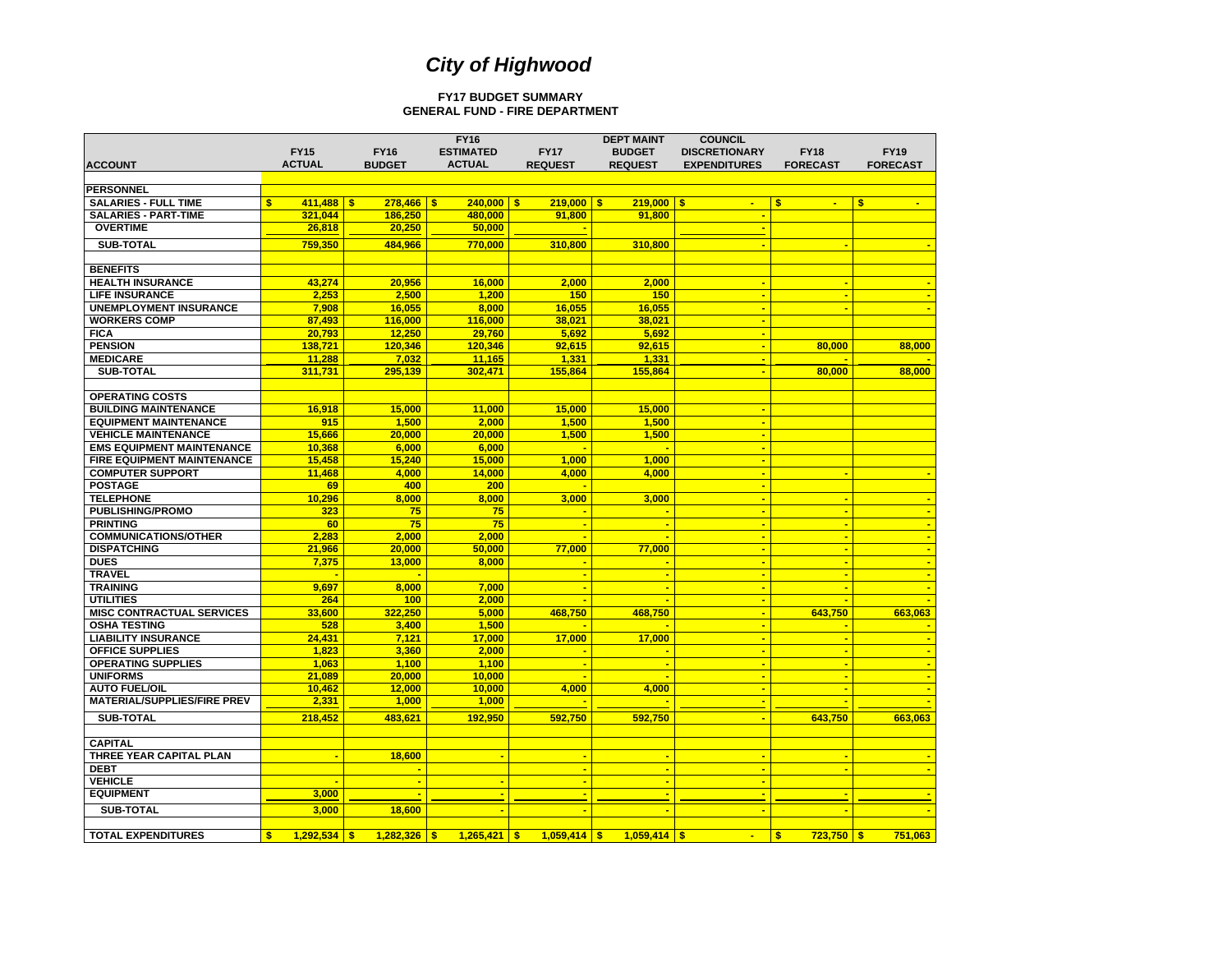# *City of Highwood*

**FY17 BUDGET SUMMARY**
**GENERAL FUND - FIRE DEPARTMENT**

| ACCOUNT | FY15 ACTUAL | FY16 BUDGET | FY16 ESTIMATED ACTUAL | FY17 REQUEST | DEPT MAINT BUDGET REQUEST | COUNCIL DISCRETIONARY EXPENDITURES | FY18 FORECAST | FY19 FORECAST |
|---|---|---|---|---|---|---|---|---|
| **PERSONNEL** | | | | | | | | |
| SALARIES - FULL TIME | $ 411,488 | $ 278,466 | $ 240,000 | $ 219,000 | $ 219,000 | $ - | $ - | $ - |
| SALARIES - PART-TIME | 321,044 | 186,250 | 480,000 | 91,800 | 91,800 | - | | |
| OVERTIME | 26,818 | 20,250 | 50,000 | - | | - | | |
| SUB-TOTAL | 759,350 | 484,966 | 770,000 | 310,800 | 310,800 | - | - | - |
| **BENEFITS** | | | | | | | | |
| HEALTH INSURANCE | 43,274 | 20,956 | 16,000 | 2,000 | 2,000 | - | - | - |
| LIFE INSURANCE | 2,253 | 2,500 | 1,200 | 150 | 150 | - | - | - |
| UNEMPLOYMENT INSURANCE | 7,908 | 16,055 | 8,000 | 16,055 | 16,055 | - | - | - |
| WORKERS COMP | 87,493 | 116,000 | 116,000 | 38,021 | 38,021 | - | | |
| FICA | 20,793 | 12,250 | 29,760 | 5,692 | 5,692 | - | | |
| PENSION | 138,721 | 120,346 | 120,346 | 92,615 | 92,615 | - | 80,000 | 88,000 |
| MEDICARE | 11,288 | 7,032 | 11,165 | 1,331 | 1,331 | - | - | - |
| SUB-TOTAL | 311,731 | 295,139 | 302,471 | 155,864 | 155,864 | - | 80,000 | 88,000 |
| **OPERATING COSTS** | | | | | | | | |
| BUILDING MAINTENANCE | 16,918 | 15,000 | 11,000 | 15,000 | 15,000 | - | | |
| EQUIPMENT MAINTENANCE | 915 | 1,500 | 2,000 | 1,500 | 1,500 | - | | |
| VEHICLE MAINTENANCE | 15,666 | 20,000 | 20,000 | 1,500 | 1,500 | - | | |
| EMS EQUIPMENT MAINTENANCE | 10,368 | 6,000 | 6,000 | - | - | - | | |
| FIRE EQUIPMENT MAINTENANCE | 15,458 | 15,240 | 15,000 | 1,000 | 1,000 | - | | |
| COMPUTER SUPPORT | 11,468 | 4,000 | 14,000 | 4,000 | 4,000 | - | - | - |
| POSTAGE | 69 | 400 | 200 | - | | - | | |
| TELEPHONE | 10,296 | 8,000 | 8,000 | 3,000 | 3,000 | - | - | - |
| PUBLISHING/PROMO | 323 | 75 | 75 | - | - | - | - | - |
| PRINTING | 60 | 75 | 75 | - | - | - | - | - |
| COMMUNICATIONS/OTHER | 2,283 | 2,000 | 2,000 | - | - | - | - | - |
| DISPATCHING | 21,966 | 20,000 | 50,000 | 77,000 | 77,000 | - | - | - |
| DUES | 7,375 | 13,000 | 8,000 | - | - | - | - | - |
| TRAVEL | - | - | | - | - | - | - | - |
| TRAINING | 9,697 | 8,000 | 7,000 | - | - | - | - | - |
| UTILITIES | 264 | 100 | 2,000 | - | - | - | - | - |
| MISC CONTRACTUAL SERVICES | 33,600 | 322,250 | 5,000 | 468,750 | 468,750 | - | 643,750 | 663,063 |
| OSHA TESTING | 528 | 3,400 | 1,500 | - | - | - | - | - |
| LIABILITY INSURANCE | 24,431 | 7,121 | 17,000 | 17,000 | 17,000 | - | - | - |
| OFFICE SUPPLIES | 1,823 | 3,360 | 2,000 | - | - | - | - | - |
| OPERATING SUPPLIES | 1,063 | 1,100 | 1,100 | - | - | - | - | - |
| UNIFORMS | 21,089 | 20,000 | 10,000 | - | - | - | - | - |
| AUTO FUEL/OIL | 10,462 | 12,000 | 10,000 | 4,000 | 4,000 | - | - | - |
| MATERIAL/SUPPLIES/FIRE PREV | 2,331 | 1,000 | 1,000 | - | - | - | - | - |
| SUB-TOTAL | 218,452 | 483,621 | 192,950 | 592,750 | 592,750 | - | 643,750 | 663,063 |
| **CAPITAL** | | | | | | | | |
| THREE YEAR CAPITAL PLAN | - | 18,600 | - | - | - | - | - | - |
| DEBT | | - | | - | - | - | - | - |
| VEHICLE | - | - | - | - | - | - | | |
| EQUIPMENT | 3,000 | - | - | - | - | - | - | - |
| SUB-TOTAL | 3,000 | 18,600 | - | - | - | - | - | - |
| **TOTAL EXPENDITURES** | $ 1,292,534 | $ 1,282,326 | $ 1,265,421 | $ 1,059,414 | $ 1,059,414 | $ - | $ 723,750 | $ 751,063 |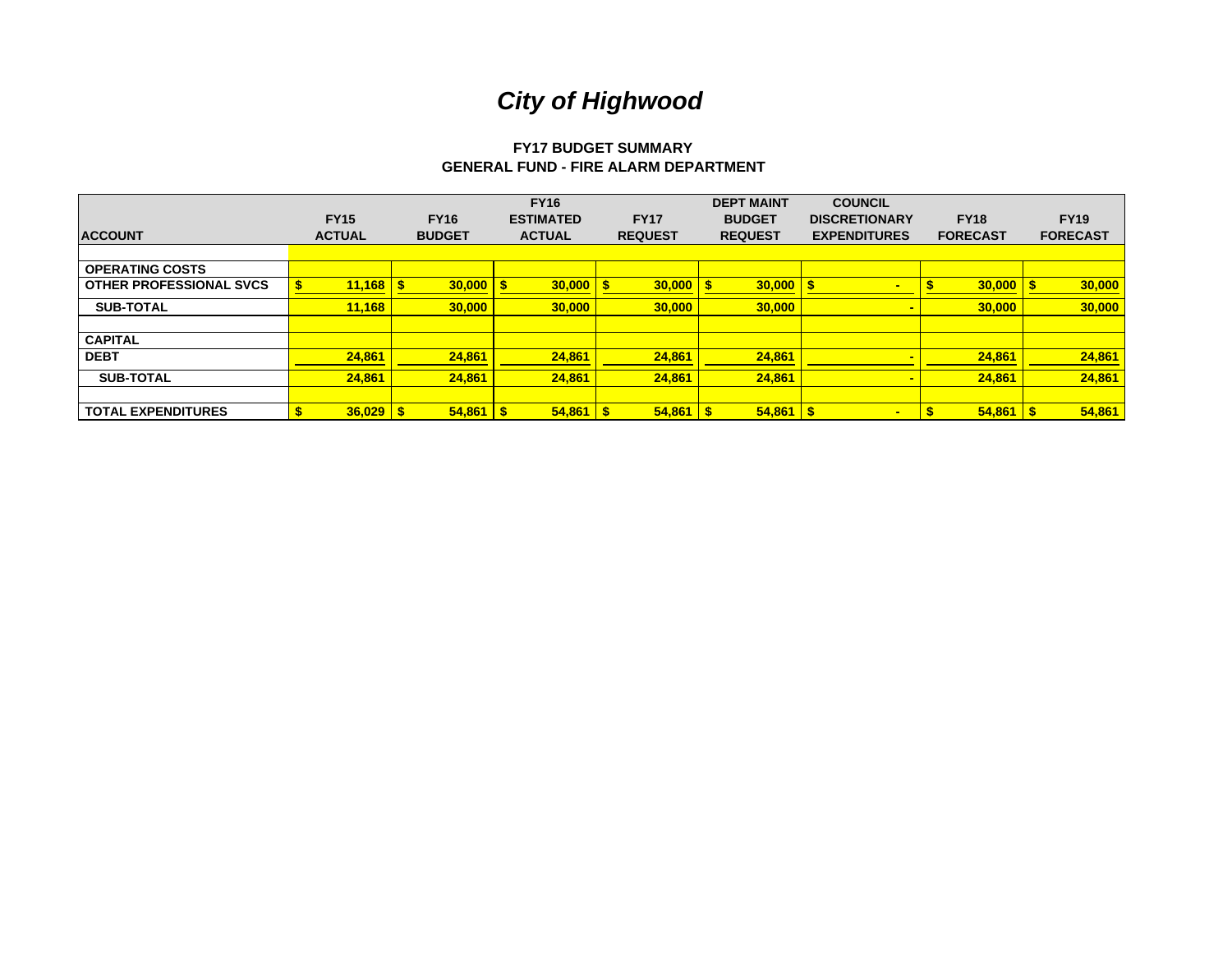# *City of Highwood*

### FY17 BUDGET SUMMARY
### GENERAL FUND - FIRE ALARM DEPARTMENT

| ACCOUNT | FY15 ACTUAL | FY16 BUDGET | FY16 ESTIMATED ACTUAL | FY17 REQUEST | DEPT MAINT BUDGET REQUEST | COUNCIL DISCRETIONARY EXPENDITURES | FY18 FORECAST | FY19 FORECAST |
|---|---|---|---|---|---|---|---|---|
| | | | | | | | | |
| **OPERATING COSTS** | | | | | | | | |
| **OTHER PROFESSIONAL SVCS** | $ 11,168 | $ 30,000 | $ 30,000 | $ 30,000 | $ 30,000 | $ - | $ 30,000 | $ 30,000 |
| **SUB-TOTAL** | 11,168 | 30,000 | 30,000 | 30,000 | 30,000 | - | 30,000 | 30,000 |
| | | | | | | | | |
| **CAPITAL** | | | | | | | | |
| **DEBT** | 24,861 | 24,861 | 24,861 | 24,861 | 24,861 | - | 24,861 | 24,861 |
| **SUB-TOTAL** | 24,861 | 24,861 | 24,861 | 24,861 | 24,861 | - | 24,861 | 24,861 |
| | | | | | | | | |
| **TOTAL EXPENDITURES** | $ 36,029 | $ 54,861 | $ 54,861 | $ 54,861 | $ 54,861 | $ - | $ 54,861 | $ 54,861 |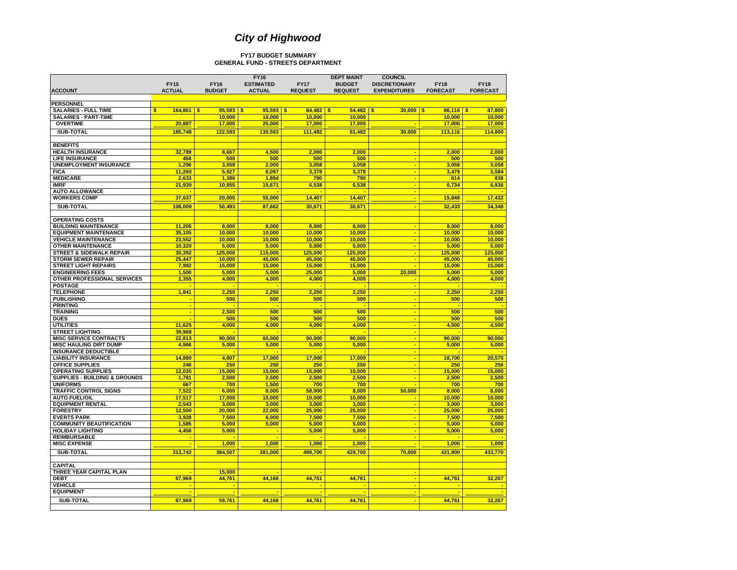# *City of Highwood*

**FY17 BUDGET SUMMARY**
**GENERAL FUND - STREETS DEPARTMENT**

| ACCOUNT | FY15 ACTUAL | FY16 BUDGET | FY16 ESTIMATED ACTUAL | FY17 REQUEST | DEPT MAINT BUDGET REQUEST | COUNCIL DISCRETIONARY EXPENDITURES | FY18 FORECAST | FY19 FORECAST |
|---|---|---|---|---|---|---|---|---|
| **PERSONNEL** | | | | | | | | |
| SALARIES - FULL TIME | $ 164,861 | $ 95,593 | $ 95,593 | $ 84,482 | $ 54,482 | $ 30,000 | $ 86,116 | $ 87,800 |
| SALARIES - PART-TIME | | 10,000 | 10,000 | 10,000 | 10,000 | | 10,000 | 10,000 |
| OVERTIME | 20,887 | 17,000 | 25,000 | 17,000 | 17,000 | - | 17,000 | 17,000 |
| SUB-TOTAL | 185,748 | 122,593 | 130,593 | 111,482 | 81,482 | 30,000 | 113,116 | 114,800 |
| **BENEFITS** | | | | | | | | |
| HEALTH INSURANCE | 32,789 | 8,667 | 4,500 | 2,000 | 2,000 | - | 2,000 | 2,000 |
| LIFE INSURANCE | 456 | 500 | 500 | 500 | 500 | - | 500 | 500 |
| UNEMPLOYMENT INSURANCE | 1,296 | 3,058 | 2,000 | 3,058 | 3,058 | - | 3,058 | 3,058 |
| FICA | 11,260 | 5,927 | 8,097 | 3,378 | 3,378 | - | 3,479 | 3,584 |
| MEDICARE | 2,633 | 1,386 | 1,894 | 790 | 790 | - | 814 | 838 |
| IMRF | 21,939 | 10,955 | 15,671 | 6,538 | 6,538 | - | 6,734 | 6,936 |
| AUTO ALLOWANCE | - | - | - | - | - | - | - | - |
| WORKERS COMP | 37,637 | 20,000 | 55,000 | 14,407 | 14,407 | - | 15,848 | 17,432 |
| SUB-TOTAL | 108,009 | 50,493 | 87,662 | 30,671 | 30,671 | - | 32,433 | 34,348 |
| **OPERATING COSTS** | | | | | | | | |
| BUILDING MAINTENANCE | 11,205 | 8,000 | 8,000 | 8,000 | 8,000 | - | 8,000 | 8,000 |
| EQUIPMENT MAINTENANCE | 35,105 | 10,000 | 10,000 | 10,000 | 10,000 | - | 10,000 | 10,000 |
| VEHICLE MAINTENANCE | 23,552 | 10,000 | 10,000 | 10,000 | 10,000 | - | 10,000 | 10,000 |
| OTHER MAINTENANCE | 10,320 | 5,000 | 5,000 | 5,000 | 5,000 | - | 5,000 | 5,000 |
| STREET & SIDEWALK REPAIR | 35,392 | 125,000 | 115,000 | 125,000 | 125,000 | - | 125,000 | 125,000 |
| STORM SEWER REPAIR | 25,447 | 10,000 | 45,000 | 45,000 | 45,000 | - | 45,000 | 45,000 |
| STREET LIGHT REPAIRS | 7,992 | 15,000 | 15,000 | 15,000 | 15,000 | - | 15,000 | 15,000 |
| ENGINEERING FEES | 1,500 | 5,000 | 5,000 | 25,000 | 5,000 | 20,000 | 5,000 | 5,000 |
| OTHER PROFESSIONAL SERVICES | 2,355 | 4,000 | 4,000 | 4,000 | 4,000 | - | 4,000 | 4,000 |
| POSTAGE | - | - | - | - | - | - | - | - |
| TELEPHONE | 1,841 | 2,250 | 2,250 | 2,250 | 2,250 | - | 2,250 | 2,250 |
| PUBLISHING | - | 500 | 500 | 500 | 500 | - | 500 | 500 |
| PRINTING | - | - | - | - | - | - | - | - |
| TRAINING | - | 2,500 | 500 | 500 | 500 | - | 500 | 500 |
| DUES | - | 500 | 500 | 500 | 500 | - | 500 | 500 |
| UTILITIES | 11,625 | 4,000 | 4,000 | 4,000 | 4,000 | - | 4,500 | 4,500 |
| STREET LIGHTING | 39,968 | - | - | - | - | - | - | - |
| MISC SERVICE CONTRACTS | 22,813 | 90,000 | 60,000 | 90,000 | 90,000 | - | 90,000 | 90,000 |
| MISC HAULING DIRT DUMP | 4,966 | 5,000 | 5,000 | 5,000 | 5,000 | - | 5,000 | 5,000 |
| INSURANCE DEDUCTIBLE | - | - | - | - | - | - | - | - |
| LIABILITY INSURANCE | 14,880 | 4,807 | 17,000 | 17,000 | 17,000 | - | 18,700 | 20,570 |
| OFFICE SUPPLIES | 246 | 250 | 250 | 250 | 250 | - | 250 | 250 |
| OPERATING SUPPLIES | 12,035 | 15,000 | 15,000 | 15,000 | 15,000 | - | 15,000 | 15,000 |
| SUPPLIES - BUILDING & GROUNDS | 1,781 | 2,500 | 2,500 | 2,500 | 2,500 | - | 2,500 | 2,500 |
| UNIFORMS | 667 | 700 | 1,500 | 700 | 700 | - | 700 | 700 |
| TRAFFIC CONTROL SIGNS | 7,522 | 6,000 | 8,000 | 58,000 | 8,000 | 50,000 | 8,000 | 8,000 |
| AUTO FUEL/OIL | 17,517 | 17,000 | 10,000 | 10,000 | 10,000 | - | 10,000 | 10,000 |
| EQUIPMENT RENTAL | 2,543 | 3,000 | 3,000 | 3,000 | 3,000 | - | 3,000 | 3,000 |
| FORESTRY | 12,500 | 20,000 | 22,000 | 25,000 | 25,000 | - | 25,000 | 25,000 |
| EVERTS PARK | 3,928 | 7,500 | 6,000 | 7,500 | 7,500 | - | 7,500 | 7,500 |
| COMMUNITY BEAUTIFICATION | 1,585 | 5,000 | 5,000 | 5,000 | 5,000 | - | 5,000 | 5,000 |
| HOLIDAY LIGHTING | 4,456 | 5,000 | - | 5,000 | 5,000 | - | 5,000 | 5,000 |
| REIMBURSABLE | - | - | - | - | - | - | - | - |
| MISC EXPENSE | - | 1,000 | 1,000 | 1,000 | 1,000 | - | 1,000 | 1,000 |
| SUB-TOTAL | 313,742 | 384,507 | 381,000 | 499,700 | 429,700 | 70,000 | 431,900 | 433,770 |
| **CAPITAL** | | | | | | | | |
| THREE YEAR CAPITAL PLAN | - | 15,000 | - | - | | - | | |
| DEBT | 67,969 | 44,761 | 44,166 | 44,761 | 44,761 | - | 44,761 | 32,267 |
| VEHICLE | - | - | | - | - | - | - | - |
| EQUIPMENT | - | - | - | - | - | - | - | - |
| SUB-TOTAL | 67,969 | 59,761 | 44,166 | 44,761 | 44,761 | - | 44,761 | 32,267 |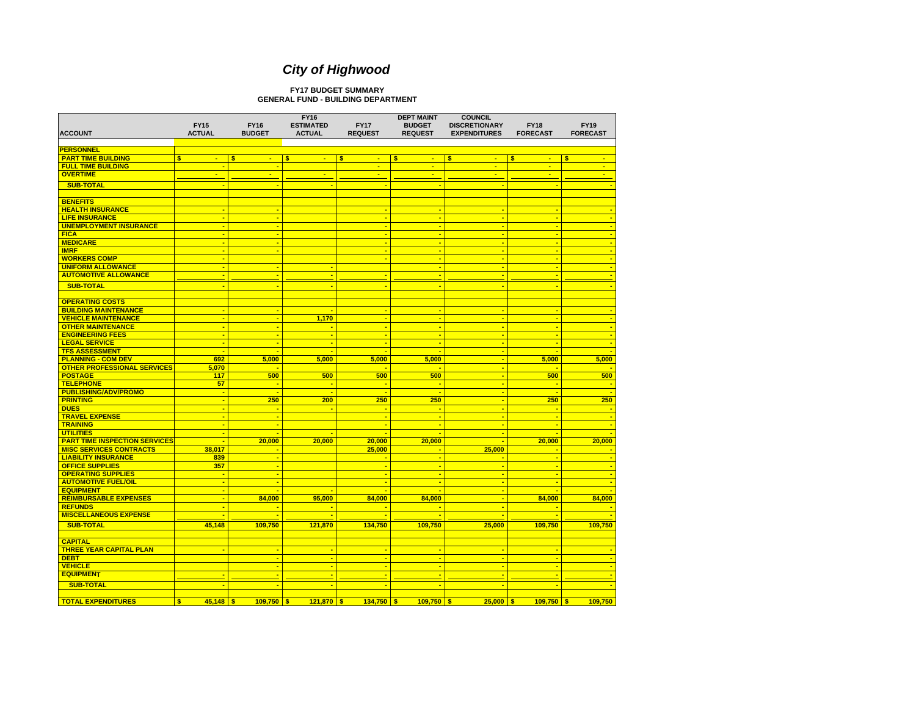# *City of Highwood*

**FY17 BUDGET SUMMARY**
**GENERAL FUND - BUILDING DEPARTMENT**

| ACCOUNT | FY15 ACTUAL | FY16 BUDGET | FY16 ESTIMATED ACTUAL | FY17 REQUEST | DEPT MAINT BUDGET REQUEST | COUNCIL DISCRETIONARY EXPENDITURES | FY18 FORECAST | FY19 FORECAST |
|---|---|---|---|---|---|---|---|---|
| **PERSONNEL** | | | | | | | | |
| PART TIME BUILDING | $ - | $ - | $ - | $ - | $ - | $ - | $ - | $ - |
| FULL TIME BUILDING | - | - | | - | - | - | - | - |
| OVERTIME | - | - | - | - | - | - | - | - |
| SUB-TOTAL | - | - | - | - | - | - | - | - |
| **BENEFITS** | | | | | | | | |
| HEALTH INSURANCE | - | - | | - | - | - | - | - |
| LIFE INSURANCE | - | - | | - | - | - | - | - |
| UNEMPLOYMENT INSURANCE | - | - | | - | - | - | - | - |
| FICA | - | - | | - | - | - | - | - |
| MEDICARE | - | - | | - | - | - | - | - |
| IMRF | - | - | | - | - | - | - | - |
| WORKERS COMP | - | | | - | - | - | - | - |
| UNIFORM ALLOWANCE | - | - | - | | - | - | - | - |
| AUTOMOTIVE ALLOWANCE | - | - | - | - | - | - | - | - |
| SUB-TOTAL | - | - | - | - | - | - | - | - |
| **OPERATING COSTS** | | | | | | | | |
| BUILDING MAINTENANCE | - | - | - | - | - | - | - | - |
| VEHICLE MAINTENANCE | - | - | 1,170 | - | - | - | - | - |
| OTHER MAINTENANCE | - | - | - | - | - | - | - | - |
| ENGINEERING FEES | - | - | - | - | - | - | - | - |
| LEGAL SERVICE | - | - | - | - | - | - | - | - |
| TFS ASSESSMENT | - | - | - | - | - | - | - | - |
| PLANNING - COM DEV | 692 | 5,000 | 5,000 | 5,000 | 5,000 | - | 5,000 | 5,000 |
| OTHER PROFESSIONAL SERVICES | 5,070 | - | | - | - | - | - | - |
| POSTAGE | 117 | 500 | 500 | 500 | 500 | - | 500 | 500 |
| TELEPHONE | 57 | - | - | - | - | - | - | - |
| PUBLISHING/ADV/PROMO | - | - | - | - | - | - | - | - |
| PRINTING | - | 250 | 200 | 250 | 250 | - | 250 | 250 |
| DUES | - | - | - | - | - | - | - | - |
| TRAVEL EXPENSE | - | - | | - | - | - | - | - |
| TRAINING | - | - | | - | - | - | - | - |
| UTILITIES | - | - | - | - | - | - | - | - |
| PART TIME INSPECTION SERVICES | - | 20,000 | 20,000 | 20,000 | 20,000 | - | 20,000 | 20,000 |
| MISC SERVICES CONTRACTS | 38,017 | - | | 25,000 | - | 25,000 | - | - |
| LIABILITY INSURANCE | 839 | - | | - | - | - | - | - |
| OFFICE SUPPLIES | 357 | - | | - | - | - | - | - |
| OPERATING SUPPLIES | - | - | | - | - | - | - | - |
| AUTOMOTIVE FUEL/OIL | - | - | | - | - | - | - | - |
| EQUIPMENT | - | - | - | - | - | - | - | - |
| REIMBURSABLE EXPENSES | - | 84,000 | 95,000 | 84,000 | 84,000 | - | 84,000 | 84,000 |
| REFUNDS | - | - | - | - | - | - | - | - |
| MISCELLANEOUS EXPENSE | - | - | - | - | - | - | - | - |
| SUB-TOTAL | 45,148 | 109,750 | 121,870 | 134,750 | 109,750 | 25,000 | 109,750 | 109,750 |
| **CAPITAL** | | | | | | | | |
| THREE YEAR CAPITAL PLAN | - | - | - | - | - | - | - | - |
| DEBT | | - | - | - | - | - | - | - |
| VEHICLE | | - | - | - | - | - | - | - |
| EQUIPMENT | - | - | - | - | - | - | - | - |
| SUB-TOTAL | - | - | - | - | - | - | - | - |
| **TOTAL EXPENDITURES** | $ 45,148 | $ 109,750 | $ 121,870 | $ 134,750 | $ 109,750 | $ 25,000 | $ 109,750 | $ 109,750 |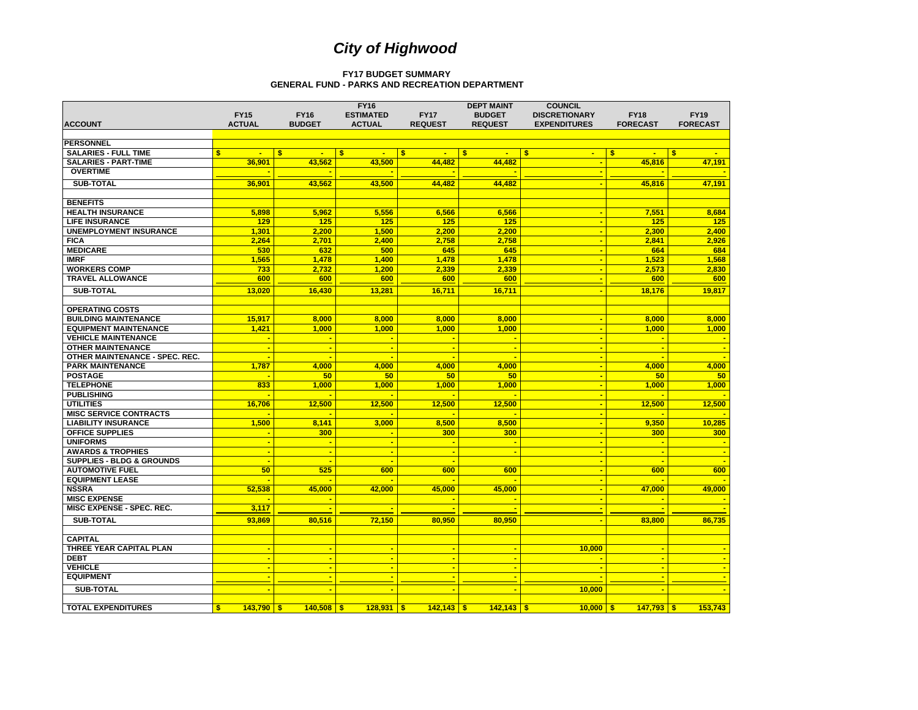# *City of Highwood*

**FY17 BUDGET SUMMARY**
**GENERAL FUND - PARKS AND RECREATION DEPARTMENT**

| ACCOUNT | FY15 ACTUAL | FY16 BUDGET | FY16 ESTIMATED ACTUAL | FY17 REQUEST | DEPT MAINT BUDGET REQUEST | COUNCIL DISCRETIONARY EXPENDITURES | FY18 FORECAST | FY19 FORECAST |
|---|---|---|---|---|---|---|---|---|
| **PERSONNEL** | | | | | | | | |
| **SALARIES - FULL TIME** | $ - | $ - | $ - | $ - | $ - | $ - | $ - | $ - |
| **SALARIES - PART-TIME** | 36,901 | 43,562 | 43,500 | 44,482 | 44,482 | - | 45,816 | 47,191 |
| **OVERTIME** | - | - | - | - | - | - | - | - |
| **SUB-TOTAL** | 36,901 | 43,562 | 43,500 | 44,482 | 44,482 | - | 45,816 | 47,191 |
| | | | | | | | | |
| **BENEFITS** | | | | | | | | |
| **HEALTH INSURANCE** | 5,898 | 5,962 | 5,556 | 6,566 | 6,566 | - | 7,551 | 8,684 |
| **LIFE INSURANCE** | 129 | 125 | 125 | 125 | 125 | - | 125 | 125 |
| **UNEMPLOYMENT INSURANCE** | 1,301 | 2,200 | 1,500 | 2,200 | 2,200 | - | 2,300 | 2,400 |
| **FICA** | 2,264 | 2,701 | 2,400 | 2,758 | 2,758 | - | 2,841 | 2,926 |
| **MEDICARE** | 530 | 632 | 500 | 645 | 645 | - | 664 | 684 |
| **IMRF** | 1,565 | 1,478 | 1,400 | 1,478 | 1,478 | - | 1,523 | 1,568 |
| **WORKERS COMP** | 733 | 2,732 | 1,200 | 2,339 | 2,339 | - | 2,573 | 2,830 |
| **TRAVEL ALLOWANCE** | 600 | 600 | 600 | 600 | 600 | - | 600 | 600 |
| **SUB-TOTAL** | 13,020 | 16,430 | 13,281 | 16,711 | 16,711 | - | 18,176 | 19,817 |
| | | | | | | | | |
| **OPERATING COSTS** | | | | | | | | |
| **BUILDING MAINTENANCE** | 15,917 | 8,000 | 8,000 | 8,000 | 8,000 | - | 8,000 | 8,000 |
| **EQUIPMENT MAINTENANCE** | 1,421 | 1,000 | 1,000 | 1,000 | 1,000 | - | 1,000 | 1,000 |
| **VEHICLE MAINTENANCE** | - | - | - | - | - | - | - | - |
| **OTHER MAINTENANCE** | - | - | - | - | - | - | - | - |
| **OTHER MAINTENANCE - SPEC. REC.** | - | - | - | - | - | - | - | - |
| **PARK MAINTENANCE** | 1,787 | 4,000 | 4,000 | 4,000 | 4,000 | - | 4,000 | 4,000 |
| **POSTAGE** | - | 50 | 50 | 50 | 50 | - | 50 | 50 |
| **TELEPHONE** | 833 | 1,000 | 1,000 | 1,000 | 1,000 | - | 1,000 | 1,000 |
| **PUBLISHING** | - | - | - | - | - | - | - | - |
| **UTILITIES** | 16,706 | 12,500 | 12,500 | 12,500 | 12,500 | - | 12,500 | 12,500 |
| **MISC SERVICE CONTRACTS** | - | - | - | - | - | - | - | - |
| **LIABILITY INSURANCE** | 1,500 | 8,141 | 3,000 | 8,500 | 8,500 | - | 9,350 | 10,285 |
| **OFFICE SUPPLIES** | - | 300 | - | 300 | 300 | - | 300 | 300 |
| **UNIFORMS** | - | - | - | - | - | - | - | - |
| **AWARDS & TROPHIES** | - | - | - | - | - | - | - | - |
| **SUPPLIES - BLDG & GROUNDS** | - | - | - | - | | - | - | - |
| **AUTOMOTIVE FUEL** | 50 | 525 | 600 | 600 | 600 | - | 600 | 600 |
| **EQUIPMENT LEASE** | - | - | - | - | - | - | - | - |
| **NSSRA** | 52,538 | 45,000 | 42,000 | 45,000 | 45,000 | - | 47,000 | 49,000 |
| **MISC EXPENSE** | - | - | | - | - | - | - | - |
| **MISC EXPENSE - SPEC. REC.** | 3,117 | - | - | - | - | - | - | - |
| **SUB-TOTAL** | 93,869 | 80,516 | 72,150 | 80,950 | 80,950 | - | 83,800 | 86,735 |
| | | | | | | | | |
| **CAPITAL** | | | | | | | | |
| **THREE YEAR CAPITAL PLAN** | - | - | - | - | - | 10,000 | - | - |
| **DEBT** | - | - | - | - | - | - | - | - |
| **VEHICLE** | - | - | - | - | - | - | - | - |
| **EQUIPMENT** | - | - | - | - | - | - | - | - |
| **SUB-TOTAL** | - | - | - | - | - | 10,000 | - | - |
| | | | | | | | | |
| **TOTAL EXPENDITURES** | $ 143,790 | $ 140,508 | $ 128,931 | $ 142,143 | $ 142,143 | $ 10,000 | $ 147,793 | $ 153,743 |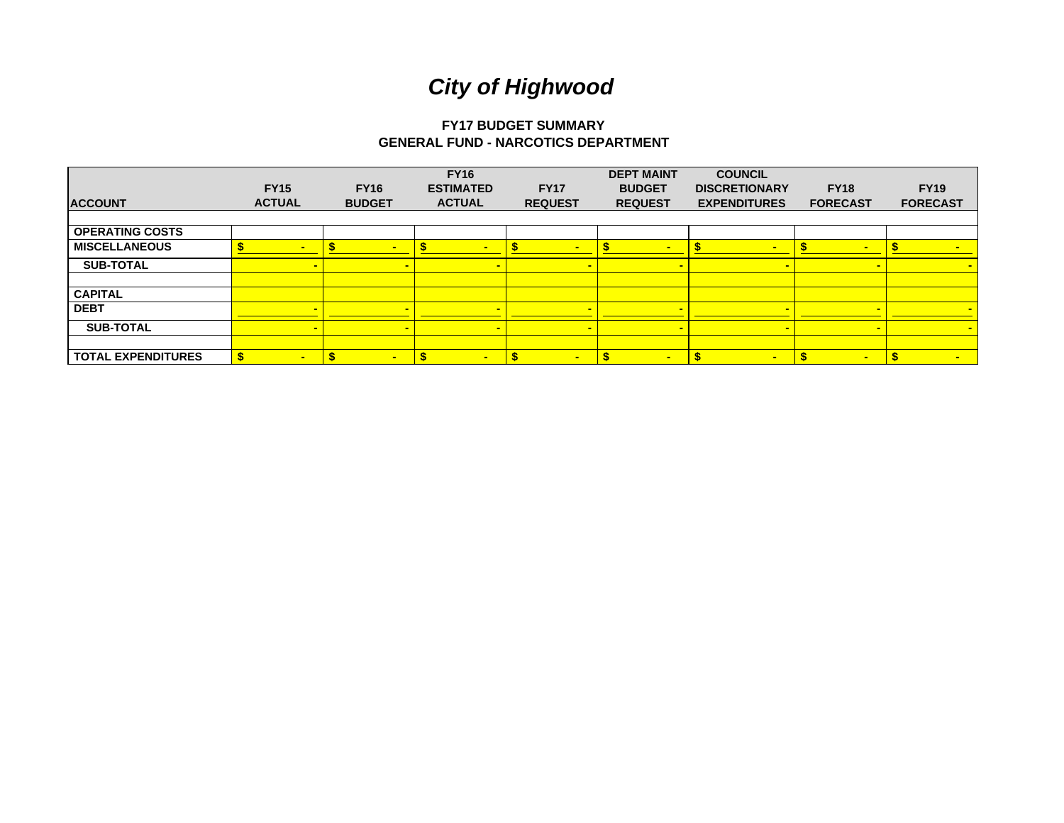# *City of Highwood*

### FY17 BUDGET SUMMARY
### GENERAL FUND - NARCOTICS DEPARTMENT

| ACCOUNT | FY15 ACTUAL | FY16 BUDGET | FY16 ESTIMATED ACTUAL | FY17 REQUEST | DEPT MAINT BUDGET REQUEST | COUNCIL DISCRETIONARY EXPENDITURES | FY18 FORECAST | FY19 FORECAST |
|---|---|---|---|---|---|---|---|---|
| | | | | | | | | |
| OPERATING COSTS | | | | | | | | |
| MISCELLANEOUS | $ - | $ - | $ - | $ - | $ - | $ - | $ - | $ - |
| SUB-TOTAL | - | - | - | - | - | - | - | - |
| | | | | | | | | |
| CAPITAL | | | | | | | | |
| DEBT | - | - | - | - | - | - | - | - |
| SUB-TOTAL | - | - | - | - | - | - | - | - |
| | | | | | | | | |
| TOTAL EXPENDITURES | $ - | $ - | $ - | $ - | $ - | $ - | $ - | $ - |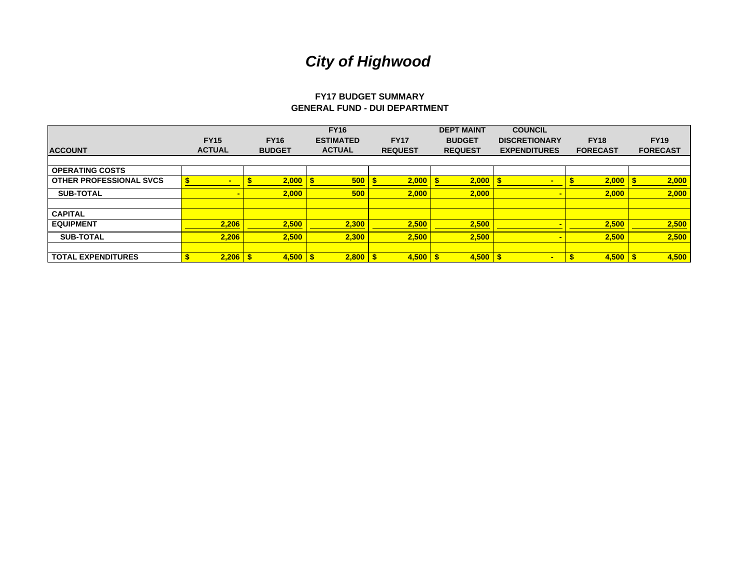# *City of Highwood*

**FY17 BUDGET SUMMARY**
**GENERAL FUND - DUI DEPARTMENT**

| ACCOUNT | FY15 ACTUAL | FY16 BUDGET | FY16 ESTIMATED ACTUAL | FY17 REQUEST | DEPT MAINT BUDGET REQUEST | COUNCIL DISCRETIONARY EXPENDITURES | FY18 FORECAST | FY19 FORECAST |
|---|---|---|---|---|---|---|---|---|
| **OPERATING COSTS** | | | | | | | | |
| **OTHER PROFESSIONAL SVCS** | $ - | $ 2,000 | $ 500 | $ 2,000 | $ 2,000 | $ - | $ 2,000 | $ 2,000 |
| **SUB-TOTAL** | - | 2,000 | 500 | 2,000 | 2,000 | - | 2,000 | 2,000 |
| | | | | | | | | |
| **CAPITAL** | | | | | | | | |
| **EQUIPMENT** | 2,206 | 2,500 | 2,300 | 2,500 | 2,500 | - | 2,500 | 2,500 |
| **SUB-TOTAL** | 2,206 | 2,500 | 2,300 | 2,500 | 2,500 | - | 2,500 | 2,500 |
| | | | | | | | | |
| **TOTAL EXPENDITURES** | $ 2,206 | $ 4,500 | $ 2,800 | $ 4,500 | $ 4,500 | $ - | $ 4,500 | $ 4,500 |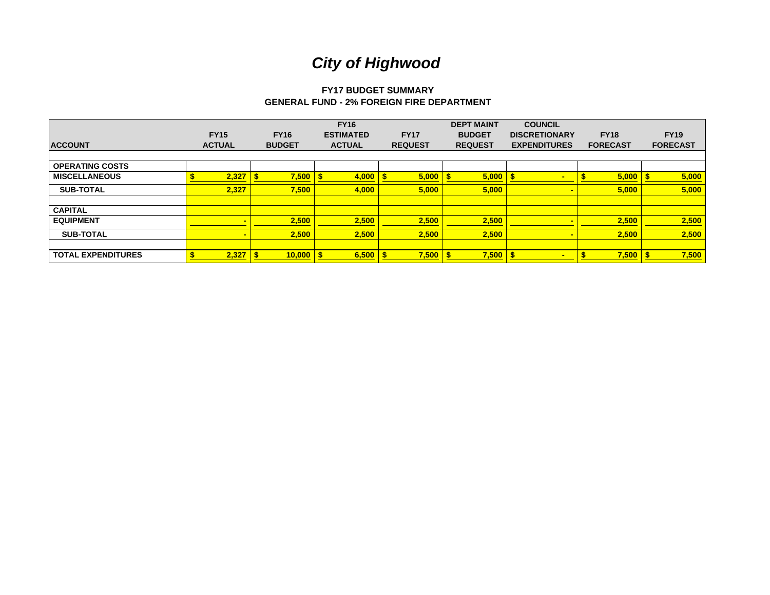# *City of Highwood*

**FY17 BUDGET SUMMARY**
**GENERAL FUND - 2% FOREIGN FIRE DEPARTMENT**

| ACCOUNT | FY15 ACTUAL | FY16 BUDGET | FY16 ESTIMATED ACTUAL | FY17 REQUEST | DEPT MAINT BUDGET REQUEST | COUNCIL DISCRETIONARY EXPENDITURES | FY18 FORECAST | FY19 FORECAST |
|---|---|---|---|---|---|---|---|---|
| **OPERATING COSTS** | | | | | | | | |
| **MISCELLANEOUS** | $ 2,327 | $ 7,500 | $ 4,000 | $ 5,000 | $ 5,000 | $ - | $ 5,000 | $ 5,000 |
| **SUB-TOTAL** | 2,327 | 7,500 | 4,000 | 5,000 | 5,000 | - | 5,000 | 5,000 |
| | | | | | | | | |
| **CAPITAL** | | | | | | | | |
| **EQUIPMENT** | - | 2,500 | 2,500 | 2,500 | 2,500 | - | 2,500 | 2,500 |
| **SUB-TOTAL** | - | 2,500 | 2,500 | 2,500 | 2,500 | - | 2,500 | 2,500 |
| | | | | | | | | |
| **TOTAL EXPENDITURES** | $ 2,327 | $ 10,000 | $ 6,500 | $ 7,500 | $ 7,500 | $ - | $ 7,500 | $ 7,500 |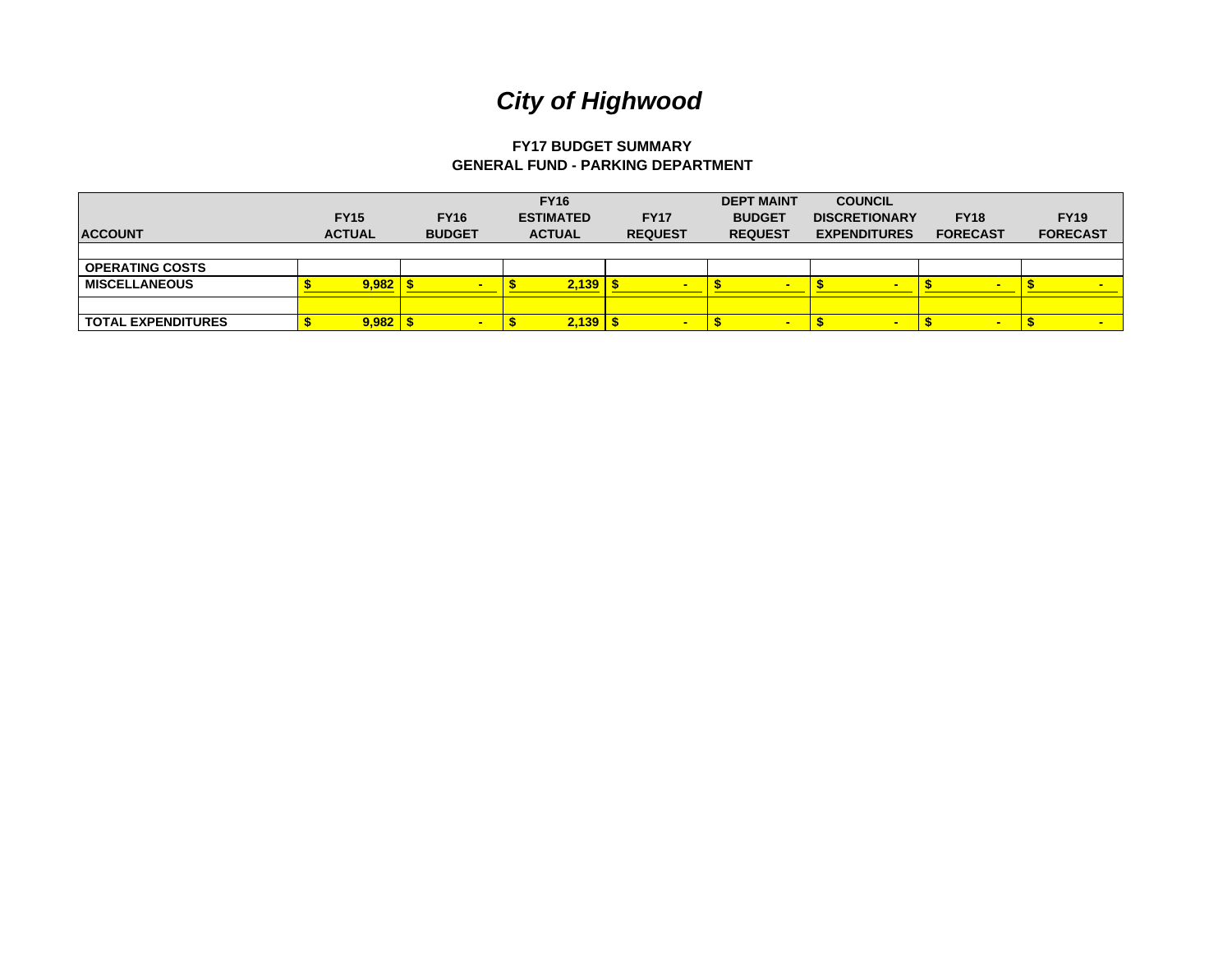# *City of Highwood*

### FY17 BUDGET SUMMARY
### GENERAL FUND - PARKING DEPARTMENT

| ACCOUNT | FY15 ACTUAL | FY16 BUDGET | FY16 ESTIMATED ACTUAL | FY17 REQUEST | DEPT MAINT BUDGET REQUEST | COUNCIL DISCRETIONARY EXPENDITURES | FY18 FORECAST | FY19 FORECAST |
|---|---|---|---|---|---|---|---|---|
| | | | | | | | | |
| **OPERATING COSTS** | | | | | | | | |
| **MISCELLANEOUS** | $ 9,982 | $ - | $ 2,139 | $ - | $ - | $ - | $ - | $ - |
| | | | | | | | | |
| **TOTAL EXPENDITURES** | $ 9,982 | $ - | $ 2,139 | $ - | $ - | $ - | $ - | $ - |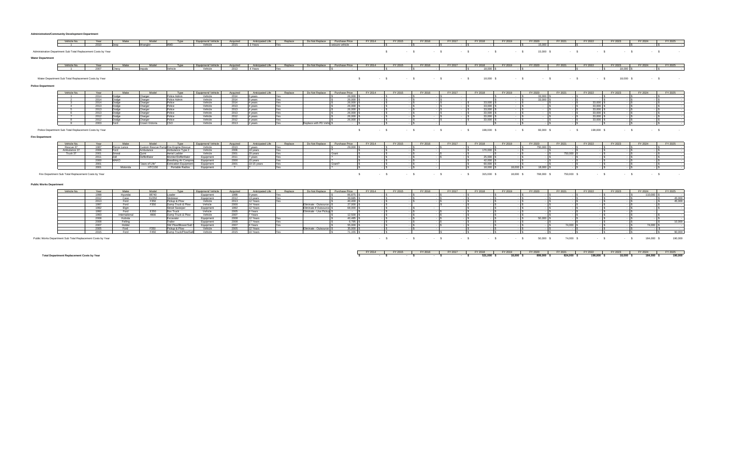**Administration/Community Development Department**

| Vehicle No. | Year | Make | Model | Type | Equipment/ Vehicle | Acquired | Anticipated Life | Replace | Do Not Replace | Purchase Price | FY 2014 | FY 2015 | FY 2016 | FY 2017 | FY 2018 | FY 2019 | FY 2020 | FY 2021 | FY 2022 | FY 2023 | FY 2024 | FY 2025 |
|---|---|---|---|---|---|---|---|---|---|---|---|---|---|---|---|---|---|---|---|---|---|---|
| 1 | 2010 | Jeep | Wrangler | 4WD | Vehicle | 2015 | 5 Years | Yes | | seizure vehicle | | $ - | $ - | $ - | $ - | | $ 15,000 | | $ - | | $ - | $ - |

Administration Department Sub Total Replacement Costs by Year: FY 2015 $ -; FY 2016 $ -; FY 2017 $ -; FY 2018 $ -; FY 2019 $ -; FY 2020 $ 15,000; FY 2021 $ -; FY 2022 $ -; FY 2023 $ -; FY 2024 $ -; FY 2025 $ -

**Water Department**

| Vehicle No. | Year | Make | Model | Type | Equipment/ Vehicle | Acquired | Anticipated Life | Replace | Do Not Replace | Purchase Price | FY 2014 | FY 2015 | FY 2016 | FY 2017 | FY 2018 | FY 2019 | FY 2020 | FY 2021 | FY 2022 | FY 2023 | FY 2024 | FY 2025 |
|---|---|---|---|---|---|---|---|---|---|---|---|---|---|---|---|---|---|---|---|---|---|---|
| 1 | 2007 | Chevy | Impala | Vehicle | Vehicle | 2013 | 4 Years | Yes | | $ - | | $ - | | | $ 18,000 | | | | | $ 18,000 | | $ - |

Water Department Sub Total Replacement Costs by Year: FY 2014 $ -; FY 2015 $ -; FY 2016 $ -; FY 2017 $ -; FY 2018 $ 18,000; FY 2019 $ -; FY 2020 $ -; FY 2021 $ -; FY 2022 $ -; FY 2023 $ 18,000; FY 2024 $ -; FY 2025 $ -

**Police Department**

| Vehicle No. | Year | Make | Model | Type | Equipment/ Vehicle | Acquired | Anticipated Life | Replace | Do Not Replace | Purchase Price | FY 2014 | FY 2015 | FY 2016 | FY 2017 | FY 2018 | FY 2019 | FY 2020 | FY 2021 | FY 2022 | FY 2023 | FY 2024 | FY 2025 |
|---|---|---|---|---|---|---|---|---|---|---|---|---|---|---|---|---|---|---|---|---|---|---|
| 1 | 2014 | Dodge | Charger | Police Admin | Vehicle | 2014 | 6 years | Yes | | $ 26,000 | $ - | $ - | $ - | $ - | | $ - | $ 33,000 | $ - | $ - | $ - | $ - | $ - |
| 2 | 2014 | Dodge | Charger | Police Admin | Vehicle | 2014 | 6 years | Yes | | $ 26,000 | $ - | $ - | $ - | $ - | | $ - | $ 33,000 | $ - | $ - | $ - | $ - | $ - |
| 3 | 2014 | Dodge | Charger | Police | Vehicle | 2014 | 4 years | Yes | | $ 26,000 | $ - | $ - | $ - | $ - | $ 33,000 | $ - | $ - | $ - | $ 33,000 | $ - | $ - | $ - |
| 4 | 2013 | Dodge | Charger | Police | Vehicle | 2013 | 4 years | Yes | | $ 26,000 | $ - | $ - | $ - | $ - | $ 33,000 | $ - | $ - | $ - | $ 33,000 | $ - | $ - | $ - |
| 5 | 2013 | Dodge | Charger | Police | Vehicle | 2013 | 4 years | Yes | | $ 26,000 | $ - | $ - | $ - | $ - | $ 33,000 | $ - | $ - | $ - | $ 33,000 | $ - | $ - | $ - |
| 6 | 2013 | Dodge | Charger | Police | Vehicle | 2013 | 4 years | Yes | | $ 26,000 | $ - | $ - | $ - | $ - | $ 33,000 | $ - | $ - | $ - | $ 33,000 | $ - | $ - | $ - |
| 7 | 2012 | Dodge | Charger | Police | Vehicle | 2012 | 4 years | Yes | | $ 26,000 | $ - | $ - | $ - | $ - | $ 33,000 | $ - | $ - | $ - | $ 33,000 | $ - | $ - | $ - |
| 8 | 2012 | Dodge | Charger | Police | Vehicle | 2012 | 4 years | Yes | | $ 26,000 | $ - | $ - | $ - | $ - | $ 33,000 | $ - | $ - | $ - | $ 33,000 | $ - | $ - | $ - |
| 9 | 2003 | Ford | Crown Victoria | CSO | Vehicle | 2013 | 2 years | Yes | Replace with PD Vehicle | $ - | $ - | $ - | $ - | | | $ - | $ - | $ - | $ - | $ - | $ - | $ - |

Police Department Sub Total Replacement Costs by Year: FY 2014 $ -; FY 2015 $ -; FY 2016 $ -; FY 2017 $ -; FY 2018 $ 198,000; FY 2019 $ -; FY 2020 $ 66,000; FY 2021 $ -; FY 2022 $ 198,000; FY 2023 $ -; FY 2024 $ -; FY 2025 $ -

**Fire Department**

| Vehicle No. | Year | Make | Model | Type | Equipment/ Vehicle | Acquired | Anticipated Life | Replace | Do Not Replace | Purchase Price | FY 2014 | FY 2015 | FY 2016 | FY 2017 | FY 2018 | FY 2019 | FY 2020 | FY 2021 | FY 2022 | FY 2023 | FY 2024 | FY 2025 |
|---|---|---|---|---|---|---|---|---|---|---|---|---|---|---|---|---|---|---|---|---|---|---|
| Rescue 37 | 1987 | Pierce Lance | Custom Rescue Pump | Fire Engine Rescue | Vehicle | 2013 | 7 years | Yes | | $ 29,000 | $ - | $ - | $ - | $ - | $ - | $ - | $ 750,000 | $ - | $ - | $ - | $ - | $ - |
| Ambulance 37 | 2006 | Ford | Ambulance | Ambulance Type 2 | Vehicle | 2006 | 10 years | Yes | | ? | $ - | $ - | $ - | $ - | $ 170,000 | $ - | $ - | $ - | $ - | $ - | $ - | $ - |
| Truck 37 | 2001 | Smeal | Quint | Aerial Ladder | Vehicle | 2001 | 20 years | Yes | | Grant | $ - | $ - | $ - | $ - | $ - | $ - | $ - | $ 750,000 | $ - | $ - | $ - | $ - |
| | 2011 | Zoll | Defibrillator | Monitor/Defibrillator | Equipment | 2011 | 7 years | Yes | | ? | $ - | $ - | $ - | $ - | $ 25,000 | $ - | $ - | $ - | $ - | $ - | $ - | $ - |
| | 2000 | MAKO | | Breathing Air Compressor | Equipment | 2000 | 15 years | Yes | | ? | $ - | $ - | $ - | $ - | $ 42,000 | $ - | $ - | $ - | $ - | $ - | $ - | $ - |
| | 2001 | | "Jaws of Life" | Extrication Equipment | Equipment | 2001 | 10-15 years | Yes | | Grant? | $ - | $ - | $ - | $ - | $ 60,000 | $ - | $ - | $ - | $ - | $ - | $ - | $ - |
| | 2001 | Motorola | HTC150 | Portable Radios | Equipment | ? | ? | Yes | | ? | $ - | $ - | $ - | | $ 18,000 | $ 18,000 | $ 18,000 | $ - | $ - | $ - | $ - | $ - |

Fire Department Sub Total Replacement Costs by Year: FY 2014 $ -; FY 2015 $ -; FY 2016 $ -; FY 2017 $ -; FY 2018 $ 315,000; FY 2019 $ 18,000; FY 2020 $ 768,000; FY 2021 $ 750,000; FY 2022 $ -; FY 2023 $ -; FY 2024 $ -; FY 2025 $ -

**Public Works Department**

| Vehicle No. | Year | Make | Model | Type | Equipment/ Vehicle | Acquired | Anticipated Life | Replace | Do Not Replace | Purchase Price | FY 2014 | FY 2015 | FY 2016 | FY 2017 | FY 2018 | FY 2019 | FY 2020 | FY 2021 | FY 2022 | FY 2023 | FY 2024 | FY 2025 |
|---|---|---|---|---|---|---|---|---|---|---|---|---|---|---|---|---|---|---|---|---|---|---|
| | 1998 | Hyundai | 98740 | Loader | Equipment | 1998 | 8 years | Yes | | $ 86,875 | $ - | $ - | $ - | $ - | $ - | $ - | $ - | $ - | $ - | $ - | $ 110,000 | $ - |
| | 2012 | Case | SV250 | Skidsteer | Equipment | 2012 | 13 years | Yes | | $ 39,665 | $ - | $ - | $ - | $ - | $ - | $ - | $ - | $ - | $ - | $ - | $ - | $ 45,000 |
| | 2013 | Ford | F350 | Pickup & Plow | Vehicle | 2013 | 12 Years | Yes | | $ 40,400 | $ - | $ - | $ - | $ - | $ - | $ - | $ - | $ - | $ - | $ - | $ - | $ 45,000 |
| | 1997 | Ford | F350 | Dump Truck & Plow | Vehicle | 2000 | 14 Years | | Eliminate - Outsource | $ 27,000 | $ - | $ - | | $ - | $ - | $ - | $ - | $ - | $ - | $ - | $ - | $ - |
| | 1992 | Elgin | | Street Sweeper | Equipment | 1992 | 12 Years | | Eliminate if Outsource | $ 68,000 | $ - | $ - | $ - | | $ - | $ - | $ - | $ - | $ - | $ - | $ - | $ - |
| | 1992 | Ford | E350 | Box Truck | Vehicle | 2005 | 9 Years | | Eliminate - Use Pickup | $ - | $ - | $ - | $ - | $ - | $ - | $ - | $ - | $ - | $ - | $ - | $ - | |
| | 1993 | International | 4900 | Dump Truck & Plow | Vehicle | 2007 | 7 Years | | | $ 12,500 | $ - | $ - | $ - | $ - | $ - | $ - | $ - | $ - | $ - | $ - | $ - | $ - |
| | 2008 | Kubota | | Excavator | Equipment | 2008 | 12 Years | Yes | | $ 40,465 | $ - | $ - | $ - | $ - | $ - | $ - | $ 50,000 | $ - | $ - | $ - | $ - | $ - |
| | 2008 | Felling | | Trailer | Equipment | 2008 | 17 Years | Yes | | $ 6,795 | $ - | $ - | $ - | $ - | $ - | $ - | $ - | $ - | $ - | $ - | $ - | $ 10,000 |
| | 2007 | Holder | | SW Plow/Blower/Salt | Equipment | 2007 | 8 Years | Yes | | $ 55,000 | $ - | $ - | $ - | $ - | $ - | $ - | $ - | $ 74,000 | $ - | $ - | $ 74,000 | $ - |
| | 2005 | Ford | F350 | Pickup & Plow | Vehicle | 2005 | 12 Years | | Eliminate - Outsource | $ 35,000 | $ - | $ - | $ - | | $ - | $ - | $ - | $ - | $ - | $ - | $ - | $ - |
| | 2015 | Ford | F450 | Dump Truck/Plow/Salt | Vehicle | 2015 | 10 Years | Yes | | $ 71,155 | $ - | $ - | | $ - | $ - | $ - | $ - | $ - | $ - | $ - | $ - | $ 90,000 |

Public Works Department Sub Total Replacement Costs by Year: FY 2014 $ -; FY 2015 $ -; FY 2016 $ -; FY 2017 $ -; FY 2018 $ -; FY 2019 $ -; FY 2020 $ 50,000; FY 2021 $ 74,000; FY 2022 $ -; FY 2023 $ -; FY 2024 $ 184,000; FY 2025 $ 190,000

| | FY 2014 | FY 2015 | FY 2016 | FY 2017 | FY 2018 | FY 2019 | FY 2020 | FY 2021 | FY 2022 | FY 2023 | FY 2024 | FY 2025 |
|---|---|---|---|---|---|---|---|---|---|---|---|---|
| **Total Department Replacement Costs by Year** | $ - | $ - | $ - | $ - | $ 531,000 | $ 18,000 | $ 899,000 | $ 824,000 | $ 198,000 | $ 18,000 | $ 184,000 | $ 190,000 |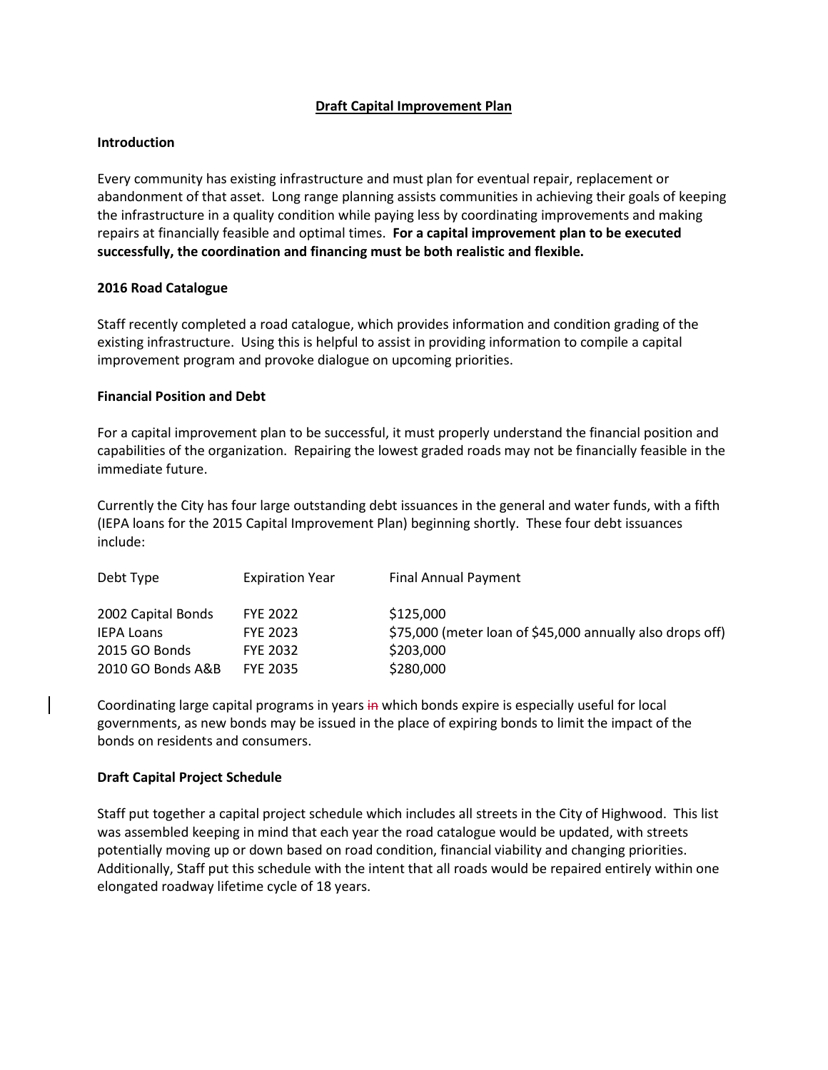# Draft Capital Improvement Plan

## Introduction

Every community has existing infrastructure and must plan for eventual repair, replacement or abandonment of that asset. Long range planning assists communities in achieving their goals of keeping the infrastructure in a quality condition while paying less by coordinating improvements and making repairs at financially feasible and optimal times. **For a capital improvement plan to be executed successfully, the coordination and financing must be both realistic and flexible.**

## 2016 Road Catalogue

Staff recently completed a road catalogue, which provides information and condition grading of the existing infrastructure. Using this is helpful to assist in providing information to compile a capital improvement program and provoke dialogue on upcoming priorities.

## Financial Position and Debt

For a capital improvement plan to be successful, it must properly understand the financial position and capabilities of the organization. Repairing the lowest graded roads may not be financially feasible in the immediate future.

Currently the City has four large outstanding debt issuances in the general and water funds, with a fifth (IEPA loans for the 2015 Capital Improvement Plan) beginning shortly. These four debt issuances include:

| Debt Type | Expiration Year | Final Annual Payment |
|---|---|---|
| 2002 Capital Bonds | FYE 2022 | $125,000 |
| IEPA Loans | FYE 2023 | $75,000 (meter loan of $45,000 annually also drops off) |
| 2015 GO Bonds | FYE 2032 | $203,000 |
| 2010 GO Bonds A&B | FYE 2035 | $280,000 |

Coordinating large capital programs in years ~~in~~ which bonds expire is especially useful for local governments, as new bonds may be issued in the place of expiring bonds to limit the impact of the bonds on residents and consumers.

## Draft Capital Project Schedule

Staff put together a capital project schedule which includes all streets in the City of Highwood. This list was assembled keeping in mind that each year the road catalogue would be updated, with streets potentially moving up or down based on road condition, financial viability and changing priorities. Additionally, Staff put this schedule with the intent that all roads would be repaired entirely within one elongated roadway lifetime cycle of 18 years.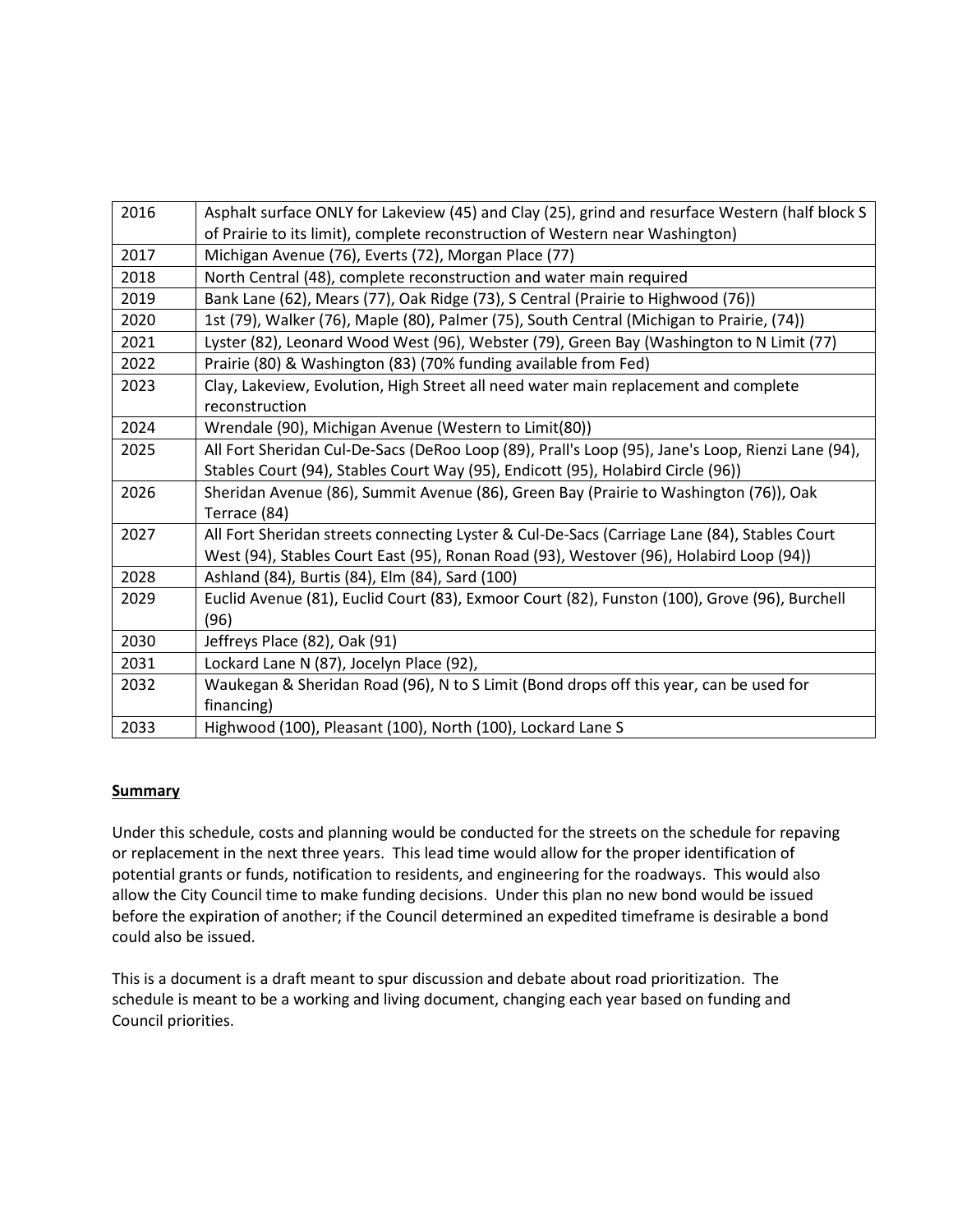| 2016 | Asphalt surface ONLY for Lakeview (45) and Clay (25), grind and resurface Western (half block S of Prairie to its limit), complete reconstruction of Western near Washington) |
|---|---|
| 2017 | Michigan Avenue (76), Everts (72), Morgan Place (77) |
| 2018 | North Central (48), complete reconstruction and water main required |
| 2019 | Bank Lane (62), Mears (77), Oak Ridge (73), S Central (Prairie to Highwood (76)) |
| 2020 | 1st (79), Walker (76), Maple (80), Palmer (75), South Central (Michigan to Prairie, (74)) |
| 2021 | Lyster (82), Leonard Wood West (96), Webster (79), Green Bay (Washington to N Limit (77) |
| 2022 | Prairie (80) & Washington (83) (70% funding available from Fed) |
| 2023 | Clay, Lakeview, Evolution, High Street all need water main replacement and complete reconstruction |
| 2024 | Wrendale (90), Michigan Avenue (Western to Limit(80)) |
| 2025 | All Fort Sheridan Cul-De-Sacs (DeRoo Loop (89), Prall's Loop (95), Jane's Loop, Rienzi Lane (94), Stables Court (94), Stables Court Way (95), Endicott (95), Holabird Circle (96)) |
| 2026 | Sheridan Avenue (86), Summit Avenue (86), Green Bay (Prairie to Washington (76)), Oak Terrace (84) |
| 2027 | All Fort Sheridan streets connecting Lyster & Cul-De-Sacs (Carriage Lane (84), Stables Court West (94), Stables Court East (95), Ronan Road (93), Westover (96), Holabird Loop (94)) |
| 2028 | Ashland (84), Burtis (84), Elm (84), Sard (100) |
| 2029 | Euclid Avenue (81), Euclid Court (83), Exmoor Court (82), Funston (100), Grove (96), Burchell (96) |
| 2030 | Jeffreys Place (82), Oak (91) |
| 2031 | Lockard Lane N (87), Jocelyn Place (92), |
| 2032 | Waukegan & Sheridan Road (96), N to S Limit (Bond drops off this year, can be used for financing) |
| 2033 | Highwood (100), Pleasant (100), North (100), Lockard Lane S |

**Summary**

Under this schedule, costs and planning would be conducted for the streets on the schedule for repaving or replacement in the next three years. This lead time would allow for the proper identification of potential grants or funds, notification to residents, and engineering for the roadways. This would also allow the City Council time to make funding decisions. Under this plan no new bond would be issued before the expiration of another; if the Council determined an expedited timeframe is desirable a bond could also be issued.

This is a document is a draft meant to spur discussion and debate about road prioritization. The schedule is meant to be a working and living document, changing each year based on funding and Council priorities.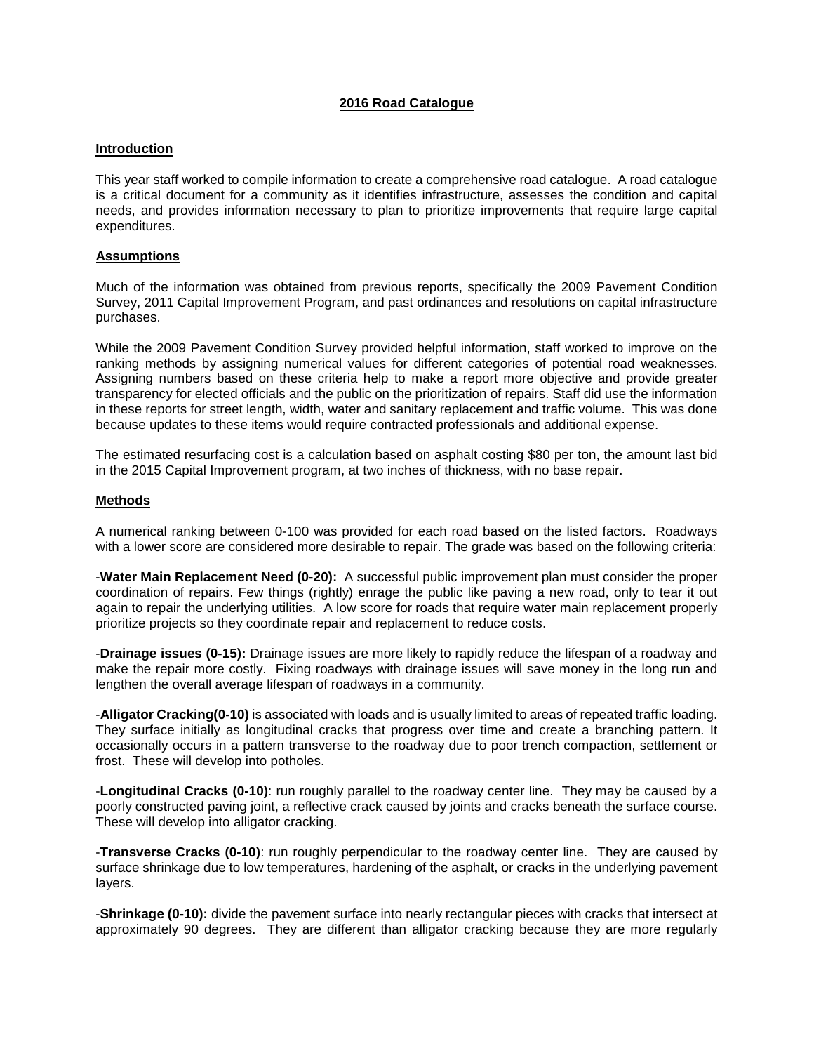# 2016 Road Catalogue

## Introduction

This year staff worked to compile information to create a comprehensive road catalogue. A road catalogue is a critical document for a community as it identifies infrastructure, assesses the condition and capital needs, and provides information necessary to plan to prioritize improvements that require large capital expenditures.

## Assumptions

Much of the information was obtained from previous reports, specifically the 2009 Pavement Condition Survey, 2011 Capital Improvement Program, and past ordinances and resolutions on capital infrastructure purchases.

While the 2009 Pavement Condition Survey provided helpful information, staff worked to improve on the ranking methods by assigning numerical values for different categories of potential road weaknesses. Assigning numbers based on these criteria help to make a report more objective and provide greater transparency for elected officials and the public on the prioritization of repairs. Staff did use the information in these reports for street length, width, water and sanitary replacement and traffic volume. This was done because updates to these items would require contracted professionals and additional expense.

The estimated resurfacing cost is a calculation based on asphalt costing $80 per ton, the amount last bid in the 2015 Capital Improvement program, at two inches of thickness, with no base repair.

## Methods

A numerical ranking between 0-100 was provided for each road based on the listed factors. Roadways with a lower score are considered more desirable to repair. The grade was based on the following criteria:

-**Water Main Replacement Need (0-20):** A successful public improvement plan must consider the proper coordination of repairs. Few things (rightly) enrage the public like paving a new road, only to tear it out again to repair the underlying utilities. A low score for roads that require water main replacement properly prioritize projects so they coordinate repair and replacement to reduce costs.

-**Drainage issues (0-15):** Drainage issues are more likely to rapidly reduce the lifespan of a roadway and make the repair more costly. Fixing roadways with drainage issues will save money in the long run and lengthen the overall average lifespan of roadways in a community.

-**Alligator Cracking(0-10)** is associated with loads and is usually limited to areas of repeated traffic loading. They surface initially as longitudinal cracks that progress over time and create a branching pattern. It occasionally occurs in a pattern transverse to the roadway due to poor trench compaction, settlement or frost. These will develop into potholes.

-**Longitudinal Cracks (0-10)**: run roughly parallel to the roadway center line. They may be caused by a poorly constructed paving joint, a reflective crack caused by joints and cracks beneath the surface course. These will develop into alligator cracking.

-**Transverse Cracks (0-10)**: run roughly perpendicular to the roadway center line. They are caused by surface shrinkage due to low temperatures, hardening of the asphalt, or cracks in the underlying pavement layers.

-**Shrinkage (0-10):** divide the pavement surface into nearly rectangular pieces with cracks that intersect at approximately 90 degrees. They are different than alligator cracking because they are more regularly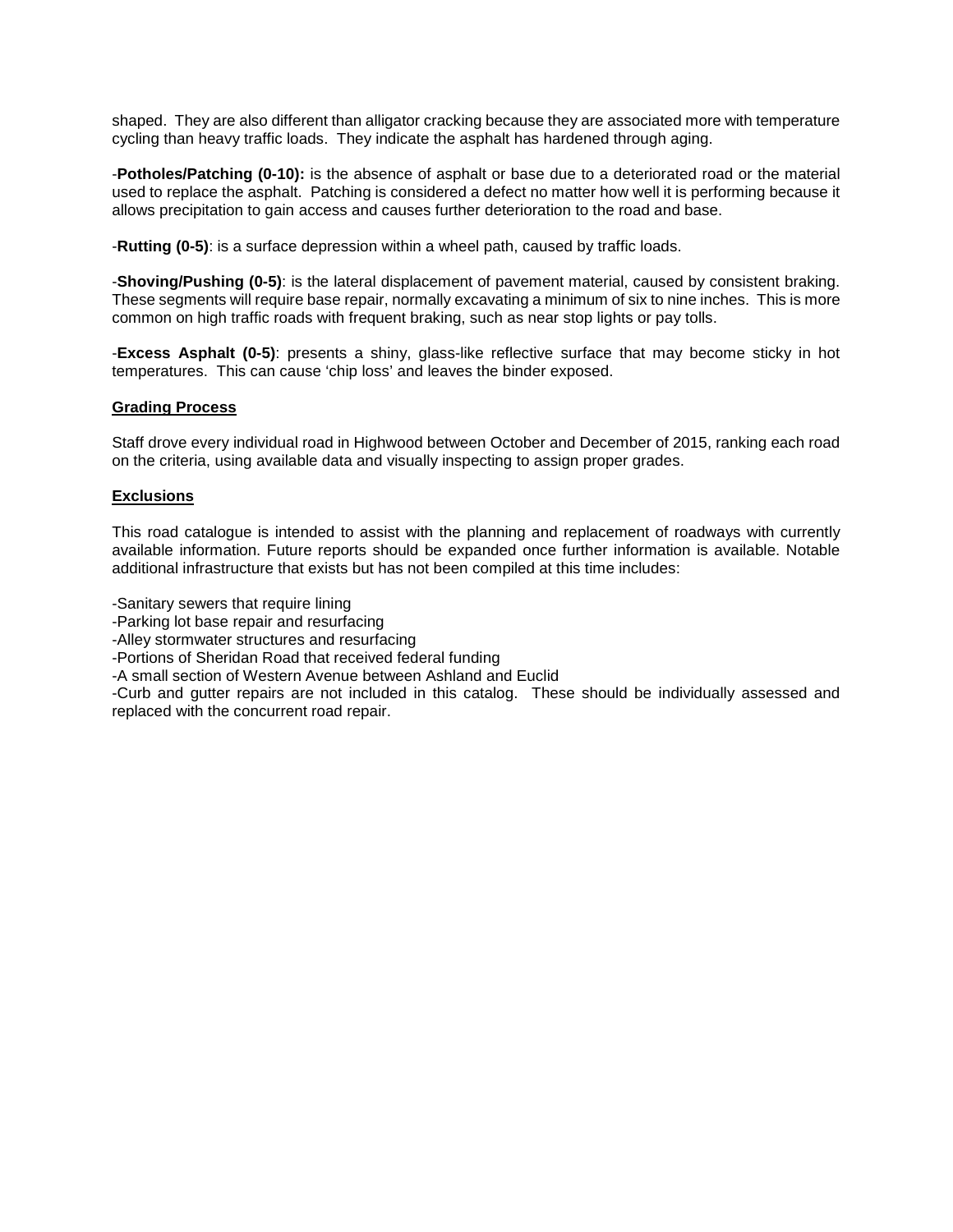shaped. They are also different than alligator cracking because they are associated more with temperature cycling than heavy traffic loads. They indicate the asphalt has hardened through aging.

-**Potholes/Patching (0-10):** is the absence of asphalt or base due to a deteriorated road or the material used to replace the asphalt. Patching is considered a defect no matter how well it is performing because it allows precipitation to gain access and causes further deterioration to the road and base.

-**Rutting (0-5)**: is a surface depression within a wheel path, caused by traffic loads.

-**Shoving/Pushing (0-5)**: is the lateral displacement of pavement material, caused by consistent braking. These segments will require base repair, normally excavating a minimum of six to nine inches. This is more common on high traffic roads with frequent braking, such as near stop lights or pay tolls.

-**Excess Asphalt (0-5)**: presents a shiny, glass-like reflective surface that may become sticky in hot temperatures. This can cause 'chip loss' and leaves the binder exposed.

**Grading Process**

Staff drove every individual road in Highwood between October and December of 2015, ranking each road on the criteria, using available data and visually inspecting to assign proper grades.

**Exclusions**

This road catalogue is intended to assist with the planning and replacement of roadways with currently available information. Future reports should be expanded once further information is available. Notable additional infrastructure that exists but has not been compiled at this time includes:

-Sanitary sewers that require lining
-Parking lot base repair and resurfacing
-Alley stormwater structures and resurfacing
-Portions of Sheridan Road that received federal funding
-A small section of Western Avenue between Ashland and Euclid
-Curb and gutter repairs are not included in this catalog. These should be individually assessed and replaced with the concurrent road repair.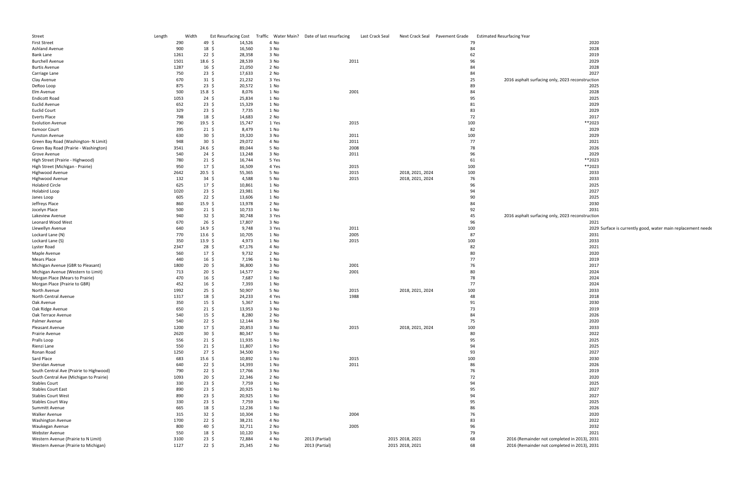| Street | Length | Width | Est Resurfacing Cost | Traffic | Water Main? | Date of last resurfacing | Last Crack Seal | Next Crack Seal | Pavement Grade | Estimated Resurfacing Year |
|---|---|---|---|---|---|---|---|---|---|---|
| First Street | 290 | 49 | $ 14,526 | 4 | No | | | | 79 | 2020 |
| Ashland Avenue | 900 | 18 | $ 16,560 | 3 | No | | | | 84 | 2028 |
| Bank Lane | 1261 | 22 | $ 28,358 | 3 | No | | | | 62 | 2019 |
| Burchell Avenue | 1501 | 18.6 | $ 28,539 | 3 | No | | 2011 | | 96 | 2029 |
| Burtis Avenue | 1287 | 16 | $ 21,050 | 2 | No | | | | 84 | 2028 |
| Carriage Lane | 750 | 23 | $ 17,633 | 2 | No | | | | 84 | 2027 |
| Clay Avenue | 670 | 31 | $ 21,232 | 3 | Yes | | | | 25 | 2016 asphalt surfacing only, 2023 reconstruction |
| DeRoo Loop | 875 | 23 | $ 20,572 | 1 | No | | | | 89 | 2025 |
| Elm Avenue | 500 | 15.8 | $ 8,076 | 1 | No | | 2001 | | 84 | 2028 |
| Endicott Road | 1053 | 24 | $ 25,834 | 1 | No | | | | 95 | 2025 |
| Euclid Avenue | 652 | 23 | $ 15,329 | 1 | No | | | | 81 | 2029 |
| Euclid Court | 329 | 23 | $ 7,735 | 1 | No | | | | 83 | 2029 |
| Everts Place | 798 | 18 | $ 14,683 | 2 | No | | | | 72 | 2017 |
| Evolution Avenue | 790 | 19.5 | $ 15,747 | 1 | Yes | | 2015 | | 100 | **2023 |
| Exmoor Court | 395 | 21 | $ 8,479 | 1 | No | | | | 82 | 2029 |
| Funston Avenue | 630 | 30 | $ 19,320 | 3 | No | | 2011 | | 100 | 2029 |
| Green Bay Road (Washington- N Limit) | 948 | 30 | $ 29,072 | 4 | No | | 2011 | | 77 | 2021 |
| Green Bay Road (Prairie - Washington) | 3541 | 24.6 | $ 89,044 | 5 | No | | 2008 | | 78 | 2026 |
| Grove Avenue | 540 | 24 | $ 13,248 | 3 | No | | 2011 | | 96 | 2029 |
| High Street (Prairie - Highwood) | 780 | 21 | $ 16,744 | 5 | Yes | | | | 61 | **2023 |
| High Street (Michigan - Prairie) | 950 | 17 | $ 16,509 | 4 | Yes | | 2015 | | 100 | **2023 |
| Highwood Avenue | 2642 | 20.5 | $ 55,365 | 5 | No | | 2015 | 2018, 2021, 2024 | 100 | 2033 |
| Highwood Avenue | 132 | 34 | $ 4,588 | 5 | No | | 2015 | 2018, 2021, 2024 | 76 | 2033 |
| Holabird Circle | 625 | 17 | $ 10,861 | 1 | No | | | | 96 | 2025 |
| Holabird Loop | 1020 | 23 | $ 23,981 | 1 | No | | | | 94 | 2027 |
| Janes Loop | 605 | 22 | $ 13,606 | 1 | No | | | | 90 | 2025 |
| Jeffreys Place | 860 | 15.9 | $ 13,978 | 2 | No | | | | 84 | 2030 |
| Jocelyn Place | 500 | 21 | $ 10,733 | 1 | No | | | | 92 | 2031 |
| Lakeview Avenue | 940 | 32 | $ 30,748 | 3 | Yes | | | | 45 | 2016 asphalt surfacing only, 2023 reconstruction |
| Leonard Wood West | 670 | 26 | $ 17,807 | 3 | No | | | | 96 | 2021 |
| Llewellyn Avenue | 640 | 14.9 | $ 9,748 | 3 | Yes | | 2011 | | 100 | 2029 Surface is currently good, water main replacement neede |
| Lockard Lane (N) | 770 | 13.6 | $ 10,705 | 1 | No | | 2005 | | 87 | 2031 |
| Lockard Lane (S) | 350 | 13.9 | $ 4,973 | 1 | No | | 2015 | | 100 | 2033 |
| Lyster Road | 2347 | 28 | $ 67,176 | 4 | No | | | | 82 | 2021 |
| Maple Avenue | 560 | 17 | $ 9,732 | 2 | No | | | | 80 | 2020 |
| Mears Place | 440 | 16 | $ 7,196 | 1 | No | | | | 77 | 2019 |
| Michigan Avenue (GBR to Pleasant) | 1800 | 20 | $ 36,800 | 3 | No | | 2001 | | 76 | 2017 |
| Michigan Avenue (Western to Limit) | 713 | 20 | $ 14,577 | 2 | No | | 2001 | | 80 | 2024 |
| Morgan Place (Mears to Prairie) | 470 | 16 | $ 7,687 | 1 | No | | | | 78 | 2024 |
| Morgan Place (Prairie to GBR) | 452 | 16 | $ 7,393 | 1 | No | | | | 77 | 2024 |
| North Avenue | 1992 | 25 | $ 50,907 | 5 | No | | 2015 | 2018, 2021, 2024 | 100 | 2033 |
| North Central Avenue | 1317 | 18 | $ 24,233 | 4 | Yes | | 1988 | | 48 | 2018 |
| Oak Avenue | 350 | 15 | $ 5,367 | 1 | No | | | | 91 | 2030 |
| Oak Ridge Avenue | 650 | 21 | $ 13,953 | 3 | No | | | | 73 | 2019 |
| Oak Terrace Avenue | 540 | 15 | $ 8,280 | 2 | No | | | | 84 | 2026 |
| Palmer Avenue | 540 | 22 | $ 12,144 | 3 | No | | | | 75 | 2020 |
| Pleasant Avenue | 1200 | 17 | $ 20,853 | 3 | No | | 2015 | 2018, 2021, 2024 | 100 | 2033 |
| Prairie Avenue | 2620 | 30 | $ 80,347 | 5 | No | | | | 80 | 2022 |
| Pralls Loop | 556 | 21 | $ 11,935 | 1 | No | | | | 95 | 2025 |
| Rienzi Lane | 550 | 21 | $ 11,807 | 1 | No | | | | 94 | 2025 |
| Ronan Road | 1250 | 27 | $ 34,500 | 3 | No | | | | 93 | 2027 |
| Sard Place | 683 | 15.6 | $ 10,892 | 1 | No | | 2015 | | 100 | 2030 |
| Sheridan Avenue | 640 | 22 | $ 14,393 | 1 | No | | 2011 | | 86 | 2026 |
| South Central Ave (Prairie to Highwood) | 790 | 22 | $ 17,766 | 3 | No | | | | 76 | 2019 |
| South Central Ave (Michigan to Prairie) | 1093 | 20 | $ 22,346 | 2 | No | | | | 72 | 2020 |
| Stables Court | 330 | 23 | $ 7,759 | 1 | No | | | | 94 | 2025 |
| Stables Court East | 890 | 23 | $ 20,925 | 1 | No | | | | 95 | 2027 |
| Stables Court West | 890 | 23 | $ 20,925 | 1 | No | | | | 94 | 2027 |
| Stables Court Way | 330 | 23 | $ 7,759 | 1 | No | | | | 95 | 2025 |
| Summitt Avenue | 665 | 18 | $ 12,236 | 1 | No | | | | 86 | 2026 |
| Walker Avenue | 315 | 32 | $ 10,304 | 1 | No | | 2004 | | 76 | 2020 |
| Washington Avenue | 1700 | 22 | $ 38,231 | 4 | No | | | | 83 | 2022 |
| Waukegan Avenue | 800 | 40 | $ 32,711 | 2 | No | | 2005 | | 96 | 2032 |
| Webster Avenue | 550 | 18 | $ 10,120 | 3 | No | | | | 79 | 2021 |
| Western Avenue (Prairie to N Limit) | 3100 | 23 | $ 72,884 | 4 | No | 2013 (Partial) | | 2015 2018, 2021 | 68 | 2016 (Remainder not completed in 2013), 2031 |
| Western Avenue (Prairie to Michigan) | 1127 | 22 | $ 25,345 | 2 | No | 2013 (Partial) | | 2015 2018, 2021 | 68 | 2016 (Remainder not completed in 2013), 2031 |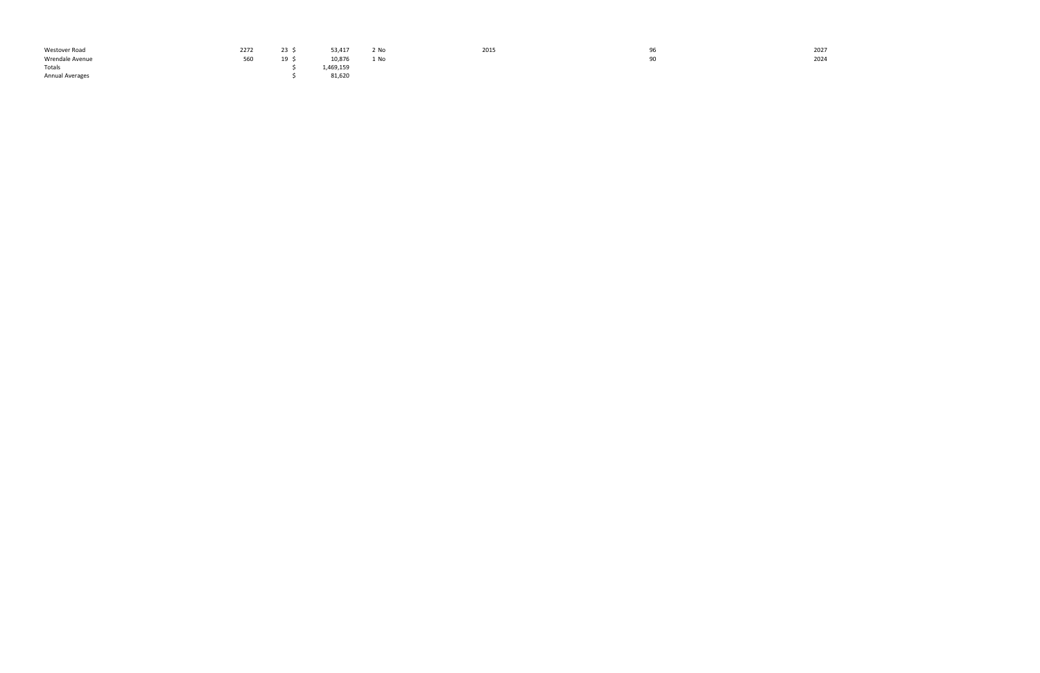| | | | | | | | |
|---|---|---|---|---|---|---|---|
| Westover Road | 2272 | 23 | $ 53,417 | 2 | No | 2015 | 96 | 2027 |
| Wrendale Avenue | 560 | 19 | $ 10,876 | 1 | No | | 90 | 2024 |
| Totals | | | $ 1,469,159 | | | | | |
| Annual Averages | | | $ 81,620 | | | | | |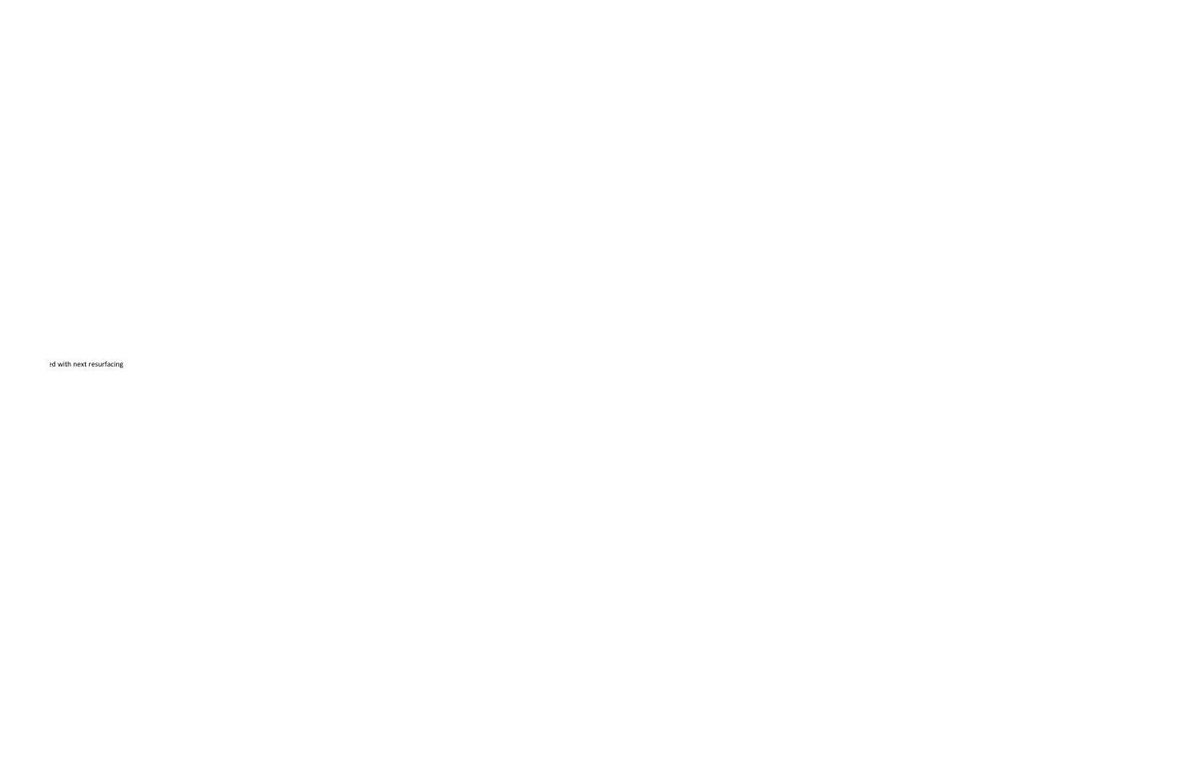ed with next resurfacing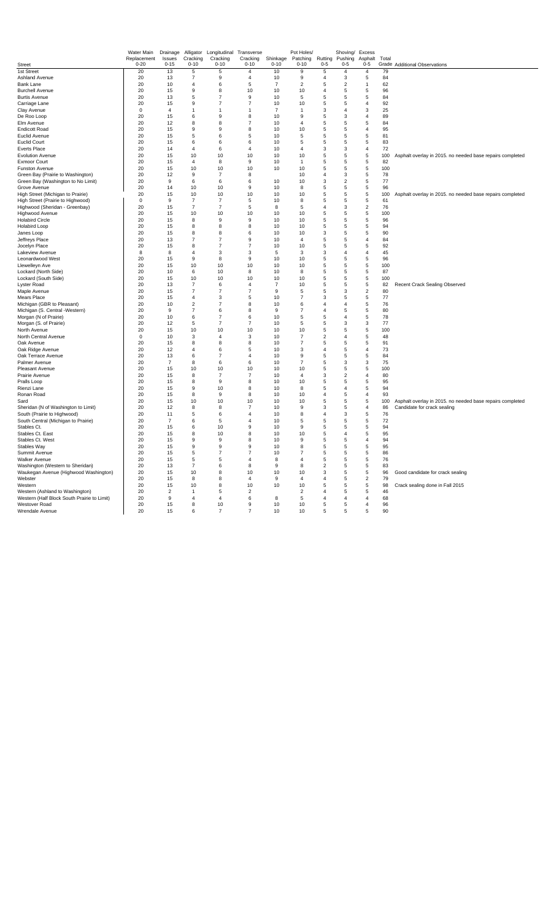| Street | Water Main Replacement 0-20 | Drainage Issues 0-15 | Alligator Cracking 0-10 | Longitudinal Cracking 0-10 | Transverse Cracking 0-10 | Shrinkage 0-10 | Pot Holes/ Patching 0-10 | Rutting 0-5 | Shoving/ Pushing 0-5 | Excess Asphalt 0-5 | Total Grade | Additional Observations |
|---|---|---|---|---|---|---|---|---|---|---|---|---|
| 1st Street | 20 | 13 | 5 | 5 | 4 | 10 | 9 | 5 | 4 | 4 | 79 | |
| Ashland Avenue | 20 | 13 | 7 | 9 | 4 | 10 | 9 | 4 | 3 | 5 | 84 | |
| Bank Lane | 20 | 10 | 4 | 6 | 5 | 7 | 2 | 5 | 2 | 1 | 62 | |
| Burchell Avenue | 20 | 15 | 9 | 8 | 10 | 10 | 10 | 4 | 5 | 5 | 96 | |
| Burtis Avenue | 20 | 13 | 5 | 7 | 9 | 10 | 5 | 5 | 5 | 5 | 84 | |
| Carriage Lane | 20 | 15 | 9 | 7 | 7 | 10 | 10 | 5 | 5 | 4 | 92 | |
| Clay Avenue | 0 | 4 | 1 | 1 | 1 | 7 | 1 | 3 | 4 | 3 | 25 | |
| De Roo Loop | 20 | 15 | 6 | 9 | 8 | 10 | 9 | 5 | 3 | 4 | 89 | |
| Elm Avenue | 20 | 12 | 8 | 8 | 7 | 10 | 4 | 5 | 5 | 5 | 84 | |
| Endicott Road | 20 | 15 | 9 | 9 | 8 | 10 | 10 | 5 | 5 | 4 | 95 | |
| Euclid Avenue | 20 | 15 | 5 | 6 | 5 | 10 | 5 | 5 | 5 | 5 | 81 | |
| Euclid Court | 20 | 15 | 6 | 6 | 6 | 10 | 5 | 5 | 5 | 5 | 83 | |
| Everts Place | 20 | 14 | 4 | 6 | 4 | 10 | 4 | 3 | 3 | 4 | 72 | |
| Evolution Avenue | 20 | 15 | 10 | 10 | 10 | 10 | 10 | 5 | 5 | 5 | 100 | Asphalt overlay in 2015. no needed base repairs completed |
| Exmoor Court | 20 | 15 | 4 | 8 | 9 | 10 | 1 | 5 | 5 | 5 | 82 | |
| Funston Avenue | 20 | 15 | 10 | 10 | 10 | 10 | 10 | 5 | 5 | 5 | 100 | |
| Green Bay (Prairie to Washington) | 20 | 12 | 9 | 7 | 8 | | 10 | 4 | 3 | 5 | 78 | |
| Green Bay (Washington to No Limit) | 20 | 9 | 6 | 6 | 6 | 10 | 10 | 3 | 2 | 5 | 77 | |
| Grove Avenue | 20 | 14 | 10 | 10 | 9 | 10 | 8 | 5 | 5 | 5 | 96 | |
| High Street (Michigan to Prairie) | 20 | 15 | 10 | 10 | 10 | 10 | 10 | 5 | 5 | 5 | 100 | Asphalt overlay in 2015. no needed base repairs completed |
| High Street (Prairie to Highwood) | 0 | 9 | 7 | 7 | 5 | 10 | 8 | 5 | 5 | 5 | 61 | |
| Highwood (Sheridan - Greenbay) | 20 | 15 | 7 | 7 | 5 | 8 | 5 | 4 | 3 | 2 | 76 | |
| Highwood Avenue | 20 | 15 | 10 | 10 | 10 | 10 | 10 | 5 | 5 | 5 | 100 | |
| Holabird Circle | 20 | 15 | 8 | 9 | 9 | 10 | 10 | 5 | 5 | 5 | 96 | |
| Holabird Loop | 20 | 15 | 8 | 8 | 8 | 10 | 10 | 5 | 5 | 5 | 94 | |
| Janes Loop | 20 | 15 | 8 | 8 | 6 | 10 | 10 | 3 | 5 | 5 | 90 | |
| Jeffreys Place | 20 | 13 | 7 | 7 | 9 | 10 | 4 | 5 | 5 | 4 | 84 | |
| Jocelyn Place | 20 | 15 | 8 | 7 | 7 | 10 | 10 | 5 | 5 | 5 | 92 | |
| Lakeview Avenue | 8 | 8 | 4 | 3 | 3 | 5 | 3 | 3 | 4 | 4 | 45 | |
| Leonardwood West | 20 | 15 | 9 | 8 | 9 | 10 | 10 | 5 | 5 | 5 | 96 | |
| Llewelleyn Ave | 20 | 15 | 10 | 10 | 10 | 10 | 10 | 5 | 5 | 5 | 100 | |
| Lockard (North Side) | 20 | 10 | 6 | 10 | 8 | 10 | 8 | 5 | 5 | 5 | 87 | |
| Lockard (South Side) | 20 | 15 | 10 | 10 | 10 | 10 | 10 | 5 | 5 | 5 | 100 | |
| Lyster Road | 20 | 13 | 7 | 6 | 4 | 7 | 10 | 5 | 5 | 5 | 82 | Recent Crack Sealing Observed |
| Maple Avenue | 20 | 15 | 7 | 7 | 7 | 9 | 5 | 5 | 3 | 2 | 80 | |
| Mears Place | 20 | 15 | 4 | 3 | 5 | 10 | 7 | 3 | 5 | 5 | 77 | |
| Michigan (GBR to Pleasant) | 20 | 10 | 2 | 7 | 8 | 10 | 6 | 4 | 4 | 5 | 76 | |
| Michigan (S. Central -Western) | 20 | 9 | 7 | 6 | 8 | 9 | 7 | 4 | 5 | 5 | 80 | |
| Morgan (N of Prairie) | 20 | 10 | 6 | 7 | 6 | 10 | 5 | 5 | 4 | 5 | 78 | |
| Morgan (S. of Prairie) | 20 | 12 | 5 | 7 | 7 | 10 | 5 | 5 | 3 | 3 | 77 | |
| North Avenue | 20 | 15 | 10 | 10 | 10 | 10 | 10 | 5 | 5 | 5 | 100 | |
| North Central Avenue | 0 | 10 | 3 | 4 | 3 | 10 | 7 | 2 | 4 | 5 | 48 | |
| Oak Avenue | 20 | 15 | 8 | 8 | 8 | 10 | 7 | 5 | 5 | 5 | 91 | |
| Oak Ridge Avenue | 20 | 12 | 4 | 6 | 5 | 10 | 3 | 4 | 5 | 4 | 73 | |
| Oak Terrace Avenue | 20 | 13 | 6 | 7 | 4 | 10 | 9 | 5 | 5 | 5 | 84 | |
| Palmer Avenue | 20 | 7 | 8 | 6 | 6 | 10 | 7 | 5 | 3 | 3 | 75 | |
| Pleasant Avenue | 20 | 15 | 10 | 10 | 10 | 10 | 10 | 5 | 5 | 5 | 100 | |
| Prairie Avenue | 20 | 15 | 8 | 7 | 7 | 10 | 4 | 3 | 2 | 4 | 80 | |
| Pralls Loop | 20 | 15 | 8 | 9 | 8 | 10 | 10 | 5 | 5 | 5 | 95 | |
| Rienzi Lane | 20 | 15 | 9 | 10 | 8 | 10 | 8 | 5 | 4 | 5 | 94 | |
| Ronan Road | 20 | 15 | 8 | 9 | 8 | 10 | 10 | 4 | 5 | 4 | 93 | |
| Sard | 20 | 15 | 10 | 10 | 10 | 10 | 10 | 5 | 5 | 5 | 100 | Asphalt overlay in 2015. no needed base repairs completed |
| Sheridan (N of Washington to Limit) | 20 | 12 | 8 | 8 | 7 | 10 | 9 | 3 | 5 | 4 | 86 | Candidate for crack sealing |
| South (Prairie to Highwood) | 20 | 11 | 5 | 6 | 4 | 10 | 8 | 4 | 3 | 5 | 76 | |
| South Central (Michigan to Prairie) | 20 | 7 | 6 | 5 | 4 | 10 | 5 | 5 | 5 | 5 | 72 | |
| Stables Ct. | 20 | 15 | 6 | 10 | 9 | 10 | 9 | 5 | 5 | 5 | 94 | |
| Stables Ct. East | 20 | 15 | 8 | 10 | 8 | 10 | 10 | 5 | 4 | 5 | 95 | |
| Stables Ct. West | 20 | 15 | 9 | 9 | 8 | 10 | 9 | 5 | 5 | 4 | 94 | |
| Stables Way | 20 | 15 | 9 | 9 | 9 | 10 | 8 | 5 | 5 | 5 | 95 | |
| Summit Avenue | 20 | 15 | 5 | 7 | 7 | 10 | 7 | 5 | 5 | 5 | 86 | |
| Walker Avenue | 20 | 15 | 5 | 5 | 4 | 8 | 4 | 5 | 5 | 5 | 76 | |
| Washington (Western to Sheridan) | 20 | 13 | 7 | 6 | 8 | 9 | 8 | 2 | 5 | 5 | 83 | |
| Waukegan Avenue (Highwood Washington) | 20 | 15 | 10 | 8 | 10 | 10 | 10 | 3 | 5 | 5 | 96 | Good candidate for crack sealing |
| Webster | 20 | 15 | 8 | 8 | 4 | 9 | 4 | 4 | 5 | 2 | 79 | |
| Western | 20 | 15 | 10 | 8 | 10 | 10 | 10 | 5 | 5 | 5 | 98 | Crack sealing done in Fall 2015 |
| Western (Ashland to Washington) | 20 | 2 | 1 | 5 | 2 | | 2 | 4 | 5 | 5 | 46 | |
| Western (Half Block South Prairie to Limit) | 20 | 9 | 4 | 4 | 6 | 8 | 5 | 4 | 4 | 4 | 68 | |
| Westover Road | 20 | 15 | 8 | 10 | 9 | 10 | 10 | 5 | 5 | 4 | 96 | |
| Wrendale Avenue | 20 | 15 | 6 | 7 | 7 | 10 | 10 | 5 | 5 | 5 | 90 | |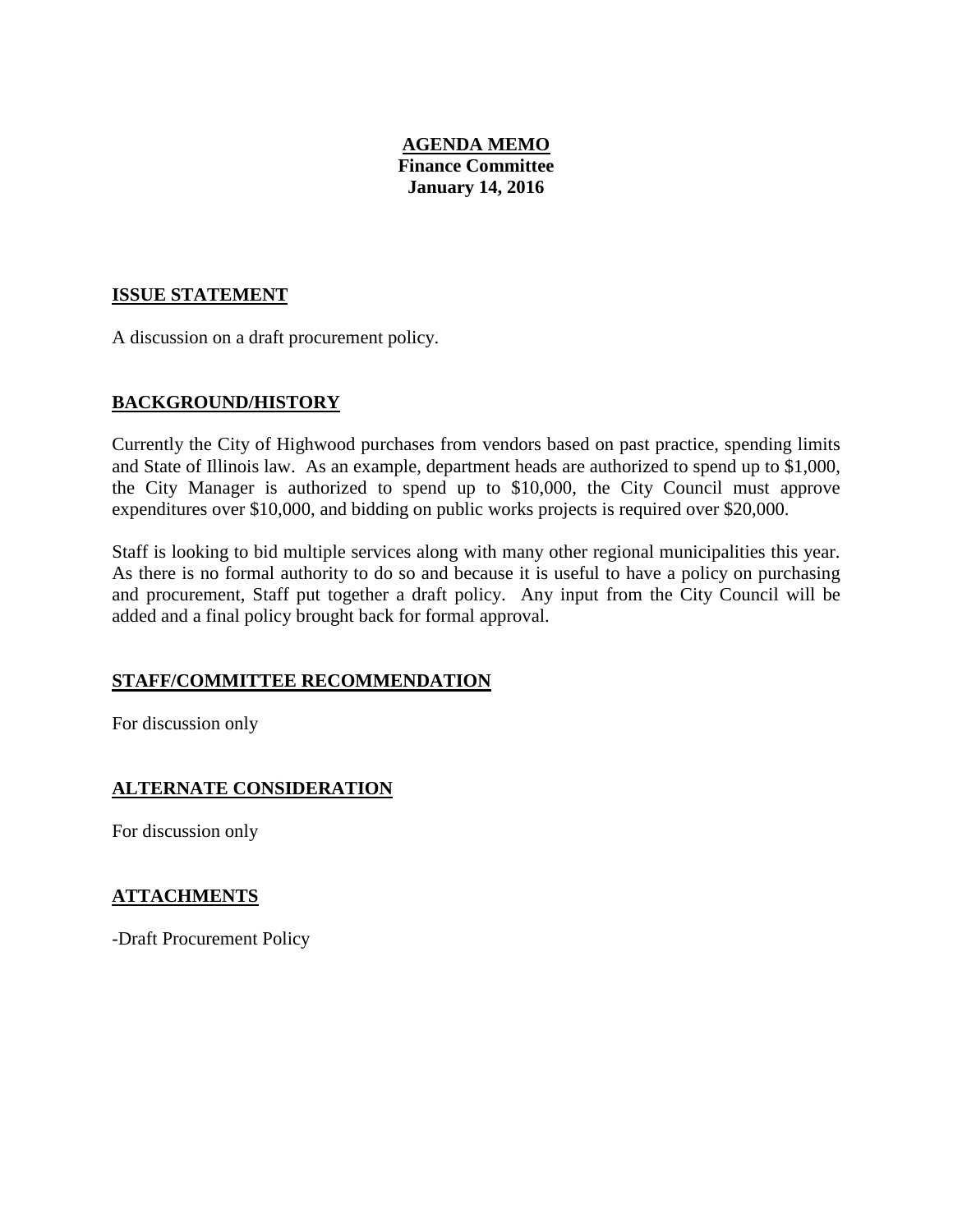# AGENDA MEMO

**Finance Committee**

**January 14, 2016**

## ISSUE STATEMENT

A discussion on a draft procurement policy.

## BACKGROUND/HISTORY

Currently the City of Highwood purchases from vendors based on past practice, spending limits and State of Illinois law. As an example, department heads are authorized to spend up to $1,000, the City Manager is authorized to spend up to $10,000, the City Council must approve expenditures over $10,000, and bidding on public works projects is required over $20,000.

Staff is looking to bid multiple services along with many other regional municipalities this year. As there is no formal authority to do so and because it is useful to have a policy on purchasing and procurement, Staff put together a draft policy. Any input from the City Council will be added and a final policy brought back for formal approval.

## STAFF/COMMITTEE RECOMMENDATION

For discussion only

## ALTERNATE CONSIDERATION

For discussion only

## ATTACHMENTS

-Draft Procurement Policy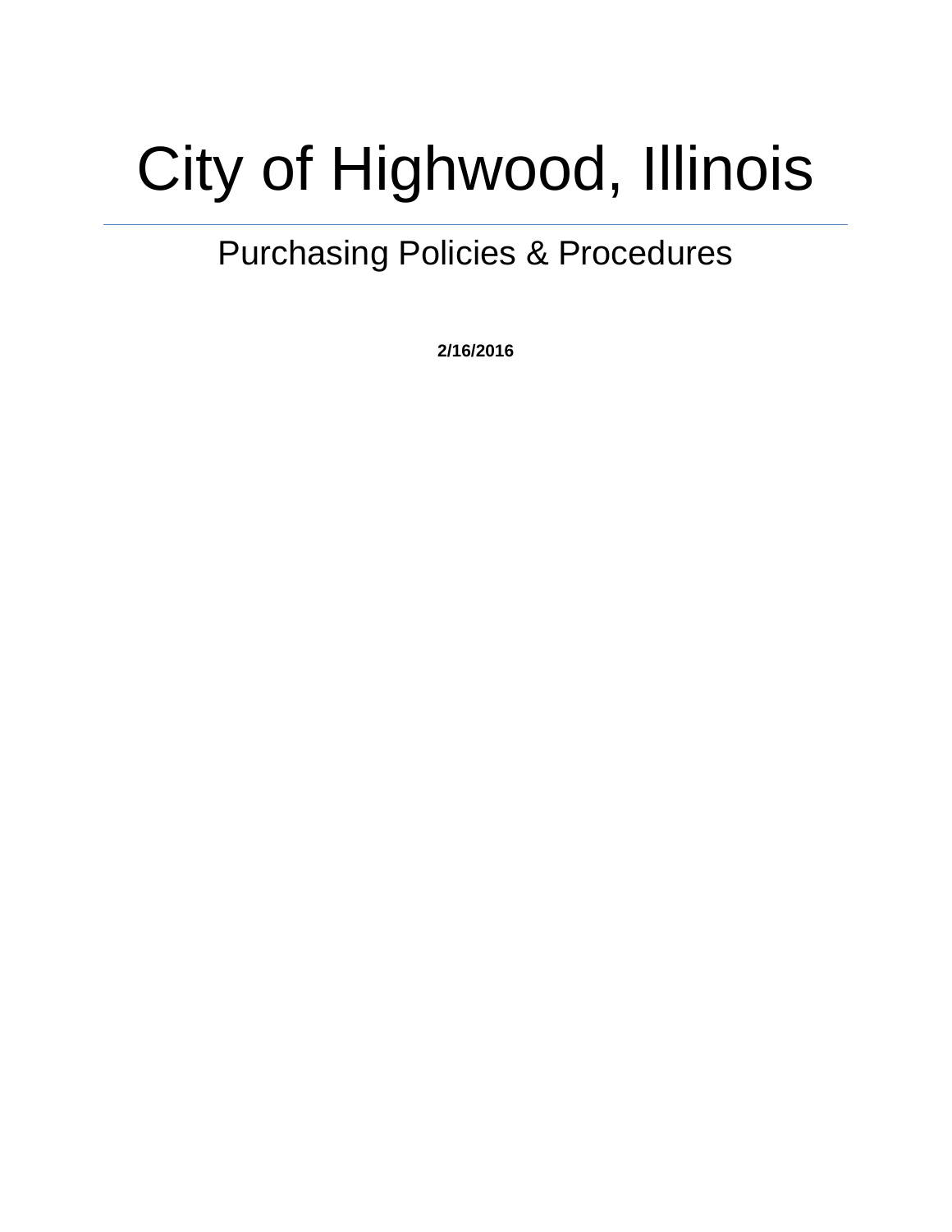# City of Highwood, Illinois

---

## Purchasing Policies & Procedures

**2/16/2016**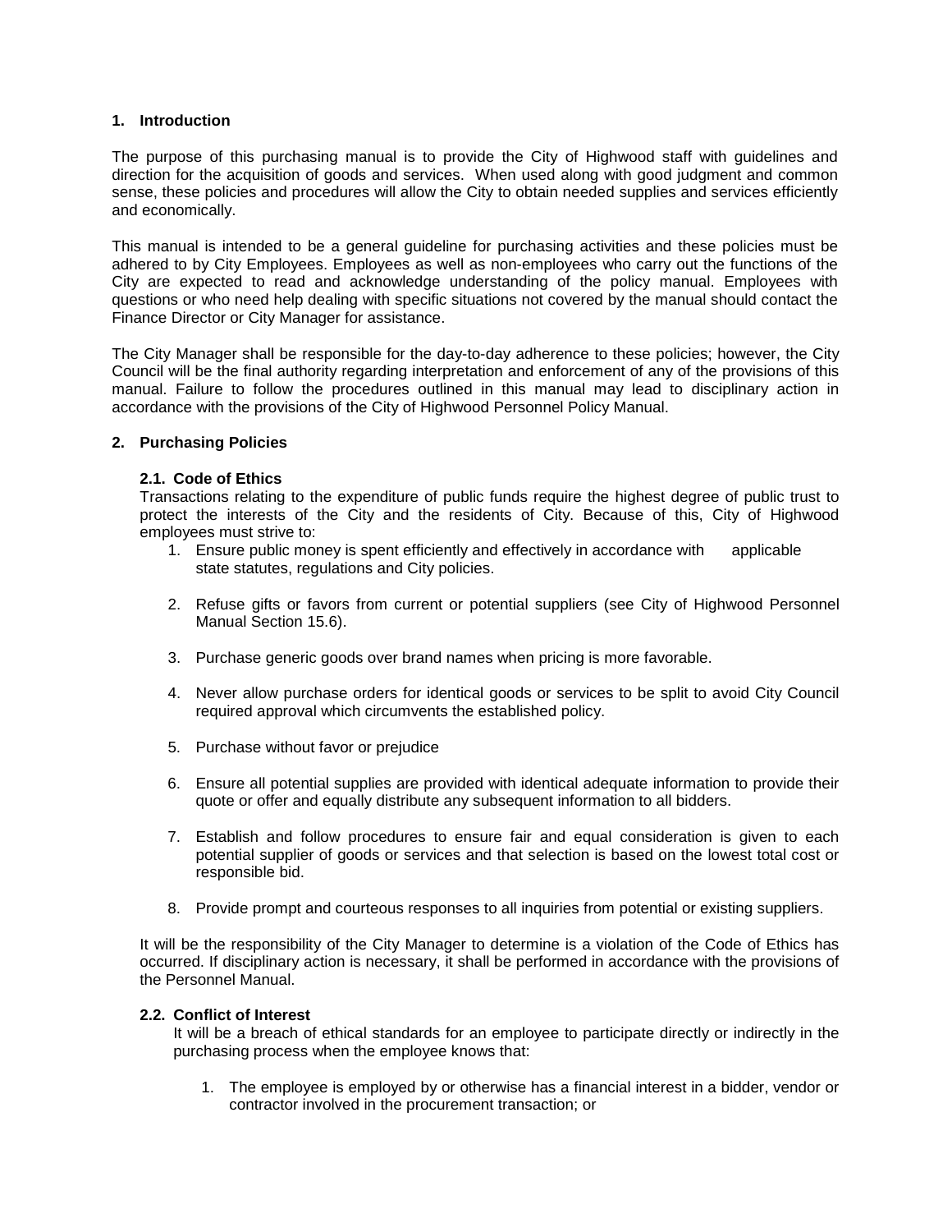## 1. Introduction

The purpose of this purchasing manual is to provide the City of Highwood staff with guidelines and direction for the acquisition of goods and services. When used along with good judgment and common sense, these policies and procedures will allow the City to obtain needed supplies and services efficiently and economically.

This manual is intended to be a general guideline for purchasing activities and these policies must be adhered to by City Employees. Employees as well as non-employees who carry out the functions of the City are expected to read and acknowledge understanding of the policy manual. Employees with questions or who need help dealing with specific situations not covered by the manual should contact the Finance Director or City Manager for assistance.

The City Manager shall be responsible for the day-to-day adherence to these policies; however, the City Council will be the final authority regarding interpretation and enforcement of any of the provisions of this manual. Failure to follow the procedures outlined in this manual may lead to disciplinary action in accordance with the provisions of the City of Highwood Personnel Policy Manual.

## 2. Purchasing Policies

### 2.1. Code of Ethics

Transactions relating to the expenditure of public funds require the highest degree of public trust to protect the interests of the City and the residents of City. Because of this, City of Highwood employees must strive to:

1. Ensure public money is spent efficiently and effectively in accordance with applicable state statutes, regulations and City policies.
2. Refuse gifts or favors from current or potential suppliers (see City of Highwood Personnel Manual Section 15.6).
3. Purchase generic goods over brand names when pricing is more favorable.
4. Never allow purchase orders for identical goods or services to be split to avoid City Council required approval which circumvents the established policy.
5. Purchase without favor or prejudice
6. Ensure all potential supplies are provided with identical adequate information to provide their quote or offer and equally distribute any subsequent information to all bidders.
7. Establish and follow procedures to ensure fair and equal consideration is given to each potential supplier of goods or services and that selection is based on the lowest total cost or responsible bid.
8. Provide prompt and courteous responses to all inquiries from potential or existing suppliers.

It will be the responsibility of the City Manager to determine is a violation of the Code of Ethics has occurred. If disciplinary action is necessary, it shall be performed in accordance with the provisions of the Personnel Manual.

### 2.2. Conflict of Interest

It will be a breach of ethical standards for an employee to participate directly or indirectly in the purchasing process when the employee knows that:

1. The employee is employed by or otherwise has a financial interest in a bidder, vendor or contractor involved in the procurement transaction; or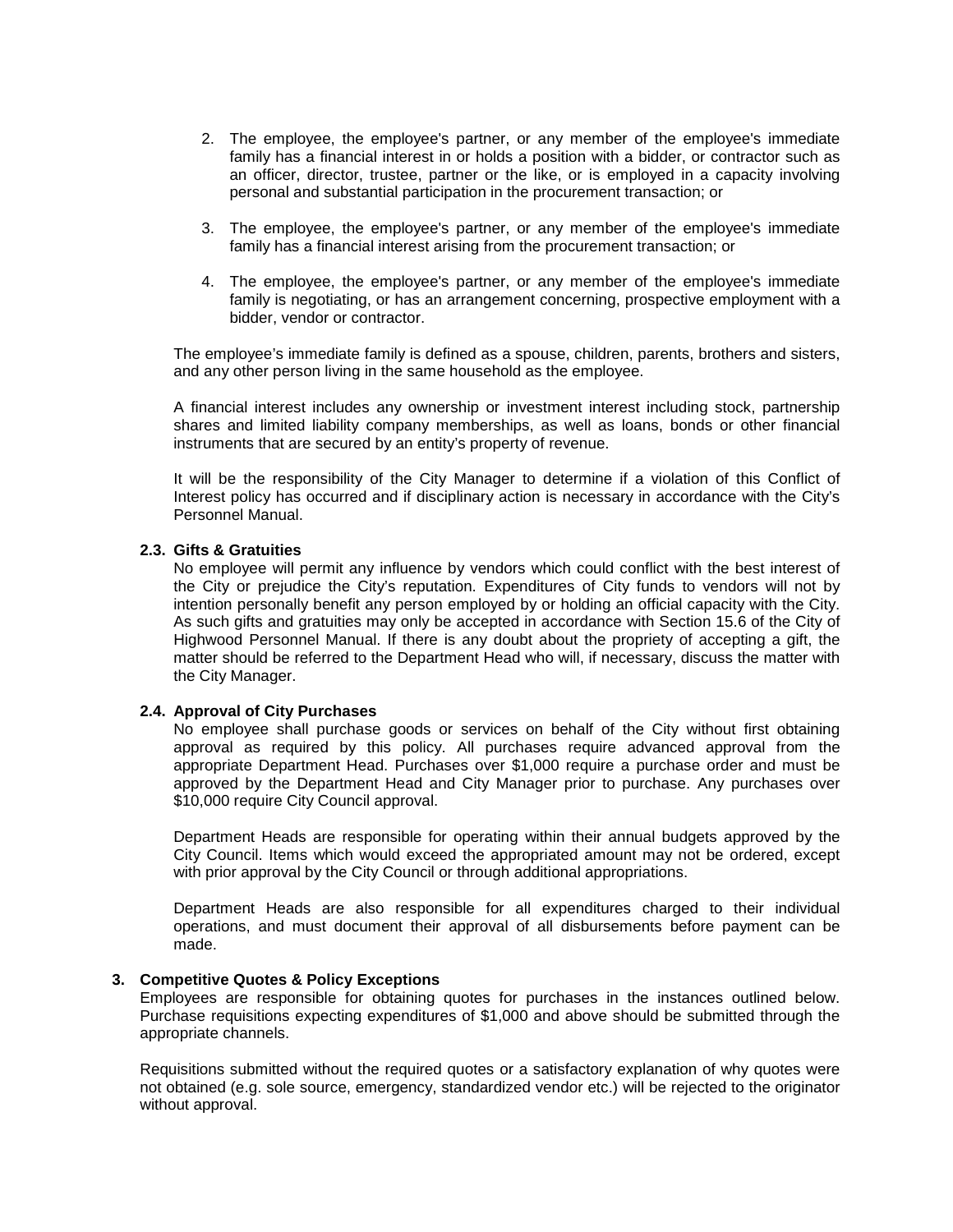2. The employee, the employee's partner, or any member of the employee's immediate family has a financial interest in or holds a position with a bidder, or contractor such as an officer, director, trustee, partner or the like, or is employed in a capacity involving personal and substantial participation in the procurement transaction; or

3. The employee, the employee's partner, or any member of the employee's immediate family has a financial interest arising from the procurement transaction; or

4. The employee, the employee's partner, or any member of the employee's immediate family is negotiating, or has an arrangement concerning, prospective employment with a bidder, vendor or contractor.

The employee's immediate family is defined as a spouse, children, parents, brothers and sisters, and any other person living in the same household as the employee.

A financial interest includes any ownership or investment interest including stock, partnership shares and limited liability company memberships, as well as loans, bonds or other financial instruments that are secured by an entity's property of revenue.

It will be the responsibility of the City Manager to determine if a violation of this Conflict of Interest policy has occurred and if disciplinary action is necessary in accordance with the City's Personnel Manual.

**2.3. Gifts & Gratuities**

No employee will permit any influence by vendors which could conflict with the best interest of the City or prejudice the City's reputation. Expenditures of City funds to vendors will not by intention personally benefit any person employed by or holding an official capacity with the City. As such gifts and gratuities may only be accepted in accordance with Section 15.6 of the City of Highwood Personnel Manual. If there is any doubt about the propriety of accepting a gift, the matter should be referred to the Department Head who will, if necessary, discuss the matter with the City Manager.

**2.4. Approval of City Purchases**

No employee shall purchase goods or services on behalf of the City without first obtaining approval as required by this policy. All purchases require advanced approval from the appropriate Department Head. Purchases over $1,000 require a purchase order and must be approved by the Department Head and City Manager prior to purchase. Any purchases over $10,000 require City Council approval.

Department Heads are responsible for operating within their annual budgets approved by the City Council. Items which would exceed the appropriated amount may not be ordered, except with prior approval by the City Council or through additional appropriations.

Department Heads are also responsible for all expenditures charged to their individual operations, and must document their approval of all disbursements before payment can be made.

**3. Competitive Quotes & Policy Exceptions**

Employees are responsible for obtaining quotes for purchases in the instances outlined below. Purchase requisitions expecting expenditures of $1,000 and above should be submitted through the appropriate channels.

Requisitions submitted without the required quotes or a satisfactory explanation of why quotes were not obtained (e.g. sole source, emergency, standardized vendor etc.) will be rejected to the originator without approval.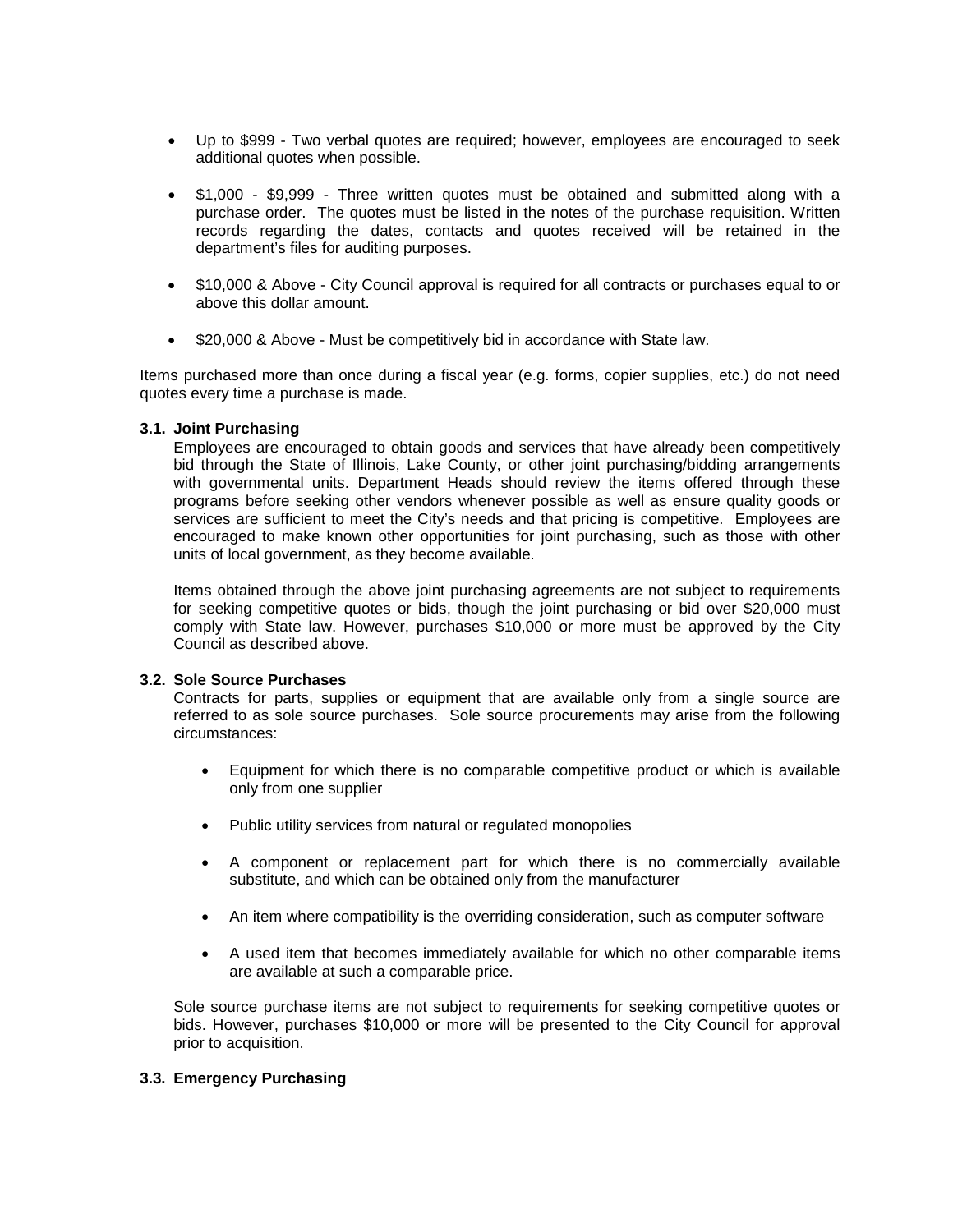- Up to $999 - Two verbal quotes are required; however, employees are encouraged to seek additional quotes when possible.

- $1,000 - $9,999 - Three written quotes must be obtained and submitted along with a purchase order. The quotes must be listed in the notes of the purchase requisition. Written records regarding the dates, contacts and quotes received will be retained in the department's files for auditing purposes.

- $10,000 & Above - City Council approval is required for all contracts or purchases equal to or above this dollar amount.

- $20,000 & Above - Must be competitively bid in accordance with State law.

Items purchased more than once during a fiscal year (e.g. forms, copier supplies, etc.) do not need quotes every time a purchase is made.

### 3.1. Joint Purchasing

Employees are encouraged to obtain goods and services that have already been competitively bid through the State of Illinois, Lake County, or other joint purchasing/bidding arrangements with governmental units. Department Heads should review the items offered through these programs before seeking other vendors whenever possible as well as ensure quality goods or services are sufficient to meet the City's needs and that pricing is competitive. Employees are encouraged to make known other opportunities for joint purchasing, such as those with other units of local government, as they become available.

Items obtained through the above joint purchasing agreements are not subject to requirements for seeking competitive quotes or bids, though the joint purchasing or bid over $20,000 must comply with State law. However, purchases $10,000 or more must be approved by the City Council as described above.

### 3.2. Sole Source Purchases

Contracts for parts, supplies or equipment that are available only from a single source are referred to as sole source purchases. Sole source procurements may arise from the following circumstances:

- Equipment for which there is no comparable competitive product or which is available only from one supplier

- Public utility services from natural or regulated monopolies

- A component or replacement part for which there is no commercially available substitute, and which can be obtained only from the manufacturer

- An item where compatibility is the overriding consideration, such as computer software

- A used item that becomes immediately available for which no other comparable items are available at such a comparable price.

Sole source purchase items are not subject to requirements for seeking competitive quotes or bids. However, purchases $10,000 or more will be presented to the City Council for approval prior to acquisition.

### 3.3. Emergency Purchasing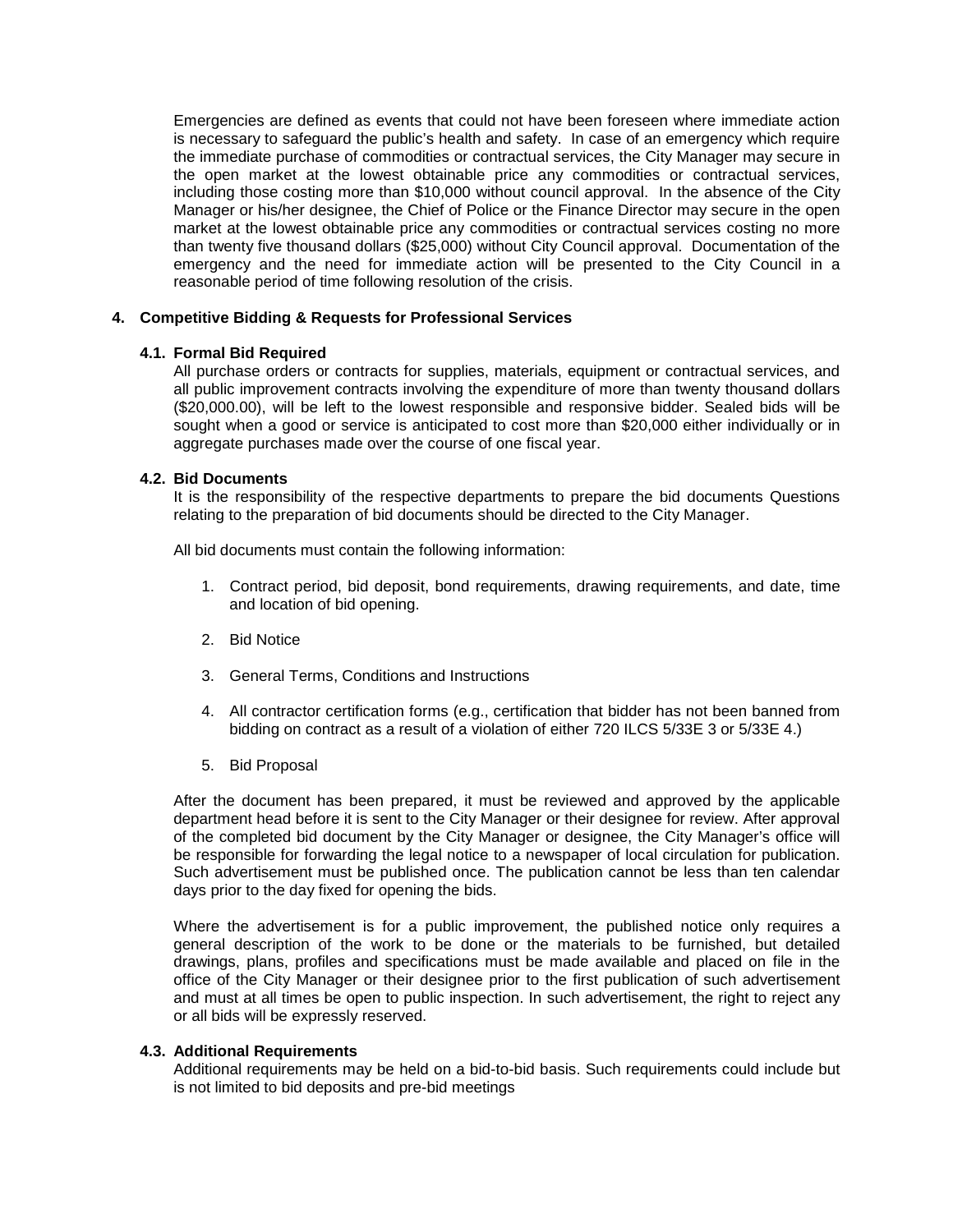Emergencies are defined as events that could not have been foreseen where immediate action is necessary to safeguard the public's health and safety. In case of an emergency which require the immediate purchase of commodities or contractual services, the City Manager may secure in the open market at the lowest obtainable price any commodities or contractual services, including those costing more than $10,000 without council approval. In the absence of the City Manager or his/her designee, the Chief of Police or the Finance Director may secure in the open market at the lowest obtainable price any commodities or contractual services costing no more than twenty five thousand dollars ($25,000) without City Council approval. Documentation of the emergency and the need for immediate action will be presented to the City Council in a reasonable period of time following resolution of the crisis.

## 4. Competitive Bidding & Requests for Professional Services

### 4.1. Formal Bid Required

All purchase orders or contracts for supplies, materials, equipment or contractual services, and all public improvement contracts involving the expenditure of more than twenty thousand dollars ($20,000.00), will be left to the lowest responsible and responsive bidder. Sealed bids will be sought when a good or service is anticipated to cost more than $20,000 either individually or in aggregate purchases made over the course of one fiscal year.

### 4.2. Bid Documents

It is the responsibility of the respective departments to prepare the bid documents Questions relating to the preparation of bid documents should be directed to the City Manager.

All bid documents must contain the following information:

1. Contract period, bid deposit, bond requirements, drawing requirements, and date, time and location of bid opening.
2. Bid Notice
3. General Terms, Conditions and Instructions
4. All contractor certification forms (e.g., certification that bidder has not been banned from bidding on contract as a result of a violation of either 720 ILCS 5/33E 3 or 5/33E 4.)
5. Bid Proposal

After the document has been prepared, it must be reviewed and approved by the applicable department head before it is sent to the City Manager or their designee for review. After approval of the completed bid document by the City Manager or designee, the City Manager's office will be responsible for forwarding the legal notice to a newspaper of local circulation for publication. Such advertisement must be published once. The publication cannot be less than ten calendar days prior to the day fixed for opening the bids.

Where the advertisement is for a public improvement, the published notice only requires a general description of the work to be done or the materials to be furnished, but detailed drawings, plans, profiles and specifications must be made available and placed on file in the office of the City Manager or their designee prior to the first publication of such advertisement and must at all times be open to public inspection. In such advertisement, the right to reject any or all bids will be expressly reserved.

### 4.3. Additional Requirements

Additional requirements may be held on a bid-to-bid basis. Such requirements could include but is not limited to bid deposits and pre-bid meetings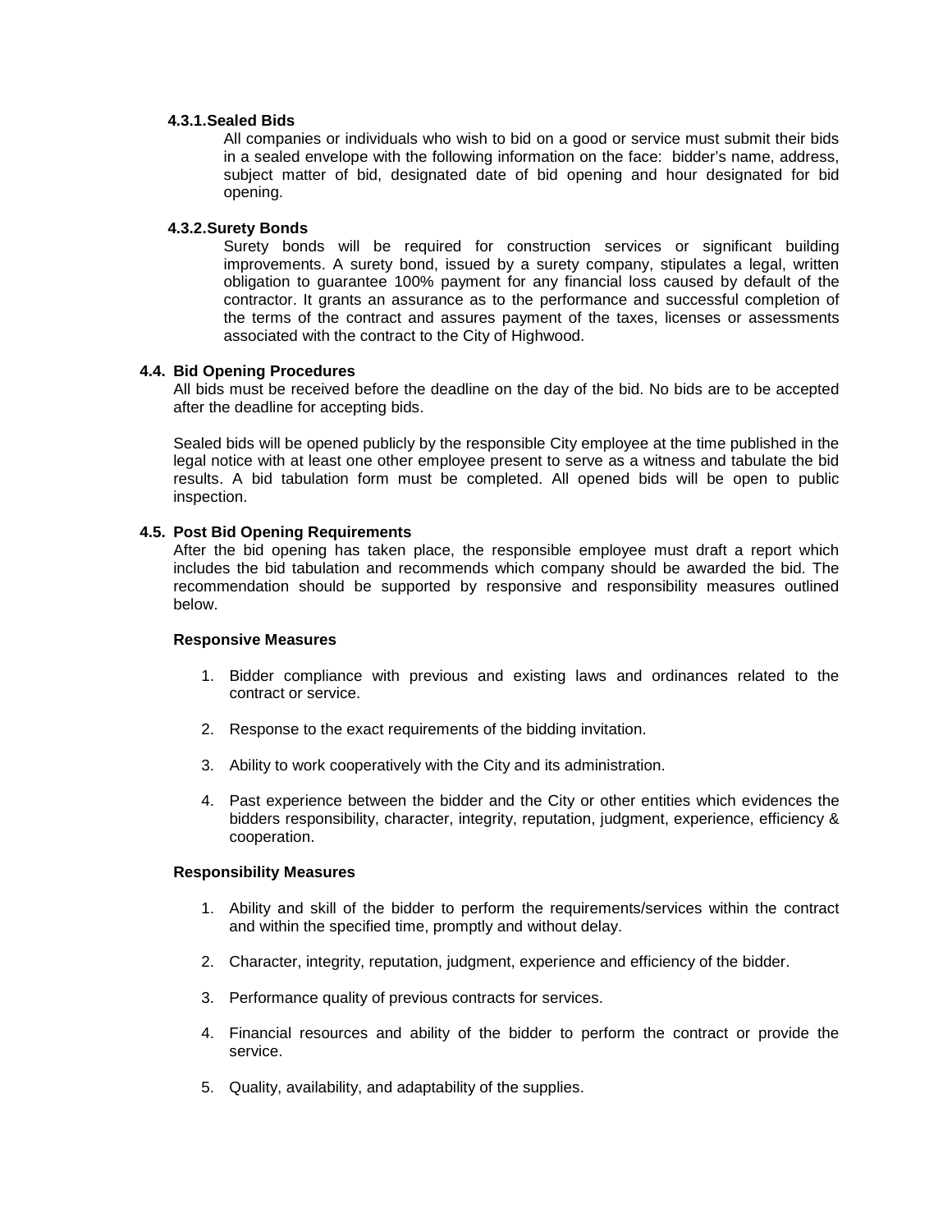#### 4.3.1. Sealed Bids

All companies or individuals who wish to bid on a good or service must submit their bids in a sealed envelope with the following information on the face: bidder's name, address, subject matter of bid, designated date of bid opening and hour designated for bid opening.

#### 4.3.2. Surety Bonds

Surety bonds will be required for construction services or significant building improvements. A surety bond, issued by a surety company, stipulates a legal, written obligation to guarantee 100% payment for any financial loss caused by default of the contractor. It grants an assurance as to the performance and successful completion of the terms of the contract and assures payment of the taxes, licenses or assessments associated with the contract to the City of Highwood.

### 4.4. Bid Opening Procedures

All bids must be received before the deadline on the day of the bid. No bids are to be accepted after the deadline for accepting bids.

Sealed bids will be opened publicly by the responsible City employee at the time published in the legal notice with at least one other employee present to serve as a witness and tabulate the bid results. A bid tabulation form must be completed. All opened bids will be open to public inspection.

### 4.5. Post Bid Opening Requirements

After the bid opening has taken place, the responsible employee must draft a report which includes the bid tabulation and recommends which company should be awarded the bid. The recommendation should be supported by responsive and responsibility measures outlined below.

**Responsive Measures**

1. Bidder compliance with previous and existing laws and ordinances related to the contract or service.
2. Response to the exact requirements of the bidding invitation.
3. Ability to work cooperatively with the City and its administration.
4. Past experience between the bidder and the City or other entities which evidences the bidders responsibility, character, integrity, reputation, judgment, experience, efficiency & cooperation.

**Responsibility Measures**

1. Ability and skill of the bidder to perform the requirements/services within the contract and within the specified time, promptly and without delay.
2. Character, integrity, reputation, judgment, experience and efficiency of the bidder.
3. Performance quality of previous contracts for services.
4. Financial resources and ability of the bidder to perform the contract or provide the service.
5. Quality, availability, and adaptability of the supplies.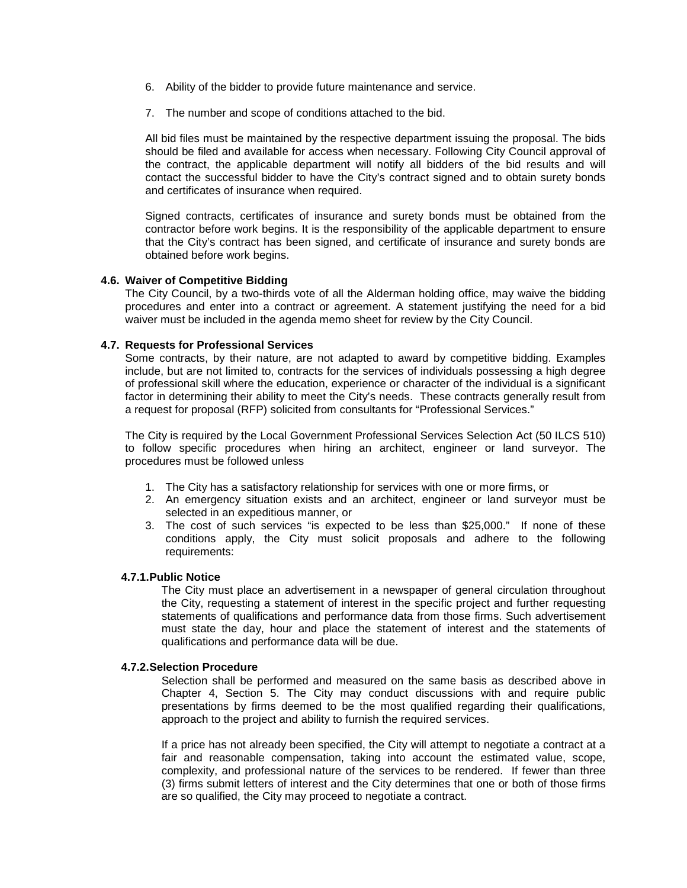6. Ability of the bidder to provide future maintenance and service.

7. The number and scope of conditions attached to the bid.

All bid files must be maintained by the respective department issuing the proposal. The bids should be filed and available for access when necessary. Following City Council approval of the contract, the applicable department will notify all bidders of the bid results and will contact the successful bidder to have the City's contract signed and to obtain surety bonds and certificates of insurance when required.

Signed contracts, certificates of insurance and surety bonds must be obtained from the contractor before work begins. It is the responsibility of the applicable department to ensure that the City's contract has been signed, and certificate of insurance and surety bonds are obtained before work begins.

### 4.6. Waiver of Competitive Bidding

The City Council, by a two-thirds vote of all the Alderman holding office, may waive the bidding procedures and enter into a contract or agreement. A statement justifying the need for a bid waiver must be included in the agenda memo sheet for review by the City Council.

### 4.7. Requests for Professional Services

Some contracts, by their nature, are not adapted to award by competitive bidding. Examples include, but are not limited to, contracts for the services of individuals possessing a high degree of professional skill where the education, experience or character of the individual is a significant factor in determining their ability to meet the City's needs. These contracts generally result from a request for proposal (RFP) solicited from consultants for "Professional Services."

The City is required by the Local Government Professional Services Selection Act (50 ILCS 510) to follow specific procedures when hiring an architect, engineer or land surveyor. The procedures must be followed unless

1. The City has a satisfactory relationship for services with one or more firms, or
2. An emergency situation exists and an architect, engineer or land surveyor must be selected in an expeditious manner, or
3. The cost of such services "is expected to be less than $25,000." If none of these conditions apply, the City must solicit proposals and adhere to the following requirements:

#### 4.7.1. Public Notice

The City must place an advertisement in a newspaper of general circulation throughout the City, requesting a statement of interest in the specific project and further requesting statements of qualifications and performance data from those firms. Such advertisement must state the day, hour and place the statement of interest and the statements of qualifications and performance data will be due.

#### 4.7.2. Selection Procedure

Selection shall be performed and measured on the same basis as described above in Chapter 4, Section 5. The City may conduct discussions with and require public presentations by firms deemed to be the most qualified regarding their qualifications, approach to the project and ability to furnish the required services.

If a price has not already been specified, the City will attempt to negotiate a contract at a fair and reasonable compensation, taking into account the estimated value, scope, complexity, and professional nature of the services to be rendered. If fewer than three (3) firms submit letters of interest and the City determines that one or both of those firms are so qualified, the City may proceed to negotiate a contract.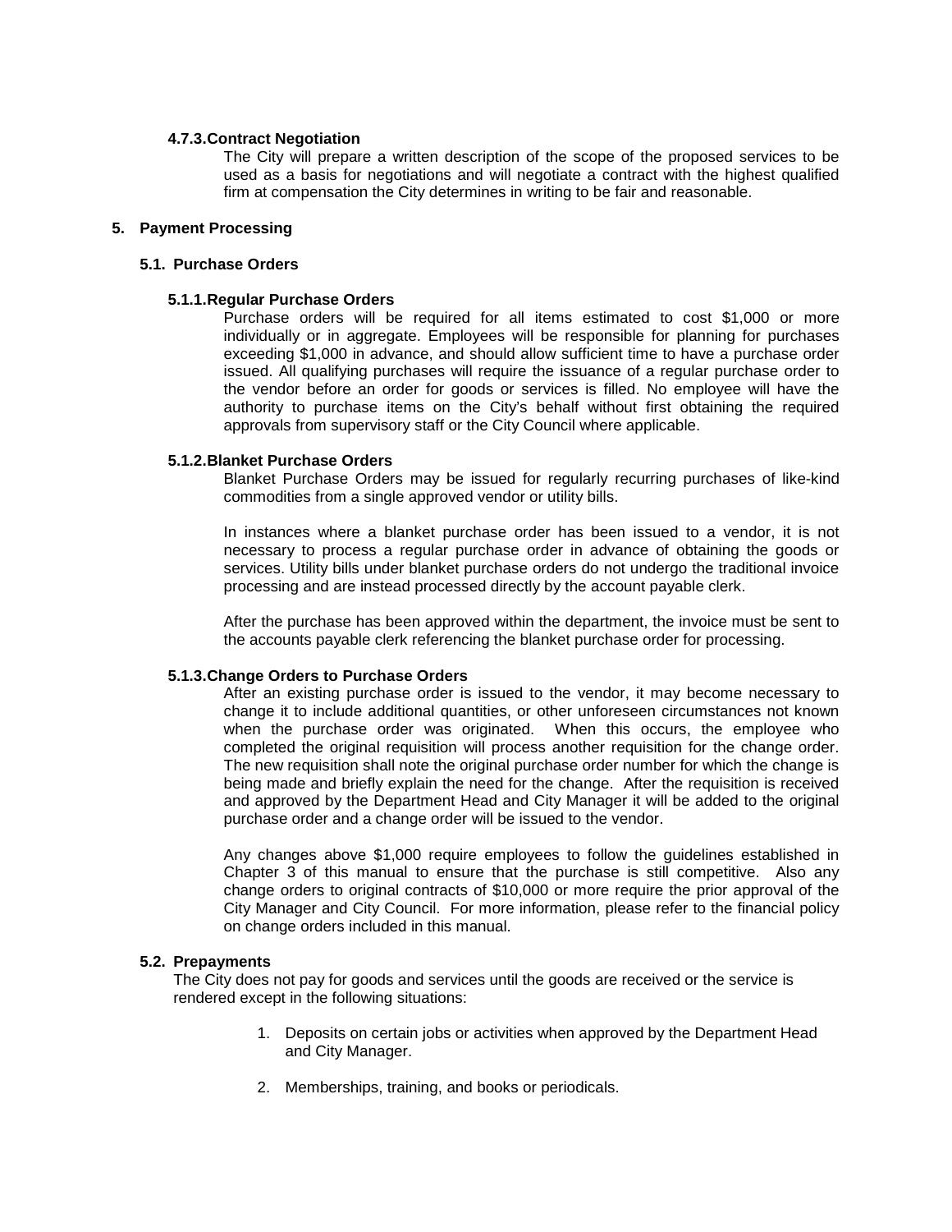#### 4.7.3. Contract Negotiation

The City will prepare a written description of the scope of the proposed services to be used as a basis for negotiations and will negotiate a contract with the highest qualified firm at compensation the City determines in writing to be fair and reasonable.

## 5. Payment Processing

### 5.1. Purchase Orders

#### 5.1.1. Regular Purchase Orders

Purchase orders will be required for all items estimated to cost $1,000 or more individually or in aggregate. Employees will be responsible for planning for purchases exceeding $1,000 in advance, and should allow sufficient time to have a purchase order issued. All qualifying purchases will require the issuance of a regular purchase order to the vendor before an order for goods or services is filled. No employee will have the authority to purchase items on the City's behalf without first obtaining the required approvals from supervisory staff or the City Council where applicable.

#### 5.1.2. Blanket Purchase Orders

Blanket Purchase Orders may be issued for regularly recurring purchases of like-kind commodities from a single approved vendor or utility bills.

In instances where a blanket purchase order has been issued to a vendor, it is not necessary to process a regular purchase order in advance of obtaining the goods or services. Utility bills under blanket purchase orders do not undergo the traditional invoice processing and are instead processed directly by the account payable clerk.

After the purchase has been approved within the department, the invoice must be sent to the accounts payable clerk referencing the blanket purchase order for processing.

#### 5.1.3. Change Orders to Purchase Orders

After an existing purchase order is issued to the vendor, it may become necessary to change it to include additional quantities, or other unforeseen circumstances not known when the purchase order was originated. When this occurs, the employee who completed the original requisition will process another requisition for the change order. The new requisition shall note the original purchase order number for which the change is being made and briefly explain the need for the change. After the requisition is received and approved by the Department Head and City Manager it will be added to the original purchase order and a change order will be issued to the vendor.

Any changes above $1,000 require employees to follow the guidelines established in Chapter 3 of this manual to ensure that the purchase is still competitive. Also any change orders to original contracts of $10,000 or more require the prior approval of the City Manager and City Council. For more information, please refer to the financial policy on change orders included in this manual.

### 5.2. Prepayments

The City does not pay for goods and services until the goods are received or the service is rendered except in the following situations:

1. Deposits on certain jobs or activities when approved by the Department Head and City Manager.
2. Memberships, training, and books or periodicals.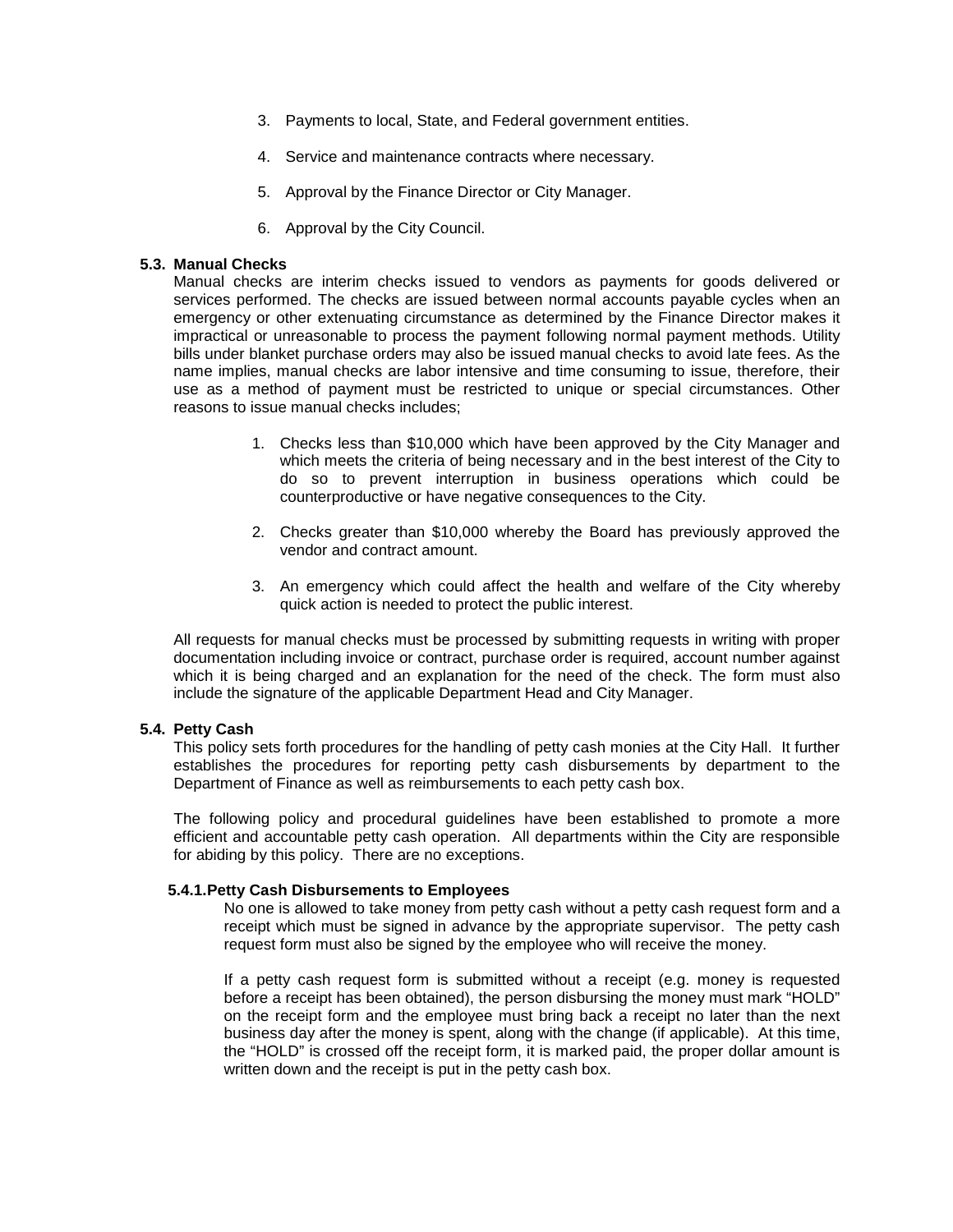3. Payments to local, State, and Federal government entities.

4. Service and maintenance contracts where necessary.

5. Approval by the Finance Director or City Manager.

6. Approval by the City Council.

### 5.3. Manual Checks

Manual checks are interim checks issued to vendors as payments for goods delivered or services performed. The checks are issued between normal accounts payable cycles when an emergency or other extenuating circumstance as determined by the Finance Director makes it impractical or unreasonable to process the payment following normal payment methods. Utility bills under blanket purchase orders may also be issued manual checks to avoid late fees. As the name implies, manual checks are labor intensive and time consuming to issue, therefore, their use as a method of payment must be restricted to unique or special circumstances. Other reasons to issue manual checks includes;

1. Checks less than $10,000 which have been approved by the City Manager and which meets the criteria of being necessary and in the best interest of the City to do so to prevent interruption in business operations which could be counterproductive or have negative consequences to the City.

2. Checks greater than $10,000 whereby the Board has previously approved the vendor and contract amount.

3. An emergency which could affect the health and welfare of the City whereby quick action is needed to protect the public interest.

All requests for manual checks must be processed by submitting requests in writing with proper documentation including invoice or contract, purchase order is required, account number against which it is being charged and an explanation for the need of the check. The form must also include the signature of the applicable Department Head and City Manager.

### 5.4. Petty Cash

This policy sets forth procedures for the handling of petty cash monies at the City Hall. It further establishes the procedures for reporting petty cash disbursements by department to the Department of Finance as well as reimbursements to each petty cash box.

The following policy and procedural guidelines have been established to promote a more efficient and accountable petty cash operation. All departments within the City are responsible for abiding by this policy. There are no exceptions.

#### 5.4.1. Petty Cash Disbursements to Employees

No one is allowed to take money from petty cash without a petty cash request form and a receipt which must be signed in advance by the appropriate supervisor. The petty cash request form must also be signed by the employee who will receive the money.

If a petty cash request form is submitted without a receipt (e.g. money is requested before a receipt has been obtained), the person disbursing the money must mark "HOLD" on the receipt form and the employee must bring back a receipt no later than the next business day after the money is spent, along with the change (if applicable). At this time, the "HOLD" is crossed off the receipt form, it is marked paid, the proper dollar amount is written down and the receipt is put in the petty cash box.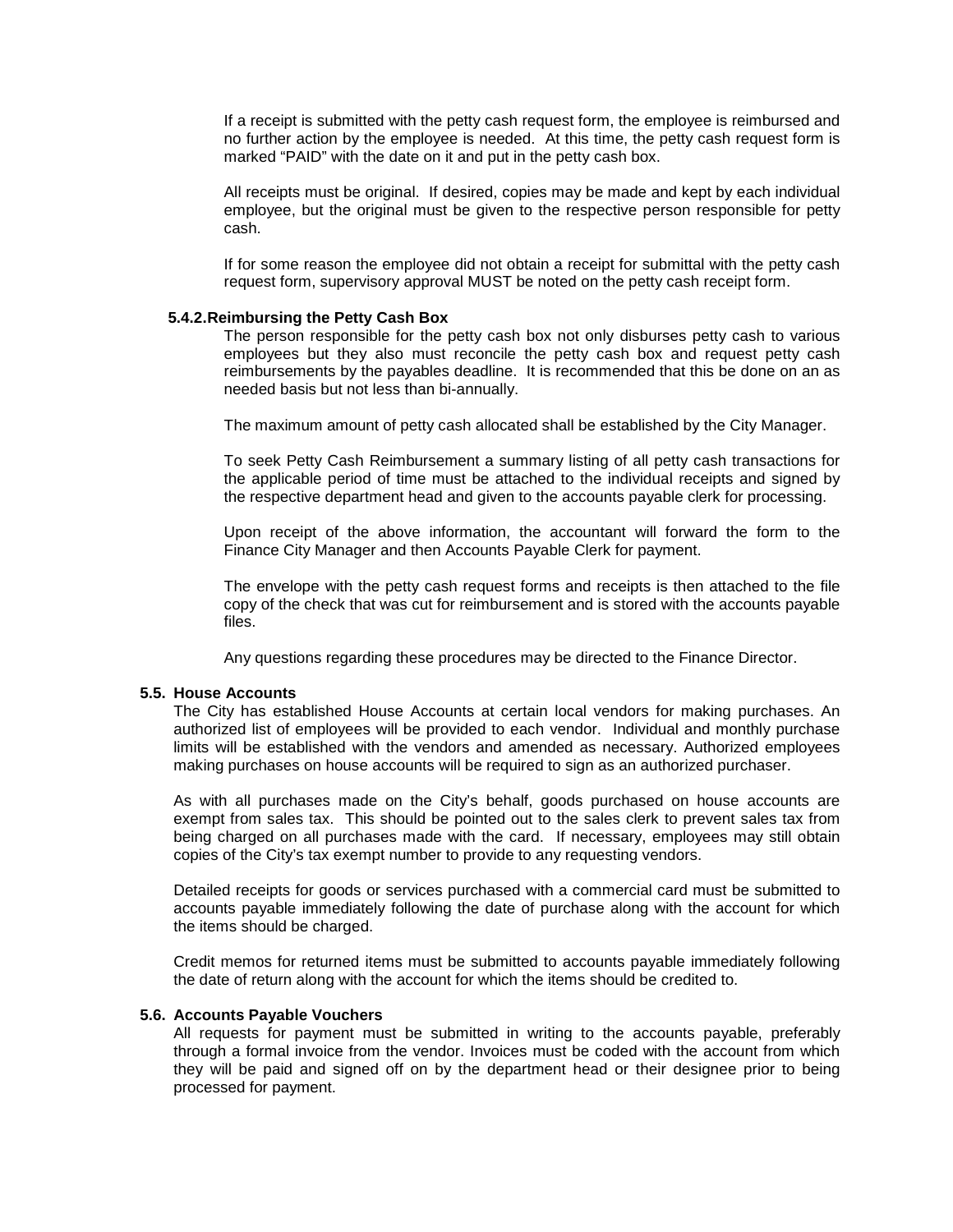If a receipt is submitted with the petty cash request form, the employee is reimbursed and no further action by the employee is needed. At this time, the petty cash request form is marked "PAID" with the date on it and put in the petty cash box.

All receipts must be original. If desired, copies may be made and kept by each individual employee, but the original must be given to the respective person responsible for petty cash.

If for some reason the employee did not obtain a receipt for submittal with the petty cash request form, supervisory approval MUST be noted on the petty cash receipt form.

#### 5.4.2. Reimbursing the Petty Cash Box

The person responsible for the petty cash box not only disburses petty cash to various employees but they also must reconcile the petty cash box and request petty cash reimbursements by the payables deadline. It is recommended that this be done on an as needed basis but not less than bi-annually.

The maximum amount of petty cash allocated shall be established by the City Manager.

To seek Petty Cash Reimbursement a summary listing of all petty cash transactions for the applicable period of time must be attached to the individual receipts and signed by the respective department head and given to the accounts payable clerk for processing.

Upon receipt of the above information, the accountant will forward the form to the Finance City Manager and then Accounts Payable Clerk for payment.

The envelope with the petty cash request forms and receipts is then attached to the file copy of the check that was cut for reimbursement and is stored with the accounts payable files.

Any questions regarding these procedures may be directed to the Finance Director.

### 5.5. House Accounts

The City has established House Accounts at certain local vendors for making purchases. An authorized list of employees will be provided to each vendor. Individual and monthly purchase limits will be established with the vendors and amended as necessary. Authorized employees making purchases on house accounts will be required to sign as an authorized purchaser.

As with all purchases made on the City's behalf, goods purchased on house accounts are exempt from sales tax. This should be pointed out to the sales clerk to prevent sales tax from being charged on all purchases made with the card. If necessary, employees may still obtain copies of the City's tax exempt number to provide to any requesting vendors.

Detailed receipts for goods or services purchased with a commercial card must be submitted to accounts payable immediately following the date of purchase along with the account for which the items should be charged.

Credit memos for returned items must be submitted to accounts payable immediately following the date of return along with the account for which the items should be credited to.

### 5.6. Accounts Payable Vouchers

All requests for payment must be submitted in writing to the accounts payable, preferably through a formal invoice from the vendor. Invoices must be coded with the account from which they will be paid and signed off on by the department head or their designee prior to being processed for payment.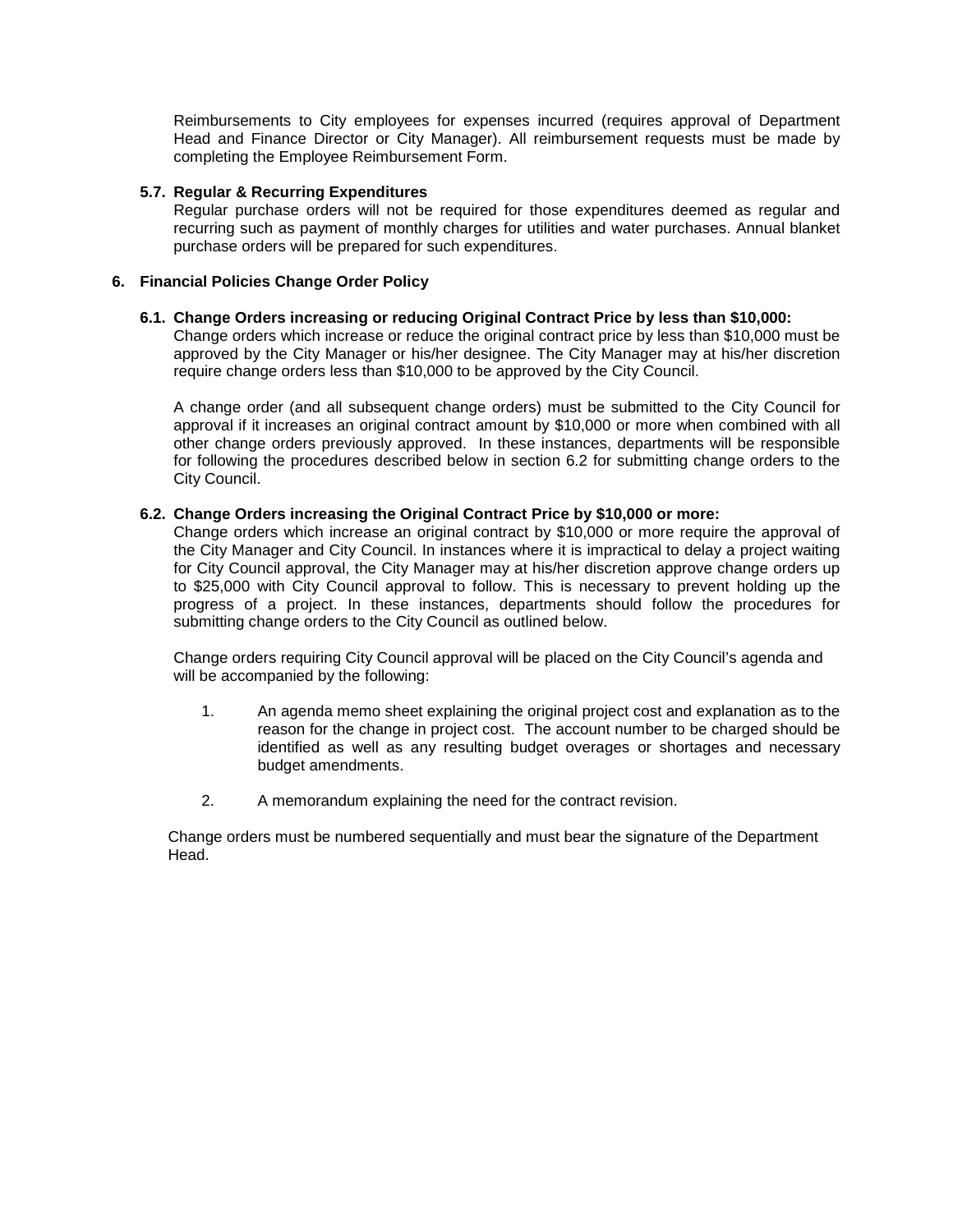Reimbursements to City employees for expenses incurred (requires approval of Department Head and Finance Director or City Manager). All reimbursement requests must be made by completing the Employee Reimbursement Form.

**5.7. Regular & Recurring Expenditures**

Regular purchase orders will not be required for those expenditures deemed as regular and recurring such as payment of monthly charges for utilities and water purchases. Annual blanket purchase orders will be prepared for such expenditures.

## 6. Financial Policies Change Order Policy

**6.1. Change Orders increasing or reducing Original Contract Price by less than $10,000:**

Change orders which increase or reduce the original contract price by less than $10,000 must be approved by the City Manager or his/her designee. The City Manager may at his/her discretion require change orders less than $10,000 to be approved by the City Council.

A change order (and all subsequent change orders) must be submitted to the City Council for approval if it increases an original contract amount by $10,000 or more when combined with all other change orders previously approved. In these instances, departments will be responsible for following the procedures described below in section 6.2 for submitting change orders to the City Council.

**6.2. Change Orders increasing the Original Contract Price by $10,000 or more:**

Change orders which increase an original contract by $10,000 or more require the approval of the City Manager and City Council. In instances where it is impractical to delay a project waiting for City Council approval, the City Manager may at his/her discretion approve change orders up to $25,000 with City Council approval to follow. This is necessary to prevent holding up the progress of a project. In these instances, departments should follow the procedures for submitting change orders to the City Council as outlined below.

Change orders requiring City Council approval will be placed on the City Council's agenda and will be accompanied by the following:

1. An agenda memo sheet explaining the original project cost and explanation as to the reason for the change in project cost. The account number to be charged should be identified as well as any resulting budget overages or shortages and necessary budget amendments.

2. A memorandum explaining the need for the contract revision.

Change orders must be numbered sequentially and must bear the signature of the Department Head.